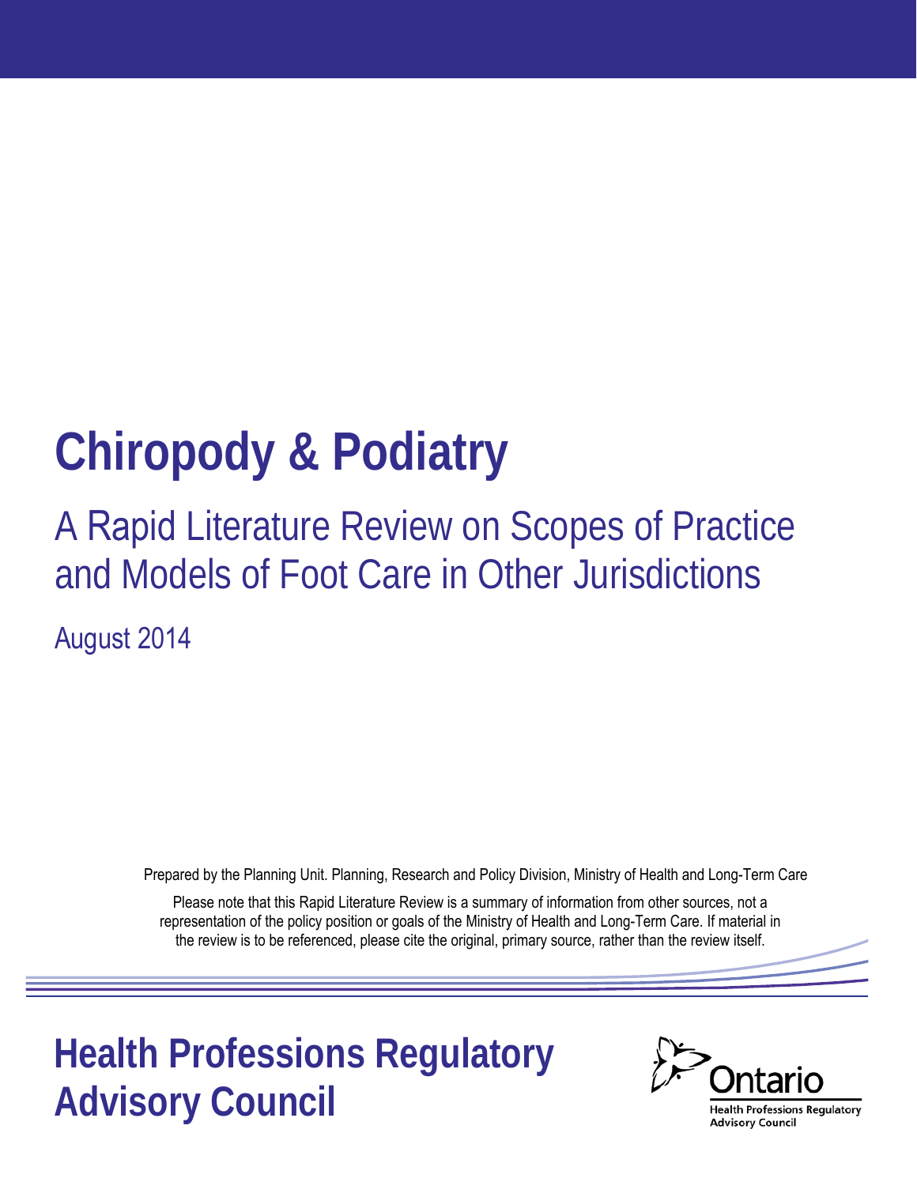# Chiropody & Podiatry

## A Rapid Literature Review on Scopes of Practice and Models of Foot Care in Other Jurisdictions

August 2014

Prepared by the Planning Unit. Planning, Research and Policy Division, Ministry of Health and Long-Term Care

Please note that this Rapid Literature Review is a summary of information from other sources, not a representation of the policy position or goals of the Ministry of Health and Long-Term Care. If material in the review is to be referenced, please cite the original, primary source, rather than the review itself.

**Health Professions Regulatory Advisory Council**

Ontario

Health Professions Regulatory Advisory Council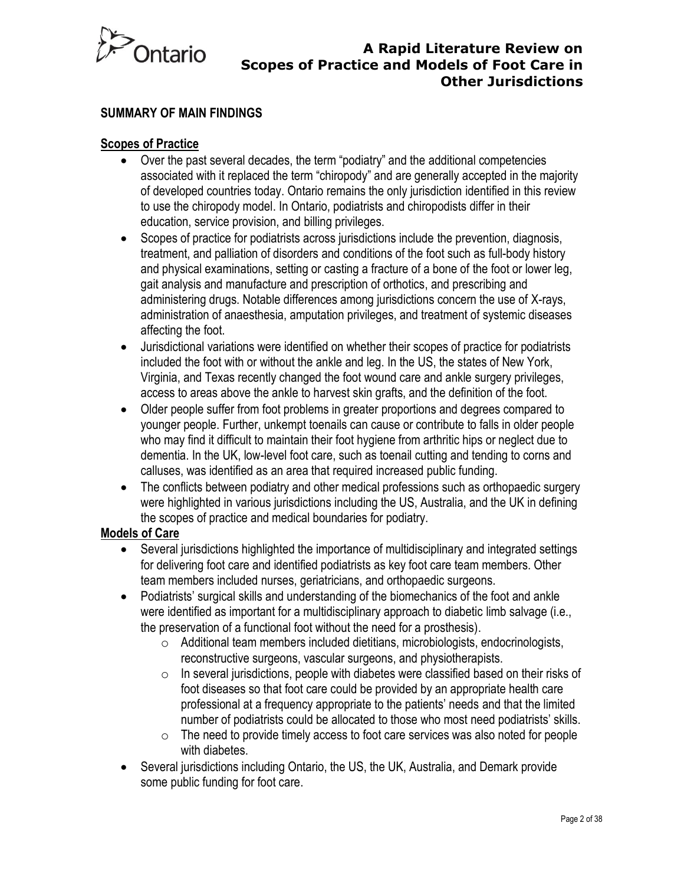## SUMMARY OF MAIN FINDINGS

### Scopes of Practice

- Over the past several decades, the term "podiatry" and the additional competencies associated with it replaced the term "chiropody" and are generally accepted in the majority of developed countries today. Ontario remains the only jurisdiction identified in this review to use the chiropody model. In Ontario, podiatrists and chiropodists differ in their education, service provision, and billing privileges.
- Scopes of practice for podiatrists across jurisdictions include the prevention, diagnosis, treatment, and palliation of disorders and conditions of the foot such as full-body history and physical examinations, setting or casting a fracture of a bone of the foot or lower leg, gait analysis and manufacture and prescription of orthotics, and prescribing and administering drugs. Notable differences among jurisdictions concern the use of X-rays, administration of anaesthesia, amputation privileges, and treatment of systemic diseases affecting the foot.
- Jurisdictional variations were identified on whether their scopes of practice for podiatrists included the foot with or without the ankle and leg. In the US, the states of New York, Virginia, and Texas recently changed the foot wound care and ankle surgery privileges, access to areas above the ankle to harvest skin grafts, and the definition of the foot.
- Older people suffer from foot problems in greater proportions and degrees compared to younger people. Further, unkempt toenails can cause or contribute to falls in older people who may find it difficult to maintain their foot hygiene from arthritic hips or neglect due to dementia. In the UK, low-level foot care, such as toenail cutting and tending to corns and calluses, was identified as an area that required increased public funding.
- The conflicts between podiatry and other medical professions such as orthopaedic surgery were highlighted in various jurisdictions including the US, Australia, and the UK in defining the scopes of practice and medical boundaries for podiatry.

### Models of Care

- Several jurisdictions highlighted the importance of multidisciplinary and integrated settings for delivering foot care and identified podiatrists as key foot care team members. Other team members included nurses, geriatricians, and orthopaedic surgeons.
- Podiatrists' surgical skills and understanding of the biomechanics of the foot and ankle were identified as important for a multidisciplinary approach to diabetic limb salvage (i.e., the preservation of a functional foot without the need for a prosthesis).
  - Additional team members included dietitians, microbiologists, endocrinologists, reconstructive surgeons, vascular surgeons, and physiotherapists.
  - In several jurisdictions, people with diabetes were classified based on their risks of foot diseases so that foot care could be provided by an appropriate health care professional at a frequency appropriate to the patients' needs and that the limited number of podiatrists could be allocated to those who most need podiatrists' skills.
  - The need to provide timely access to foot care services was also noted for people with diabetes.
- Several jurisdictions including Ontario, the US, the UK, Australia, and Demark provide some public funding for foot care.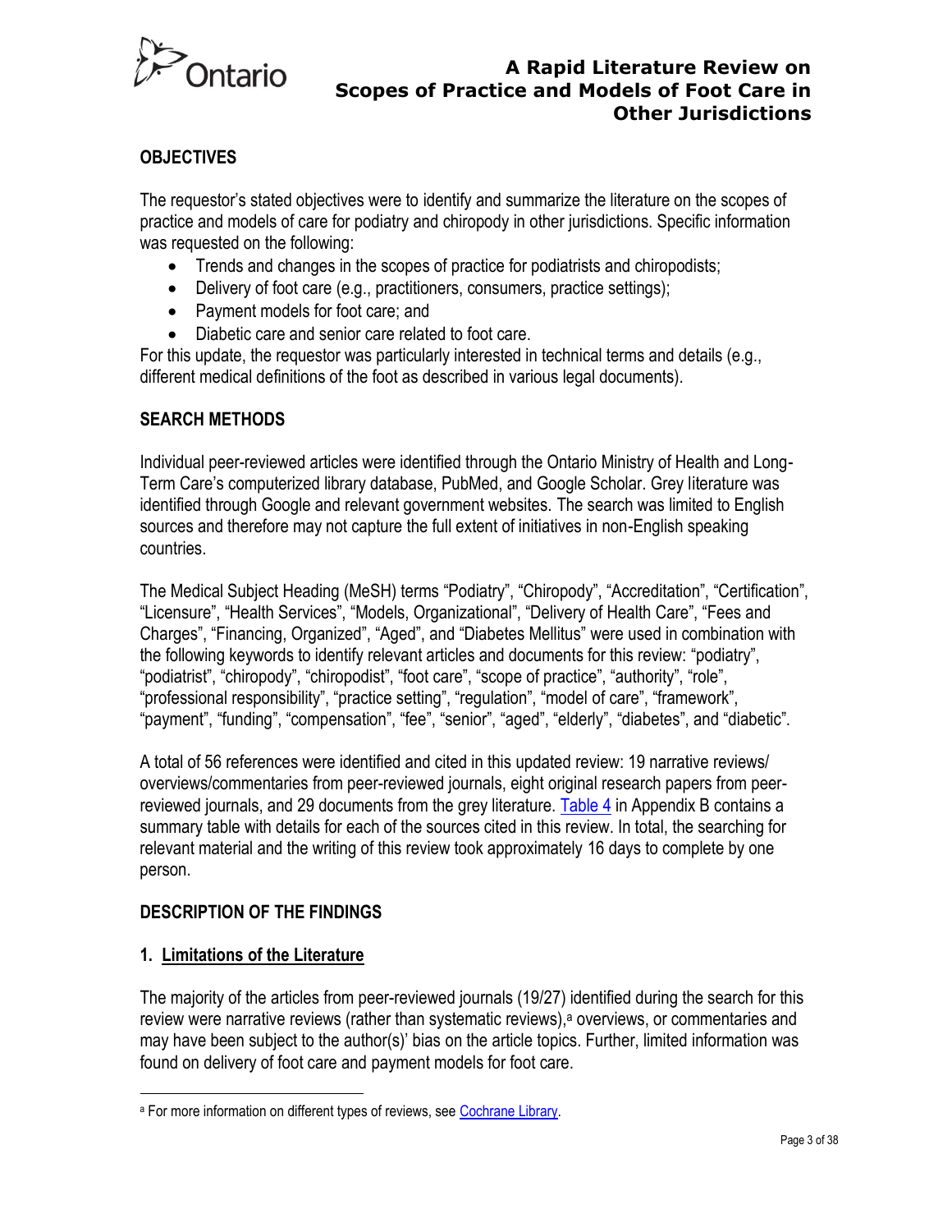## OBJECTIVES

The requestor's stated objectives were to identify and summarize the literature on the scopes of practice and models of care for podiatry and chiropody in other jurisdictions. Specific information was requested on the following:

- Trends and changes in the scopes of practice for podiatrists and chiropodists;
- Delivery of foot care (e.g., practitioners, consumers, practice settings);
- Payment models for foot care; and
- Diabetic care and senior care related to foot care.

For this update, the requestor was particularly interested in technical terms and details (e.g., different medical definitions of the foot as described in various legal documents).

## SEARCH METHODS

Individual peer-reviewed articles were identified through the Ontario Ministry of Health and Long-Term Care's computerized library database, PubMed, and Google Scholar. Grey literature was identified through Google and relevant government websites. The search was limited to English sources and therefore may not capture the full extent of initiatives in non-English speaking countries.

The Medical Subject Heading (MeSH) terms "Podiatry", "Chiropody", "Accreditation", "Certification", "Licensure", "Health Services", "Models, Organizational", "Delivery of Health Care", "Fees and Charges", "Financing, Organized", "Aged", and "Diabetes Mellitus" were used in combination with the following keywords to identify relevant articles and documents for this review: "podiatry", "podiatrist", "chiropody", "chiropodist", "foot care", "scope of practice", "authority", "role", "professional responsibility", "practice setting", "regulation", "model of care", "framework", "payment", "funding", "compensation", "fee", "senior", "aged", "elderly", "diabetes", and "diabetic".

A total of 56 references were identified and cited in this updated review: 19 narrative reviews/overviews/commentaries from peer-reviewed journals, eight original research papers from peer-reviewed journals, and 29 documents from the grey literature. Table 4 in Appendix B contains a summary table with details for each of the sources cited in this review. In total, the searching for relevant material and the writing of this review took approximately 16 days to complete by one person.

## DESCRIPTION OF THE FINDINGS

### 1. Limitations of the Literature

The majority of the articles from peer-reviewed journals (19/27) identified during the search for this review were narrative reviews (rather than systematic reviews),[a] overviews, or commentaries and may have been subject to the author(s)' bias on the article topics. Further, limited information was found on delivery of foot care and payment models for foot care.

[a] For more information on different types of reviews, see Cochrane Library.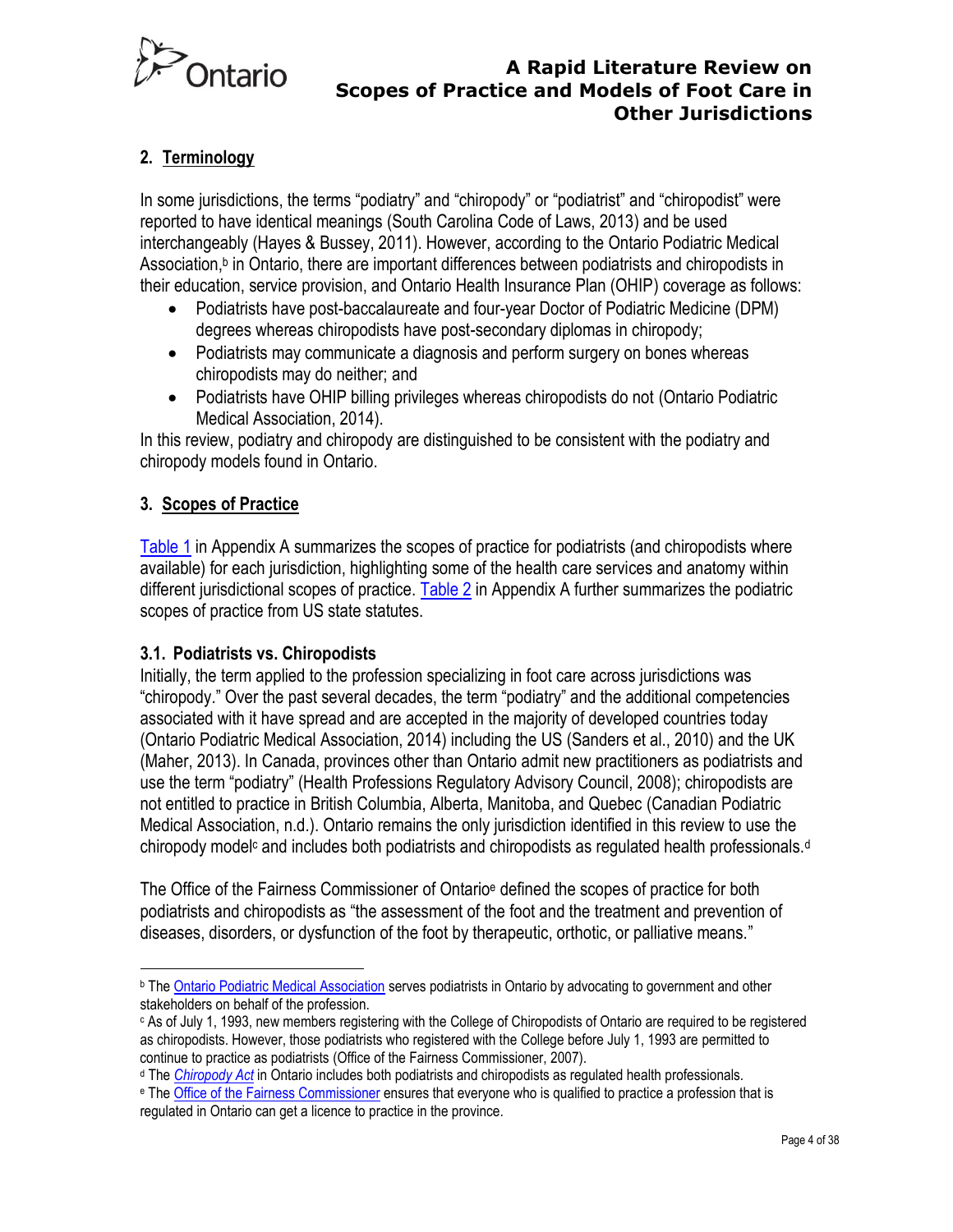## 2. Terminology

In some jurisdictions, the terms "podiatry" and "chiropody" or "podiatrist" and "chiropodist" were reported to have identical meanings (South Carolina Code of Laws, 2013) and be used interchangeably (Hayes & Bussey, 2011). However, according to the Ontario Podiatric Medical Association,[b] in Ontario, there are important differences between podiatrists and chiropodists in their education, service provision, and Ontario Health Insurance Plan (OHIP) coverage as follows:

- Podiatrists have post-baccalaureate and four-year Doctor of Podiatric Medicine (DPM) degrees whereas chiropodists have post-secondary diplomas in chiropody;
- Podiatrists may communicate a diagnosis and perform surgery on bones whereas chiropodists may do neither; and
- Podiatrists have OHIP billing privileges whereas chiropodists do not (Ontario Podiatric Medical Association, 2014).

In this review, podiatry and chiropody are distinguished to be consistent with the podiatry and chiropody models found in Ontario.

## 3. Scopes of Practice

Table 1 in Appendix A summarizes the scopes of practice for podiatrists (and chiropodists where available) for each jurisdiction, highlighting some of the health care services and anatomy within different jurisdictional scopes of practice. Table 2 in Appendix A further summarizes the podiatric scopes of practice from US state statutes.

### 3.1. Podiatrists vs. Chiropodists

Initially, the term applied to the profession specializing in foot care across jurisdictions was "chiropody." Over the past several decades, the term "podiatry" and the additional competencies associated with it have spread and are accepted in the majority of developed countries today (Ontario Podiatric Medical Association, 2014) including the US (Sanders et al., 2010) and the UK (Maher, 2013). In Canada, provinces other than Ontario admit new practitioners as podiatrists and use the term "podiatry" (Health Professions Regulatory Advisory Council, 2008); chiropodists are not entitled to practice in British Columbia, Alberta, Manitoba, and Quebec (Canadian Podiatric Medical Association, n.d.). Ontario remains the only jurisdiction identified in this review to use the chiropody model[c] and includes both podiatrists and chiropodists as regulated health professionals.[d]

The Office of the Fairness Commissioner of Ontario[e] defined the scopes of practice for both podiatrists and chiropodists as "the assessment of the foot and the treatment and prevention of diseases, disorders, or dysfunction of the foot by therapeutic, orthotic, or palliative means."

---

[b] The Ontario Podiatric Medical Association serves podiatrists in Ontario by advocating to government and other stakeholders on behalf of the profession.

[c] As of July 1, 1993, new members registering with the College of Chiropodists of Ontario are required to be registered as chiropodists. However, those podiatrists who registered with the College before July 1, 1993 are permitted to continue to practice as podiatrists (Office of the Fairness Commissioner, 2007).

[d] The *Chiropody Act* in Ontario includes both podiatrists and chiropodists as regulated health professionals.

[e] The Office of the Fairness Commissioner ensures that everyone who is qualified to practice a profession that is regulated in Ontario can get a licence to practice in the province.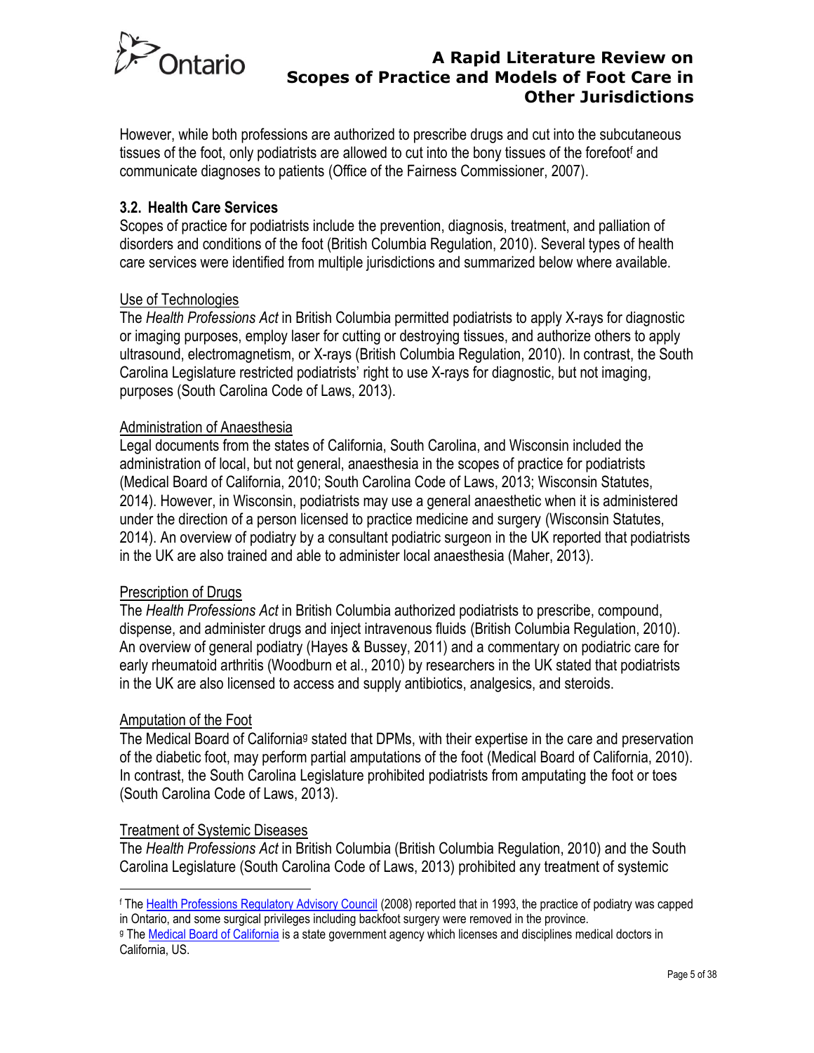However, while both professions are authorized to prescribe drugs and cut into the subcutaneous tissues of the foot, only podiatrists are allowed to cut into the bony tissues of the forefoot[f] and communicate diagnoses to patients (Office of the Fairness Commissioner, 2007).

### 3.2. Health Care Services

Scopes of practice for podiatrists include the prevention, diagnosis, treatment, and palliation of disorders and conditions of the foot (British Columbia Regulation, 2010). Several types of health care services were identified from multiple jurisdictions and summarized below where available.

#### Use of Technologies

The *Health Professions Act* in British Columbia permitted podiatrists to apply X-rays for diagnostic or imaging purposes, employ laser for cutting or destroying tissues, and authorize others to apply ultrasound, electromagnetism, or X-rays (British Columbia Regulation, 2010). In contrast, the South Carolina Legislature restricted podiatrists' right to use X-rays for diagnostic, but not imaging, purposes (South Carolina Code of Laws, 2013).

#### Administration of Anaesthesia

Legal documents from the states of California, South Carolina, and Wisconsin included the administration of local, but not general, anaesthesia in the scopes of practice for podiatrists (Medical Board of California, 2010; South Carolina Code of Laws, 2013; Wisconsin Statutes, 2014). However, in Wisconsin, podiatrists may use a general anaesthetic when it is administered under the direction of a person licensed to practice medicine and surgery (Wisconsin Statutes, 2014). An overview of podiatry by a consultant podiatric surgeon in the UK reported that podiatrists in the UK are also trained and able to administer local anaesthesia (Maher, 2013).

#### Prescription of Drugs

The *Health Professions Act* in British Columbia authorized podiatrists to prescribe, compound, dispense, and administer drugs and inject intravenous fluids (British Columbia Regulation, 2010). An overview of general podiatry (Hayes & Bussey, 2011) and a commentary on podiatric care for early rheumatoid arthritis (Woodburn et al., 2010) by researchers in the UK stated that podiatrists in the UK are also licensed to access and supply antibiotics, analgesics, and steroids.

#### Amputation of the Foot

The Medical Board of California[g] stated that DPMs, with their expertise in the care and preservation of the diabetic foot, may perform partial amputations of the foot (Medical Board of California, 2010). In contrast, the South Carolina Legislature prohibited podiatrists from amputating the foot or toes (South Carolina Code of Laws, 2013).

#### Treatment of Systemic Diseases

The *Health Professions Act* in British Columbia (British Columbia Regulation, 2010) and the South Carolina Legislature (South Carolina Code of Laws, 2013) prohibited any treatment of systemic

---

[f] The [Health Professions Regulatory Advisory Council] (2008) reported that in 1993, the practice of podiatry was capped in Ontario, and some surgical privileges including backfoot surgery were removed in the province.

[g] The [Medical Board of California] is a state government agency which licenses and disciplines medical doctors in California, US.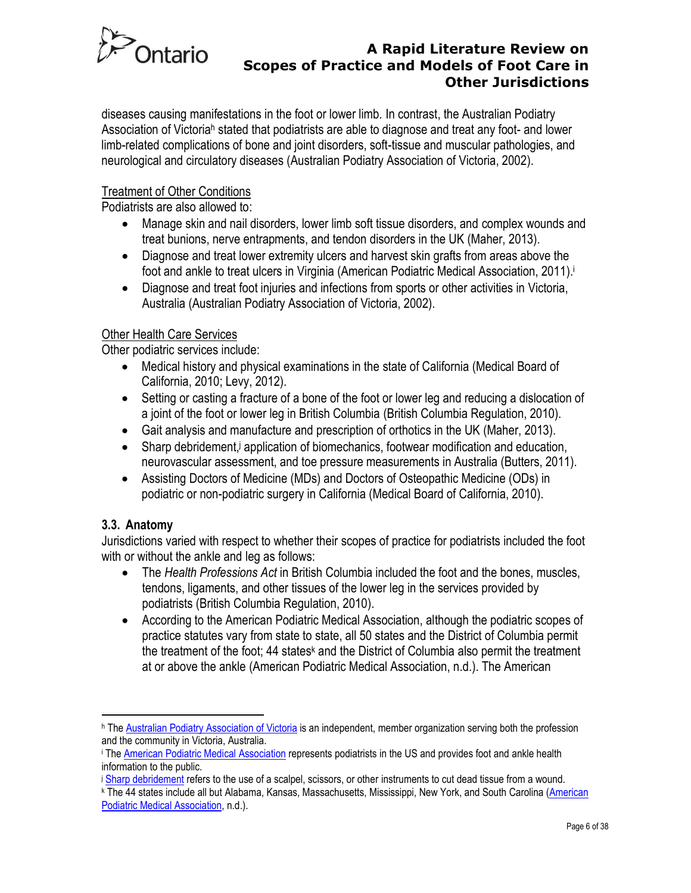diseases causing manifestations in the foot or lower limb. In contrast, the Australian Podiatry Association of Victoria[h] stated that podiatrists are able to diagnose and treat any foot- and lower limb-related complications of bone and joint disorders, soft-tissue and muscular pathologies, and neurological and circulatory diseases (Australian Podiatry Association of Victoria, 2002).

Treatment of Other Conditions

Podiatrists are also allowed to:

- Manage skin and nail disorders, lower limb soft tissue disorders, and complex wounds and treat bunions, nerve entrapments, and tendon disorders in the UK (Maher, 2013).
- Diagnose and treat lower extremity ulcers and harvest skin grafts from areas above the foot and ankle to treat ulcers in Virginia (American Podiatric Medical Association, 2011).[i]
- Diagnose and treat foot injuries and infections from sports or other activities in Victoria, Australia (Australian Podiatry Association of Victoria, 2002).

Other Health Care Services

Other podiatric services include:

- Medical history and physical examinations in the state of California (Medical Board of California, 2010; Levy, 2012).
- Setting or casting a fracture of a bone of the foot or lower leg and reducing a dislocation of a joint of the foot or lower leg in British Columbia (British Columbia Regulation, 2010).
- Gait analysis and manufacture and prescription of orthotics in the UK (Maher, 2013).
- Sharp debridement,[j] application of biomechanics, footwear modification and education, neurovascular assessment, and toe pressure measurements in Australia (Butters, 2011).
- Assisting Doctors of Medicine (MDs) and Doctors of Osteopathic Medicine (ODs) in podiatric or non-podiatric surgery in California (Medical Board of California, 2010).

### 3.3. Anatomy

Jurisdictions varied with respect to whether their scopes of practice for podiatrists included the foot with or without the ankle and leg as follows:

- The *Health Professions Act* in British Columbia included the foot and the bones, muscles, tendons, ligaments, and other tissues of the lower leg in the services provided by podiatrists (British Columbia Regulation, 2010).
- According to the American Podiatric Medical Association, although the podiatric scopes of practice statutes vary from state to state, all 50 states and the District of Columbia permit the treatment of the foot; 44 states[k] and the District of Columbia also permit the treatment at or above the ankle (American Podiatric Medical Association, n.d.). The American

---

[h] The Australian Podiatry Association of Victoria is an independent, member organization serving both the profession and the community in Victoria, Australia.

[i] The American Podiatric Medical Association represents podiatrists in the US and provides foot and ankle health information to the public.

[j] Sharp debridement refers to the use of a scalpel, scissors, or other instruments to cut dead tissue from a wound.

[k] The 44 states include all but Alabama, Kansas, Massachusetts, Mississippi, New York, and South Carolina (American Podiatric Medical Association, n.d.).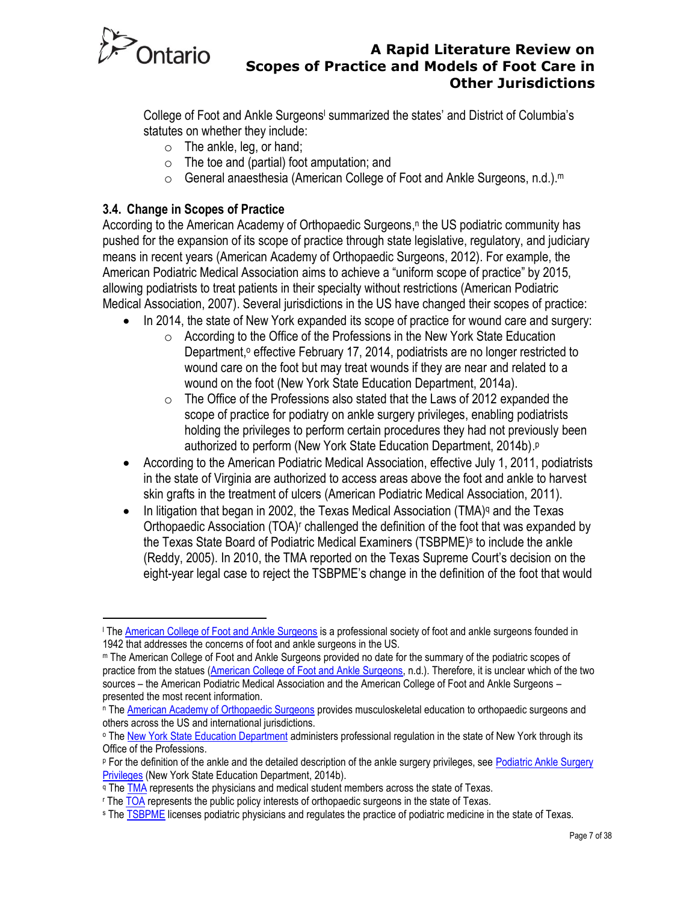College of Foot and Ankle Surgeons[l] summarized the states' and District of Columbia's statutes on whether they include:

- The ankle, leg, or hand;
- The toe and (partial) foot amputation; and
- General anaesthesia (American College of Foot and Ankle Surgeons, n.d.).[m]

### 3.4. Change in Scopes of Practice

According to the American Academy of Orthopaedic Surgeons,[n] the US podiatric community has pushed for the expansion of its scope of practice through state legislative, regulatory, and judiciary means in recent years (American Academy of Orthopaedic Surgeons, 2012). For example, the American Podiatric Medical Association aims to achieve a "uniform scope of practice" by 2015, allowing podiatrists to treat patients in their specialty without restrictions (American Podiatric Medical Association, 2007). Several jurisdictions in the US have changed their scopes of practice:

- In 2014, the state of New York expanded its scope of practice for wound care and surgery:
  - According to the Office of the Professions in the New York State Education Department,[o] effective February 17, 2014, podiatrists are no longer restricted to wound care on the foot but may treat wounds if they are near and related to a wound on the foot (New York State Education Department, 2014a).
  - The Office of the Professions also stated that the Laws of 2012 expanded the scope of practice for podiatry on ankle surgery privileges, enabling podiatrists holding the privileges to perform certain procedures they had not previously been authorized to perform (New York State Education Department, 2014b).[p]
- According to the American Podiatric Medical Association, effective July 1, 2011, podiatrists in the state of Virginia are authorized to access areas above the foot and ankle to harvest skin grafts in the treatment of ulcers (American Podiatric Medical Association, 2011).
- In litigation that began in 2002, the Texas Medical Association (TMA)[q] and the Texas Orthopaedic Association (TOA)[r] challenged the definition of the foot that was expanded by the Texas State Board of Podiatric Medical Examiners (TSBPME)[s] to include the ankle (Reddy, 2005). In 2010, the TMA reported on the Texas Supreme Court's decision on the eight-year legal case to reject the TSBPME's change in the definition of the foot that would

---

[l] The American College of Foot and Ankle Surgeons is a professional society of foot and ankle surgeons founded in 1942 that addresses the concerns of foot and ankle surgeons in the US.

[m] The American College of Foot and Ankle Surgeons provided no date for the summary of the podiatric scopes of practice from the statues (American College of Foot and Ankle Surgeons, n.d.). Therefore, it is unclear which of the two sources – the American Podiatric Medical Association and the American College of Foot and Ankle Surgeons – presented the most recent information.

[n] The American Academy of Orthopaedic Surgeons provides musculoskeletal education to orthopaedic surgeons and others across the US and international jurisdictions.

[o] The New York State Education Department administers professional regulation in the state of New York through its Office of the Professions.

[p] For the definition of the ankle and the detailed description of the ankle surgery privileges, see Podiatric Ankle Surgery Privileges (New York State Education Department, 2014b).

[q] The TMA represents the physicians and medical student members across the state of Texas.

[r] The TOA represents the public policy interests of orthopaedic surgeons in the state of Texas.

[s] The TSBPME licenses podiatric physicians and regulates the practice of podiatric medicine in the state of Texas.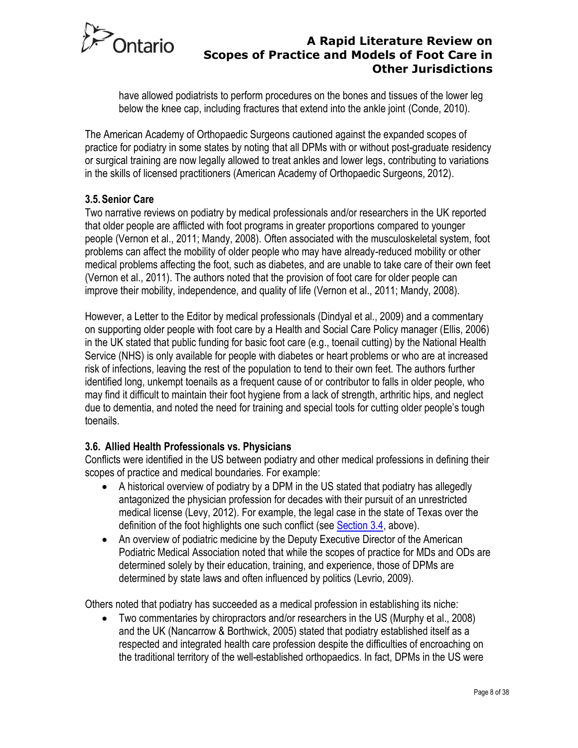have allowed podiatrists to perform procedures on the bones and tissues of the lower leg below the knee cap, including fractures that extend into the ankle joint (Conde, 2010).

The American Academy of Orthopaedic Surgeons cautioned against the expanded scopes of practice for podiatry in some states by noting that all DPMs with or without post-graduate residency or surgical training are now legally allowed to treat ankles and lower legs, contributing to variations in the skills of licensed practitioners (American Academy of Orthopaedic Surgeons, 2012).

### 3.5. Senior Care

Two narrative reviews on podiatry by medical professionals and/or researchers in the UK reported that older people are afflicted with foot programs in greater proportions compared to younger people (Vernon et al., 2011; Mandy, 2008). Often associated with the musculoskeletal system, foot problems can affect the mobility of older people who may have already-reduced mobility or other medical problems affecting the foot, such as diabetes, and are unable to take care of their own feet (Vernon et al., 2011). The authors noted that the provision of foot care for older people can improve their mobility, independence, and quality of life (Vernon et al., 2011; Mandy, 2008).

However, a Letter to the Editor by medical professionals (Dindyal et al., 2009) and a commentary on supporting older people with foot care by a Health and Social Care Policy manager (Ellis, 2006) in the UK stated that public funding for basic foot care (e.g., toenail cutting) by the National Health Service (NHS) is only available for people with diabetes or heart problems or who are at increased risk of infections, leaving the rest of the population to tend to their own feet. The authors further identified long, unkempt toenails as a frequent cause of or contributor to falls in older people, who may find it difficult to maintain their foot hygiene from a lack of strength, arthritic hips, and neglect due to dementia, and noted the need for training and special tools for cutting older people's tough toenails.

### 3.6. Allied Health Professionals vs. Physicians

Conflicts were identified in the US between podiatry and other medical professions in defining their scopes of practice and medical boundaries. For example:

- A historical overview of podiatry by a DPM in the US stated that podiatry has allegedly antagonized the physician profession for decades with their pursuit of an unrestricted medical license (Levy, 2012). For example, the legal case in the state of Texas over the definition of the foot highlights one such conflict (see Section 3.4, above).
- An overview of podiatric medicine by the Deputy Executive Director of the American Podiatric Medical Association noted that while the scopes of practice for MDs and ODs are determined solely by their education, training, and experience, those of DPMs are determined by state laws and often influenced by politics (Levrio, 2009).

Others noted that podiatry has succeeded as a medical profession in establishing its niche:

- Two commentaries by chiropractors and/or researchers in the US (Murphy et al., 2008) and the UK (Nancarrow & Borthwick, 2005) stated that podiatry established itself as a respected and integrated health care profession despite the difficulties of encroaching on the traditional territory of the well-established orthopaedics. In fact, DPMs in the US were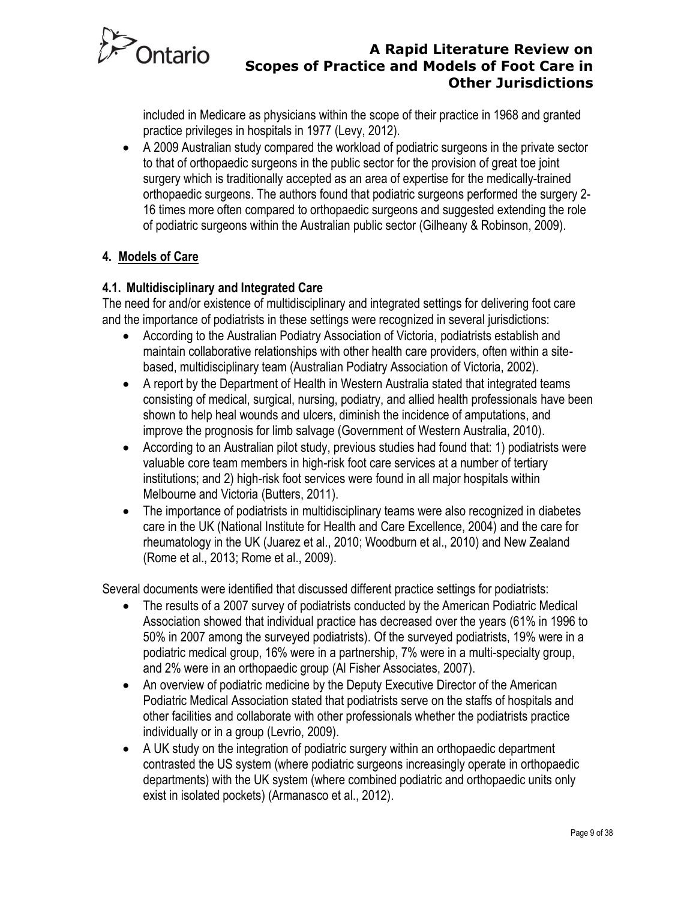included in Medicare as physicians within the scope of their practice in 1968 and granted practice privileges in hospitals in 1977 (Levy, 2012).

- A 2009 Australian study compared the workload of podiatric surgeons in the private sector to that of orthopaedic surgeons in the public sector for the provision of great toe joint surgery which is traditionally accepted as an area of expertise for the medically-trained orthopaedic surgeons. The authors found that podiatric surgeons performed the surgery 2-16 times more often compared to orthopaedic surgeons and suggested extending the role of podiatric surgeons within the Australian public sector (Gilheany & Robinson, 2009).

## 4. Models of Care

### 4.1. Multidisciplinary and Integrated Care

The need for and/or existence of multidisciplinary and integrated settings for delivering foot care and the importance of podiatrists in these settings were recognized in several jurisdictions:

- According to the Australian Podiatry Association of Victoria, podiatrists establish and maintain collaborative relationships with other health care providers, often within a site-based, multidisciplinary team (Australian Podiatry Association of Victoria, 2002).
- A report by the Department of Health in Western Australia stated that integrated teams consisting of medical, surgical, nursing, podiatry, and allied health professionals have been shown to help heal wounds and ulcers, diminish the incidence of amputations, and improve the prognosis for limb salvage (Government of Western Australia, 2010).
- According to an Australian pilot study, previous studies had found that: 1) podiatrists were valuable core team members in high-risk foot care services at a number of tertiary institutions; and 2) high-risk foot services were found in all major hospitals within Melbourne and Victoria (Butters, 2011).
- The importance of podiatrists in multidisciplinary teams were also recognized in diabetes care in the UK (National Institute for Health and Care Excellence, 2004) and the care for rheumatology in the UK (Juarez et al., 2010; Woodburn et al., 2010) and New Zealand (Rome et al., 2013; Rome et al., 2009).

Several documents were identified that discussed different practice settings for podiatrists:

- The results of a 2007 survey of podiatrists conducted by the American Podiatric Medical Association showed that individual practice has decreased over the years (61% in 1996 to 50% in 2007 among the surveyed podiatrists). Of the surveyed podiatrists, 19% were in a podiatric medical group, 16% were in a partnership, 7% were in a multi-specialty group, and 2% were in an orthopaedic group (Al Fisher Associates, 2007).
- An overview of podiatric medicine by the Deputy Executive Director of the American Podiatric Medical Association stated that podiatrists serve on the staffs of hospitals and other facilities and collaborate with other professionals whether the podiatrists practice individually or in a group (Levrio, 2009).
- A UK study on the integration of podiatric surgery within an orthopaedic department contrasted the US system (where podiatric surgeons increasingly operate in orthopaedic departments) with the UK system (where combined podiatric and orthopaedic units only exist in isolated pockets) (Armanasco et al., 2012).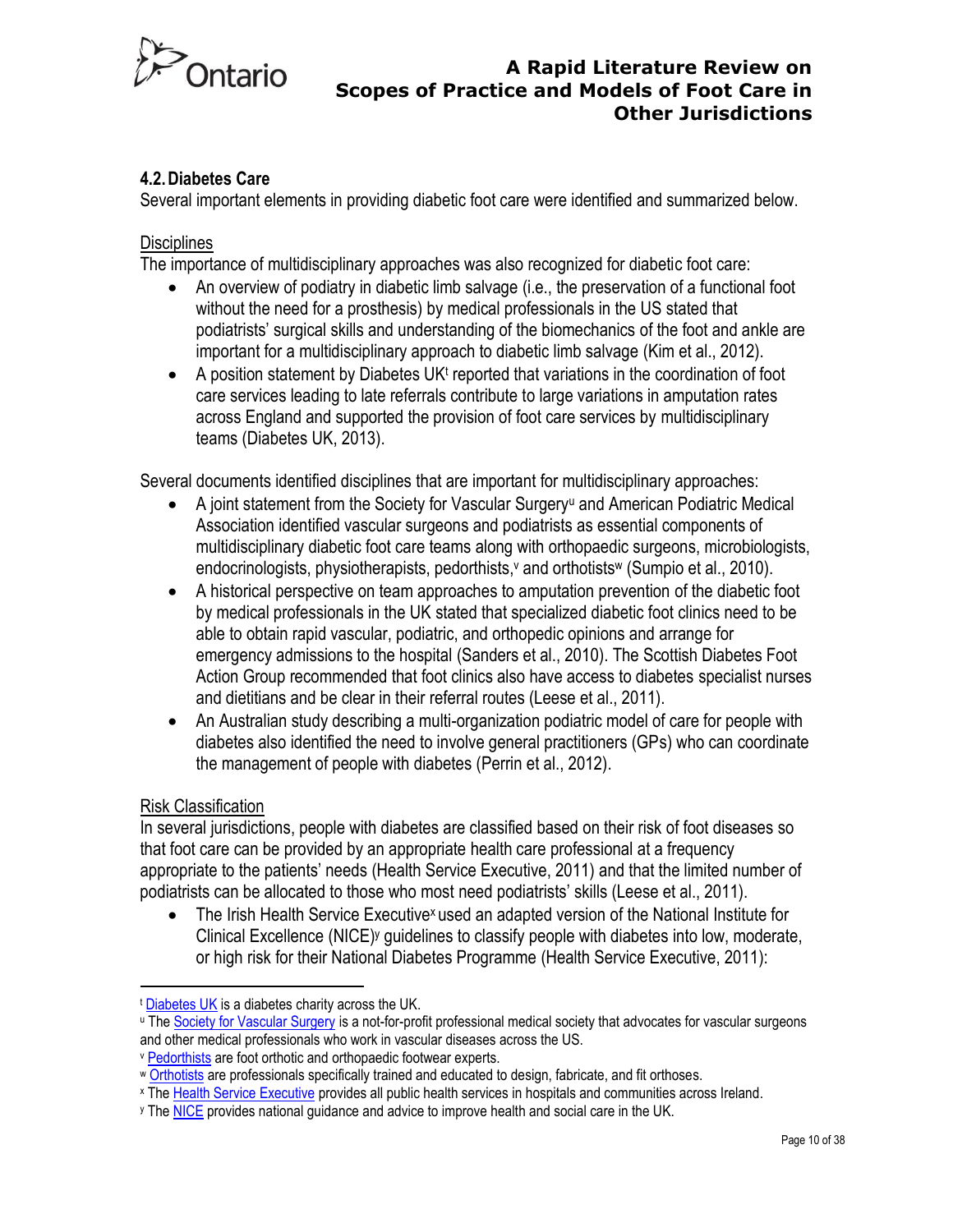## 4.2. Diabetes Care

Several important elements in providing diabetic foot care were identified and summarized below.

Disciplines

The importance of multidisciplinary approaches was also recognized for diabetic foot care:

- An overview of podiatry in diabetic limb salvage (i.e., the preservation of a functional foot without the need for a prosthesis) by medical professionals in the US stated that podiatrists' surgical skills and understanding of the biomechanics of the foot and ankle are important for a multidisciplinary approach to diabetic limb salvage (Kim et al., 2012).
- A position statement by Diabetes UK[t] reported that variations in the coordination of foot care services leading to late referrals contribute to large variations in amputation rates across England and supported the provision of foot care services by multidisciplinary teams (Diabetes UK, 2013).

Several documents identified disciplines that are important for multidisciplinary approaches:

- A joint statement from the Society for Vascular Surgery[u] and American Podiatric Medical Association identified vascular surgeons and podiatrists as essential components of multidisciplinary diabetic foot care teams along with orthopaedic surgeons, microbiologists, endocrinologists, physiotherapists, pedorthists,[v] and orthotists[w] (Sumpio et al., 2010).
- A historical perspective on team approaches to amputation prevention of the diabetic foot by medical professionals in the UK stated that specialized diabetic foot clinics need to be able to obtain rapid vascular, podiatric, and orthopedic opinions and arrange for emergency admissions to the hospital (Sanders et al., 2010). The Scottish Diabetes Foot Action Group recommended that foot clinics also have access to diabetes specialist nurses and dietitians and be clear in their referral routes (Leese et al., 2011).
- An Australian study describing a multi-organization podiatric model of care for people with diabetes also identified the need to involve general practitioners (GPs) who can coordinate the management of people with diabetes (Perrin et al., 2012).

Risk Classification

In several jurisdictions, people with diabetes are classified based on their risk of foot diseases so that foot care can be provided by an appropriate health care professional at a frequency appropriate to the patients' needs (Health Service Executive, 2011) and that the limited number of podiatrists can be allocated to those who most need podiatrists' skills (Leese et al., 2011).

- The Irish Health Service Executive[x] used an adapted version of the National Institute for Clinical Excellence (NICE)[y] guidelines to classify people with diabetes into low, moderate, or high risk for their National Diabetes Programme (Health Service Executive, 2011):

---

[t] Diabetes UK is a diabetes charity across the UK.

[u] The Society for Vascular Surgery is a not-for-profit professional medical society that advocates for vascular surgeons and other medical professionals who work in vascular diseases across the US.

[v] Pedorthists are foot orthotic and orthopaedic footwear experts.

[w] Orthotists are professionals specifically trained and educated to design, fabricate, and fit orthoses.

[x] The Health Service Executive provides all public health services in hospitals and communities across Ireland.

[y] The NICE provides national guidance and advice to improve health and social care in the UK.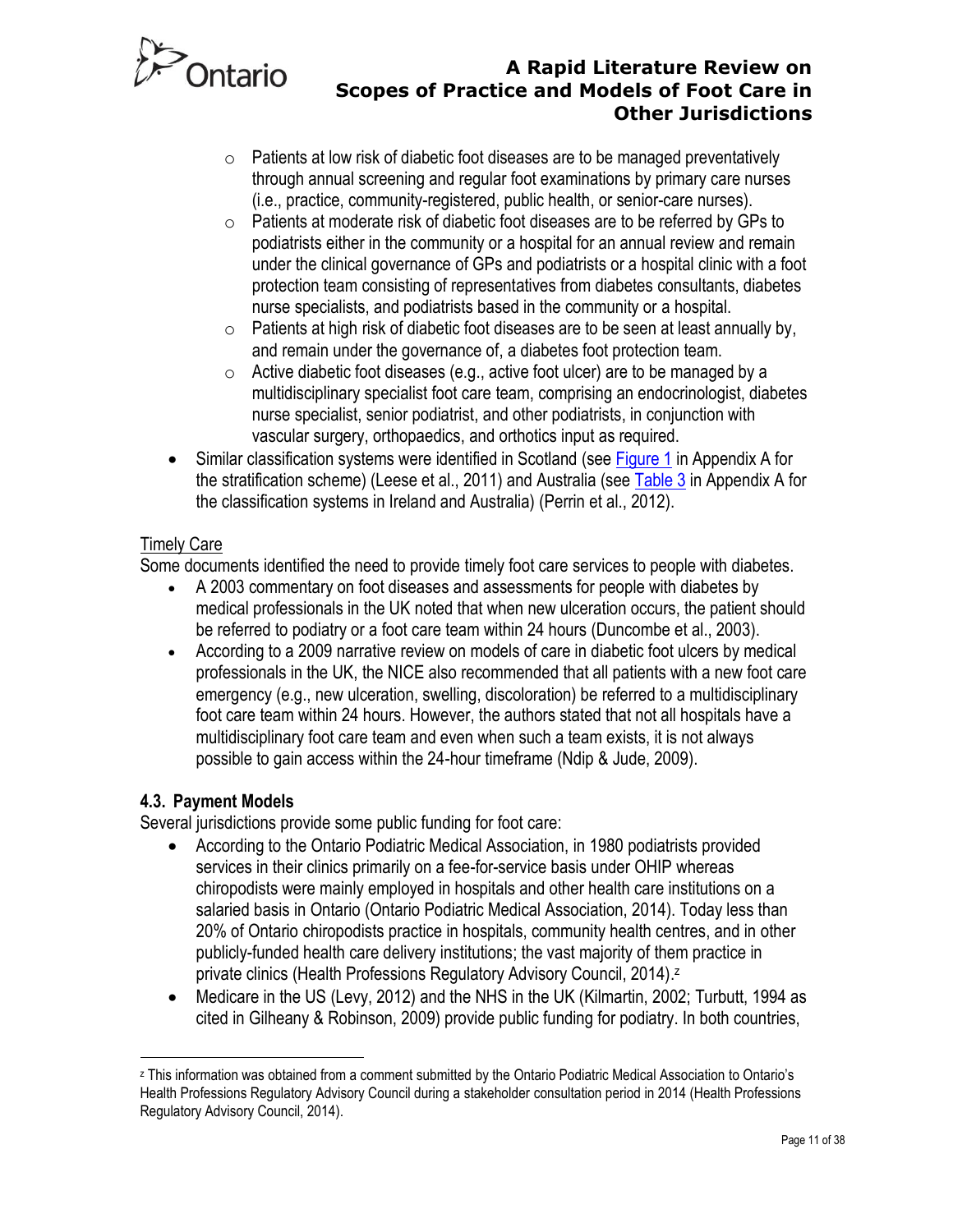- Patients at low risk of diabetic foot diseases are to be managed preventatively through annual screening and regular foot examinations by primary care nurses (i.e., practice, community-registered, public health, or senior-care nurses).
    - Patients at moderate risk of diabetic foot diseases are to be referred by GPs to podiatrists either in the community or a hospital for an annual review and remain under the clinical governance of GPs and podiatrists or a hospital clinic with a foot protection team consisting of representatives from diabetes consultants, diabetes nurse specialists, and podiatrists based in the community or a hospital.
    - Patients at high risk of diabetic foot diseases are to be seen at least annually by, and remain under the governance of, a diabetes foot protection team.
    - Active diabetic foot diseases (e.g., active foot ulcer) are to be managed by a multidisciplinary specialist foot care team, comprising an endocrinologist, diabetes nurse specialist, senior podiatrist, and other podiatrists, in conjunction with vascular surgery, orthopaedics, and orthotics input as required.
- Similar classification systems were identified in Scotland (see Figure 1 in Appendix A for the stratification scheme) (Leese et al., 2011) and Australia (see Table 3 in Appendix A for the classification systems in Ireland and Australia) (Perrin et al., 2012).

Timely Care

Some documents identified the need to provide timely foot care services to people with diabetes.

- A 2003 commentary on foot diseases and assessments for people with diabetes by medical professionals in the UK noted that when new ulceration occurs, the patient should be referred to podiatry or a foot care team within 24 hours (Duncombe et al., 2003).
- According to a 2009 narrative review on models of care in diabetic foot ulcers by medical professionals in the UK, the NICE also recommended that all patients with a new foot care emergency (e.g., new ulceration, swelling, discoloration) be referred to a multidisciplinary foot care team within 24 hours. However, the authors stated that not all hospitals have a multidisciplinary foot care team and even when such a team exists, it is not always possible to gain access within the 24-hour timeframe (Ndip & Jude, 2009).

### 4.3. Payment Models

Several jurisdictions provide some public funding for foot care:

- According to the Ontario Podiatric Medical Association, in 1980 podiatrists provided services in their clinics primarily on a fee-for-service basis under OHIP whereas chiropodists were mainly employed in hospitals and other health care institutions on a salaried basis in Ontario (Ontario Podiatric Medical Association, 2014). Today less than 20% of Ontario chiropodists practice in hospitals, community health centres, and in other publicly-funded health care delivery institutions; the vast majority of them practice in private clinics (Health Professions Regulatory Advisory Council, 2014).[z]
- Medicare in the US (Levy, 2012) and the NHS in the UK (Kilmartin, 2002; Turbutt, 1994 as cited in Gilheany & Robinson, 2009) provide public funding for podiatry. In both countries,

[z] This information was obtained from a comment submitted by the Ontario Podiatric Medical Association to Ontario's Health Professions Regulatory Advisory Council during a stakeholder consultation period in 2014 (Health Professions Regulatory Advisory Council, 2014).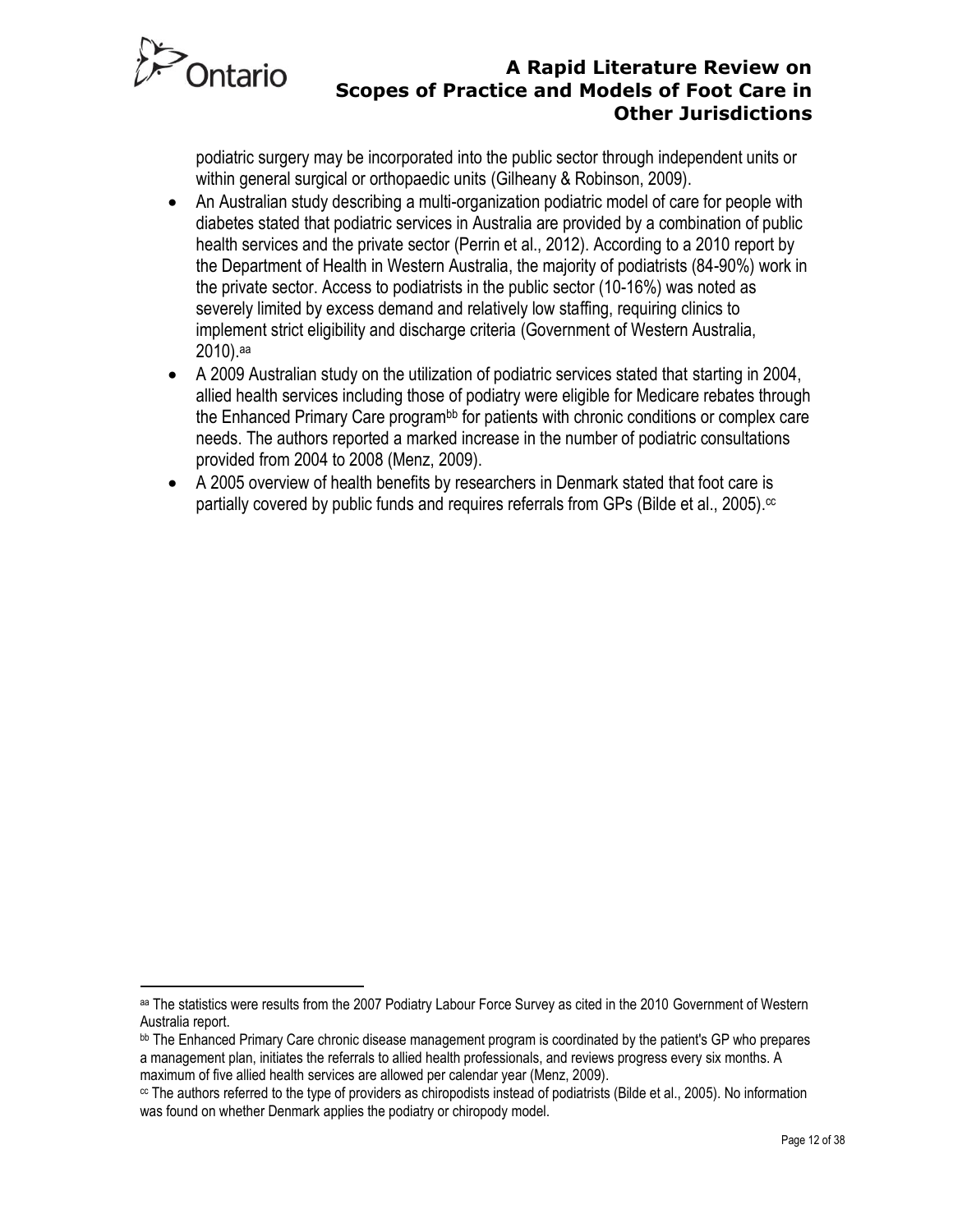podiatric surgery may be incorporated into the public sector through independent units or within general surgical or orthopaedic units (Gilheany & Robinson, 2009).

- An Australian study describing a multi-organization podiatric model of care for people with diabetes stated that podiatric services in Australia are provided by a combination of public health services and the private sector (Perrin et al., 2012). According to a 2010 report by the Department of Health in Western Australia, the majority of podiatrists (84-90%) work in the private sector. Access to podiatrists in the public sector (10-16%) was noted as severely limited by excess demand and relatively low staffing, requiring clinics to implement strict eligibility and discharge criteria (Government of Western Australia, 2010).[aa]
- A 2009 Australian study on the utilization of podiatric services stated that starting in 2004, allied health services including those of podiatry were eligible for Medicare rebates through the Enhanced Primary Care program[bb] for patients with chronic conditions or complex care needs. The authors reported a marked increase in the number of podiatric consultations provided from 2004 to 2008 (Menz, 2009).
- A 2005 overview of health benefits by researchers in Denmark stated that foot care is partially covered by public funds and requires referrals from GPs (Bilde et al., 2005).[cc]

---

[aa] The statistics were results from the 2007 Podiatry Labour Force Survey as cited in the 2010 Government of Western Australia report.

[bb] The Enhanced Primary Care chronic disease management program is coordinated by the patient's GP who prepares a management plan, initiates the referrals to allied health professionals, and reviews progress every six months. A maximum of five allied health services are allowed per calendar year (Menz, 2009).

[cc] The authors referred to the type of providers as chiropodists instead of podiatrists (Bilde et al., 2005). No information was found on whether Denmark applies the podiatry or chiropody model.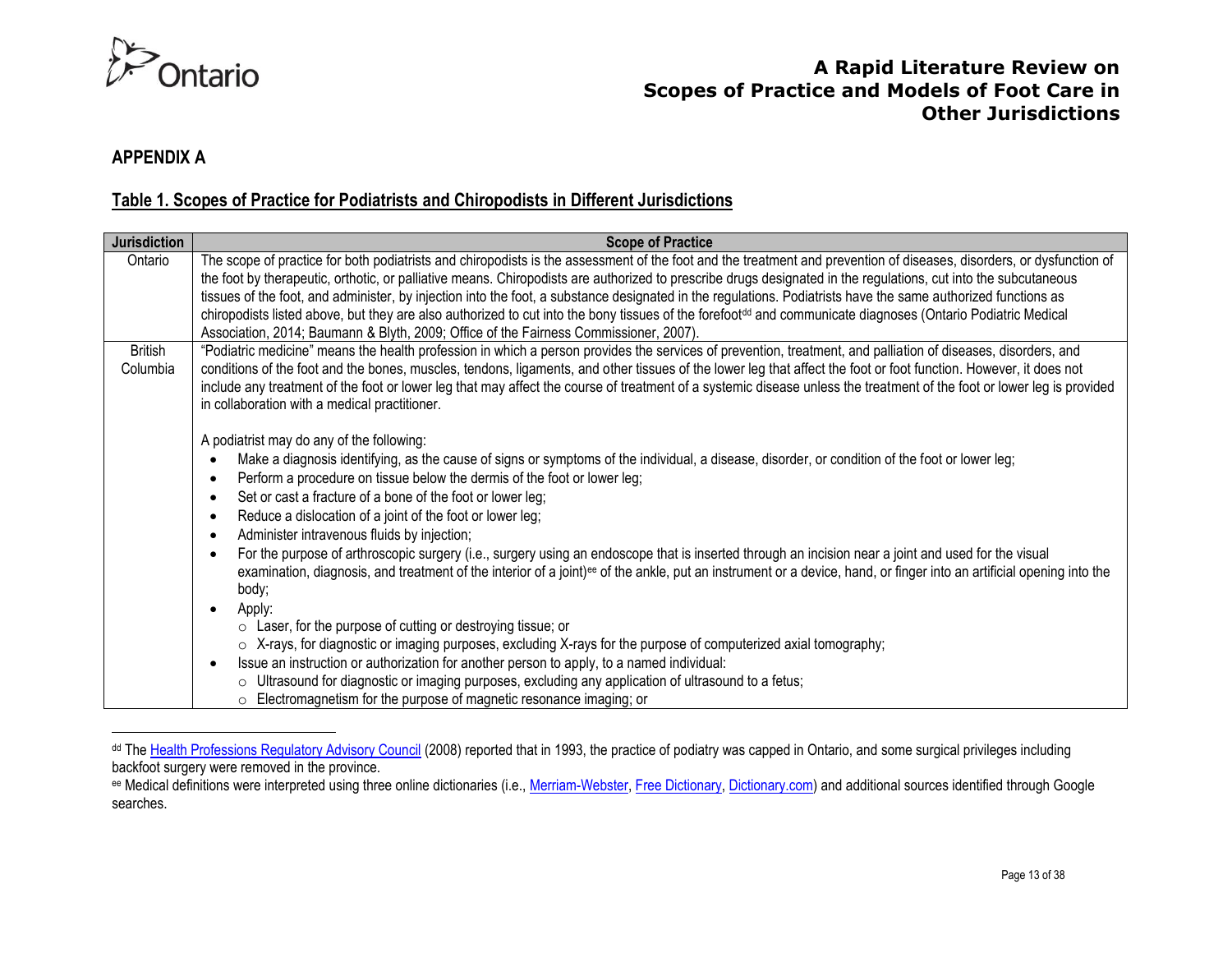## APPENDIX A

### Table 1. Scopes of Practice for Podiatrists and Chiropodists in Different Jurisdictions

| Jurisdiction | Scope of Practice |
|---|---|
| Ontario | The scope of practice for both podiatrists and chiropodists is the assessment of the foot and the treatment and prevention of diseases, disorders, or dysfunction of the foot by therapeutic, orthotic, or palliative means. Chiropodists are authorized to prescribe drugs designated in the regulations, cut into the subcutaneous tissues of the foot, and administer, by injection into the foot, a substance designated in the regulations. Podiatrists have the same authorized functions as chiropodists listed above, but they are also authorized to cut into the bony tissues of the forefoot[dd] and communicate diagnoses (Ontario Podiatric Medical Association, 2014; Baumann & Blyth, 2009; Office of the Fairness Commissioner, 2007). |
| British Columbia | "Podiatric medicine" means the health profession in which a person provides the services of prevention, treatment, and palliation of diseases, disorders, and conditions of the foot and the bones, muscles, tendons, ligaments, and other tissues of the lower leg that affect the foot or foot function. However, it does not include any treatment of the foot or lower leg that may affect the course of treatment of a systemic disease unless the treatment of the foot or lower leg is provided in collaboration with a medical practitioner.<br><br>A podiatrist may do any of the following:<br>• Make a diagnosis identifying, as the cause of signs or symptoms of the individual, a disease, disorder, or condition of the foot or lower leg;<br>• Perform a procedure on tissue below the dermis of the foot or lower leg;<br>• Set or cast a fracture of a bone of the foot or lower leg;<br>• Reduce a dislocation of a joint of the foot or lower leg;<br>• Administer intravenous fluids by injection;<br>• For the purpose of arthroscopic surgery (i.e., surgery using an endoscope that is inserted through an incision near a joint and used for the visual examination, diagnosis, and treatment of the interior of a joint)[ee] of the ankle, put an instrument or a device, hand, or finger into an artificial opening into the body;<br>• Apply:<br>&nbsp;&nbsp;○ Laser, for the purpose of cutting or destroying tissue; or<br>&nbsp;&nbsp;○ X-rays, for diagnostic or imaging purposes, excluding X-rays for the purpose of computerized axial tomography;<br>• Issue an instruction or authorization for another person to apply, to a named individual:<br>&nbsp;&nbsp;○ Ultrasound for diagnostic or imaging purposes, excluding any application of ultrasound to a fetus;<br>&nbsp;&nbsp;○ Electromagnetism for the purpose of magnetic resonance imaging; or |

[dd] The Health Professions Regulatory Advisory Council (2008) reported that in 1993, the practice of podiatry was capped in Ontario, and some surgical privileges including backfoot surgery were removed in the province.

[ee] Medical definitions were interpreted using three online dictionaries (i.e., Merriam-Webster, Free Dictionary, Dictionary.com) and additional sources identified through Google searches.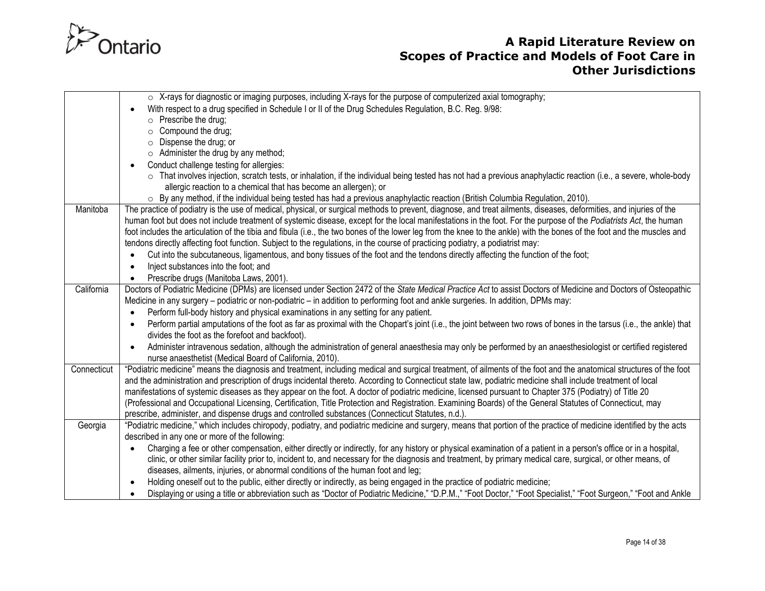| | |
|---|---|
| | ○ X-rays for diagnostic or imaging purposes, including X-rays for the purpose of computerized axial tomography;<br>• With respect to a drug specified in Schedule I or II of the Drug Schedules Regulation, B.C. Reg. 9/98:<br>○ Prescribe the drug;<br>○ Compound the drug;<br>○ Dispense the drug; or<br>○ Administer the drug by any method;<br>• Conduct challenge testing for allergies:<br>○ That involves injection, scratch tests, or inhalation, if the individual being tested has not had a previous anaphylactic reaction (i.e., a severe, whole-body allergic reaction to a chemical that has become an allergen); or<br>○ By any method, if the individual being tested has had a previous anaphylactic reaction (British Columbia Regulation, 2010). |
| Manitoba | The practice of podiatry is the use of medical, physical, or surgical methods to prevent, diagnose, and treat ailments, diseases, deformities, and injuries of the human foot but does not include treatment of systemic disease, except for the local manifestations in the foot. For the purpose of the *Podiatrists Act*, the human foot includes the articulation of the tibia and fibula (i.e., the two bones of the lower leg from the knee to the ankle) with the bones of the foot and the muscles and tendons directly affecting foot function. Subject to the regulations, in the course of practicing podiatry, a podiatrist may:<br>• Cut into the subcutaneous, ligamentous, and bony tissues of the foot and the tendons directly affecting the function of the foot;<br>• Inject substances into the foot; and<br>• Prescribe drugs (Manitoba Laws, 2001). |
| California | Doctors of Podiatric Medicine (DPMs) are licensed under Section 2472 of the *State Medical Practice Act* to assist Doctors of Medicine and Doctors of Osteopathic Medicine in any surgery – podiatric or non-podiatric – in addition to performing foot and ankle surgeries. In addition, DPMs may:<br>• Perform full-body history and physical examinations in any setting for any patient.<br>• Perform partial amputations of the foot as far as proximal with the Chopart's joint (i.e., the joint between two rows of bones in the tarsus (i.e., the ankle) that divides the foot as the forefoot and backfoot).<br>• Administer intravenous sedation, although the administration of general anaesthesia may only be performed by an anaesthesiologist or certified registered nurse anaesthetist (Medical Board of California, 2010). |
| Connecticut | "Podiatric medicine" means the diagnosis and treatment, including medical and surgical treatment, of ailments of the foot and the anatomical structures of the foot and the administration and prescription of drugs incidental thereto. According to Connecticut state law, podiatric medicine shall include treatment of local manifestations of systemic diseases as they appear on the foot. A doctor of podiatric medicine, licensed pursuant to Chapter 375 (Podiatry) of Title 20 (Professional and Occupational Licensing, Certification, Title Protection and Registration. Examining Boards) of the General Statutes of Connecticut, may prescribe, administer, and dispense drugs and controlled substances (Connecticut Statutes, n.d.). |
| Georgia | "Podiatric medicine," which includes chiropody, podiatry, and podiatric medicine and surgery, means that portion of the practice of medicine identified by the acts described in any one or more of the following:<br>• Charging a fee or other compensation, either directly or indirectly, for any history or physical examination of a patient in a person's office or in a hospital, clinic, or other similar facility prior to, incident to, and necessary for the diagnosis and treatment, by primary medical care, surgical, or other means, of diseases, ailments, injuries, or abnormal conditions of the human foot and leg;<br>• Holding oneself out to the public, either directly or indirectly, as being engaged in the practice of podiatric medicine;<br>• Displaying or using a title or abbreviation such as "Doctor of Podiatric Medicine," "D.P.M.," "Foot Doctor," "Foot Specialist," "Foot Surgeon," "Foot and Ankle |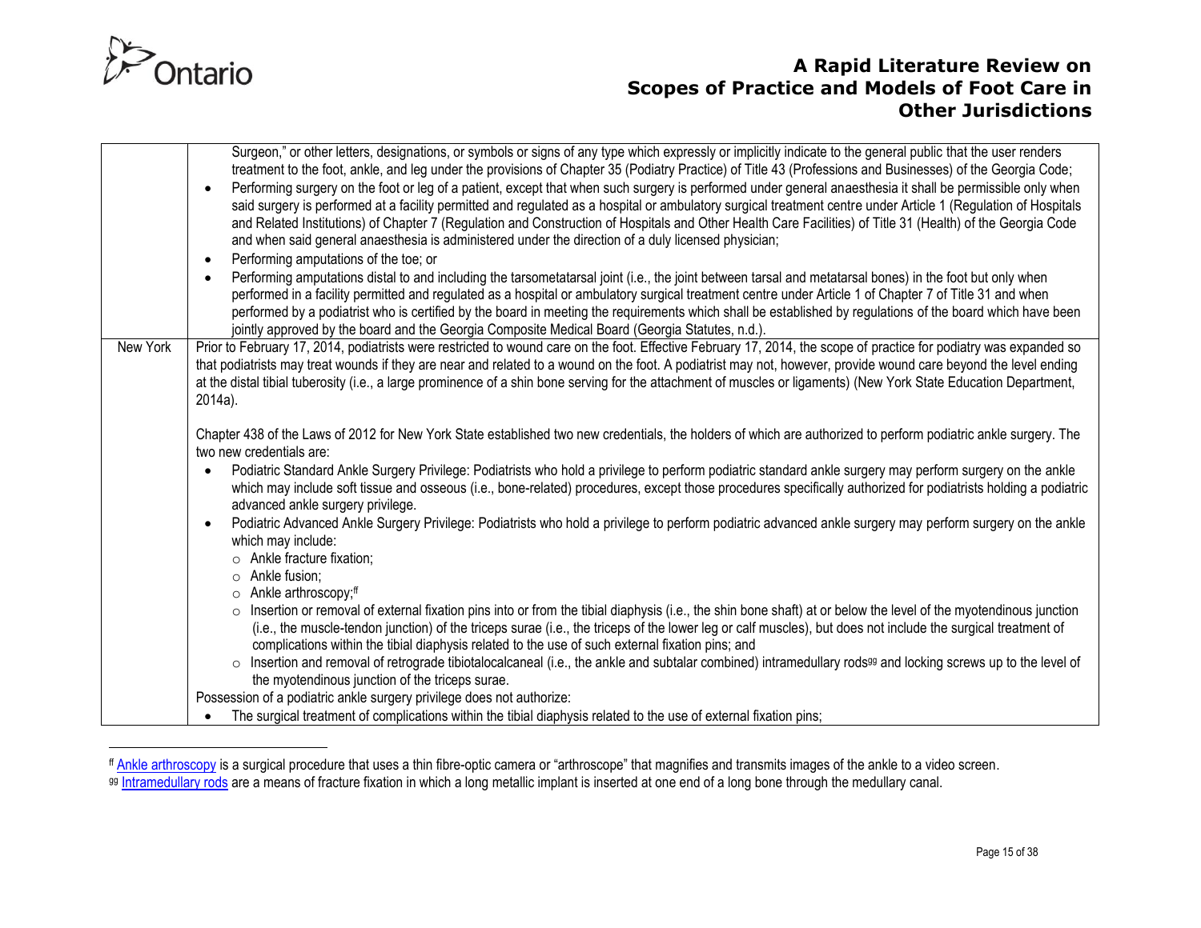| | |
|---|---|
| | Surgeon," or other letters, designations, or symbols or signs of any type which expressly or implicitly indicate to the general public that the user renders treatment to the foot, ankle, and leg under the provisions of Chapter 35 (Podiatry Practice) of Title 43 (Professions and Businesses) of the Georgia Code;<br>• Performing surgery on the foot or leg of a patient, except that when such surgery is performed under general anaesthesia it shall be permissible only when said surgery is performed at a facility permitted and regulated as a hospital or ambulatory surgical treatment centre under Article 1 (Regulation of Hospitals and Related Institutions) of Chapter 7 (Regulation and Construction of Hospitals and Other Health Care Facilities) of Title 31 (Health) of the Georgia Code and when said general anaesthesia is administered under the direction of a duly licensed physician;<br>• Performing amputations of the toe; or<br>• Performing amputations distal to and including the tarsometatarsal joint (i.e., the joint between tarsal and metatarsal bones) in the foot but only when performed in a facility permitted and regulated as a hospital or ambulatory surgical treatment centre under Article 1 of Chapter 7 of Title 31 and when performed by a podiatrist who is certified by the board in meeting the requirements which shall be established by regulations of the board which have been jointly approved by the board and the Georgia Composite Medical Board (Georgia Statutes, n.d.). |
| New York | Prior to February 17, 2014, podiatrists were restricted to wound care on the foot. Effective February 17, 2014, the scope of practice for podiatry was expanded so that podiatrists may treat wounds if they are near and related to a wound on the foot. A podiatrist may not, however, provide wound care beyond the level ending at the distal tibial tuberosity (i.e., a large prominence of a shin bone serving for the attachment of muscles or ligaments) (New York State Education Department, 2014a).<br><br>Chapter 438 of the Laws of 2012 for New York State established two new credentials, the holders of which are authorized to perform podiatric ankle surgery. The two new credentials are:<br>• Podiatric Standard Ankle Surgery Privilege: Podiatrists who hold a privilege to perform podiatric standard ankle surgery may perform surgery on the ankle which may include soft tissue and osseous (i.e., bone-related) procedures, except those procedures specifically authorized for podiatrists holding a podiatric advanced ankle surgery privilege.<br>• Podiatric Advanced Ankle Surgery Privilege: Podiatrists who hold a privilege to perform podiatric advanced ankle surgery may perform surgery on the ankle which may include:<br>  ○ Ankle fracture fixation;<br>  ○ Ankle fusion;<br>  ○ Ankle arthroscopy;[ff]<br>  ○ Insertion or removal of external fixation pins into or from the tibial diaphysis (i.e., the shin bone shaft) at or below the level of the myotendinous junction (i.e., the muscle-tendon junction) of the triceps surae (i.e., the triceps of the lower leg or calf muscles), but does not include the surgical treatment of complications within the tibial diaphysis related to the use of such external fixation pins; and<br>  ○ Insertion and removal of retrograde tibiotalocalcaneal (i.e., the ankle and subtalar combined) intramedullary rods[gg] and locking screws up to the level of the myotendinous junction of the triceps surae.<br>Possession of a podiatric ankle surgery privilege does not authorize:<br>• The surgical treatment of complications within the tibial diaphysis related to the use of external fixation pins; |

[ff] Ankle arthroscopy is a surgical procedure that uses a thin fibre-optic camera or "arthroscope" that magnifies and transmits images of the ankle to a video screen.

[gg] Intramedullary rods are a means of fracture fixation in which a long metallic implant is inserted at one end of a long bone through the medullary canal.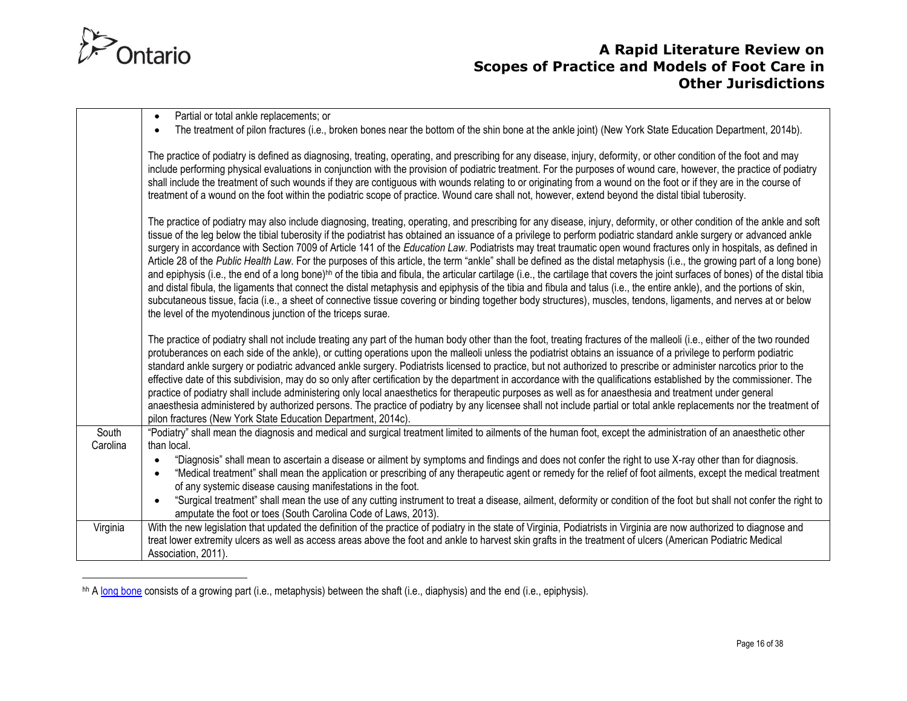| | |
|---|---|
| | • Partial or total ankle replacements; or<br>• The treatment of pilon fractures (i.e., broken bones near the bottom of the shin bone at the ankle joint) (New York State Education Department, 2014b).<br><br>The practice of podiatry is defined as diagnosing, treating, operating, and prescribing for any disease, injury, deformity, or other condition of the foot and may include performing physical evaluations in conjunction with the provision of podiatric treatment. For the purposes of wound care, however, the practice of podiatry shall include the treatment of such wounds if they are contiguous with wounds relating to or originating from a wound on the foot or if they are in the course of treatment of a wound on the foot within the podiatric scope of practice. Wound care shall not, however, extend beyond the distal tibial tuberosity.<br><br>The practice of podiatry may also include diagnosing, treating, operating, and prescribing for any disease, injury, deformity, or other condition of the ankle and soft tissue of the leg below the tibial tuberosity if the podiatrist has obtained an issuance of a privilege to perform podiatric standard ankle surgery or advanced ankle surgery in accordance with Section 7009 of Article 141 of the *Education Law*. Podiatrists may treat traumatic open wound fractures only in hospitals, as defined in Article 28 of the *Public Health Law*. For the purposes of this article, the term "ankle" shall be defined as the distal metaphysis (i.e., the growing part of a long bone) and epiphysis (i.e., the end of a long bone)[hh] of the tibia and fibula, the articular cartilage (i.e., the cartilage that covers the joint surfaces of bones) of the distal tibia and distal fibula, the ligaments that connect the distal metaphysis and epiphysis of the tibia and fibula and talus (i.e., the entire ankle), and the portions of skin, subcutaneous tissue, facia (i.e., a sheet of connective tissue covering or binding together body structures), muscles, tendons, ligaments, and nerves at or below the level of the myotendinous junction of the triceps surae.<br><br>The practice of podiatry shall not include treating any part of the human body other than the foot, treating fractures of the malleoli (i.e., either of the two rounded protuberances on each side of the ankle), or cutting operations upon the malleoli unless the podiatrist obtains an issuance of a privilege to perform podiatric standard ankle surgery or podiatric advanced ankle surgery. Podiatrists licensed to practice, but not authorized to prescribe or administer narcotics prior to the effective date of this subdivision, may do so only after certification by the department in accordance with the qualifications established by the commissioner. The practice of podiatry shall include administering only local anaesthetics for therapeutic purposes as well as for anaesthesia and treatment under general anaesthesia administered by authorized persons. The practice of podiatry by any licensee shall not include partial or total ankle replacements nor the treatment of pilon fractures (New York State Education Department, 2014c). |
| South Carolina | "Podiatry" shall mean the diagnosis and medical and surgical treatment limited to ailments of the human foot, except the administration of an anaesthetic other than local.<br>• "Diagnosis" shall mean to ascertain a disease or ailment by symptoms and findings and does not confer the right to use X-ray other than for diagnosis.<br>• "Medical treatment" shall mean the application or prescribing of any therapeutic agent or remedy for the relief of foot ailments, except the medical treatment of any systemic disease causing manifestations in the foot.<br>• "Surgical treatment" shall mean the use of any cutting instrument to treat a disease, ailment, deformity or condition of the foot but shall not confer the right to amputate the foot or toes (South Carolina Code of Laws, 2013). |
| Virginia | With the new legislation that updated the definition of the practice of podiatry in the state of Virginia, Podiatrists in Virginia are now authorized to diagnose and treat lower extremity ulcers as well as access areas above the foot and ankle to harvest skin grafts in the treatment of ulcers (American Podiatric Medical Association, 2011). |

[hh] A long bone consists of a growing part (i.e., metaphysis) between the shaft (i.e., diaphysis) and the end (i.e., epiphysis).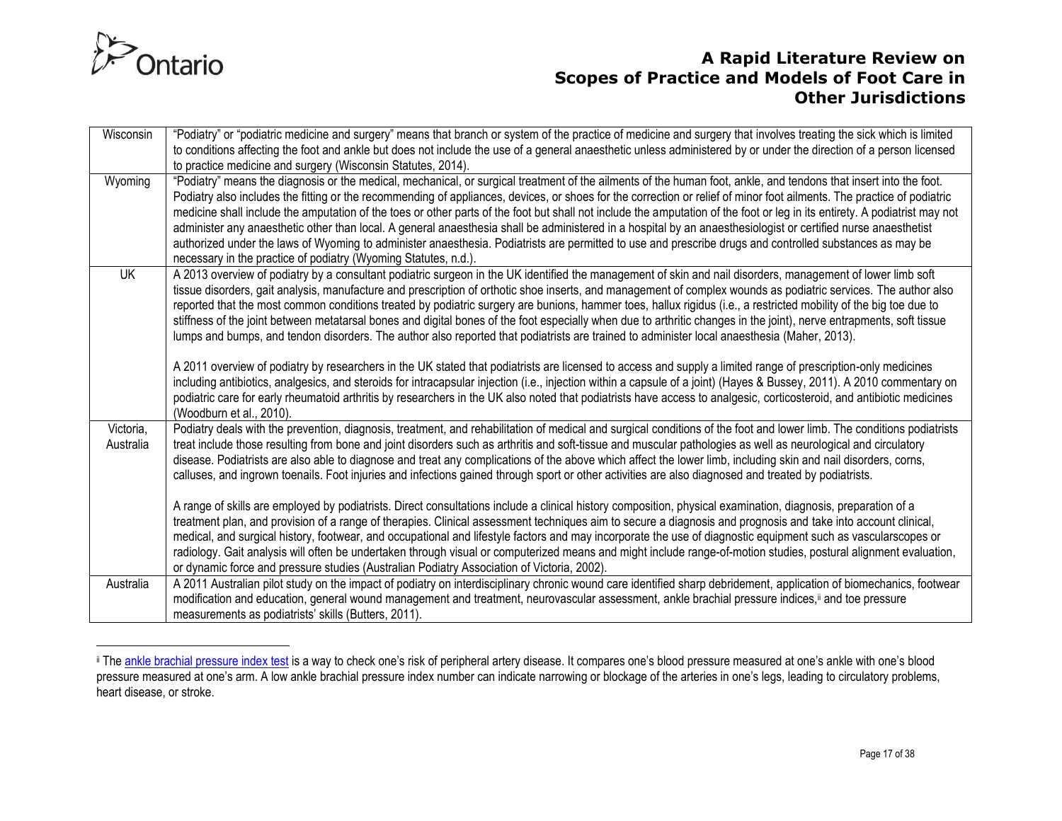| | |
|---|---|
| Wisconsin | "Podiatry" or "podiatric medicine and surgery" means that branch or system of the practice of medicine and surgery that involves treating the sick which is limited to conditions affecting the foot and ankle but does not include the use of a general anaesthetic unless administered by or under the direction of a person licensed to practice medicine and surgery (Wisconsin Statutes, 2014). |
| Wyoming | "Podiatry" means the diagnosis or the medical, mechanical, or surgical treatment of the ailments of the human foot, ankle, and tendons that insert into the foot. Podiatry also includes the fitting or the recommending of appliances, devices, or shoes for the correction or relief of minor foot ailments. The practice of podiatric medicine shall include the amputation of the toes or other parts of the foot but shall not include the amputation of the foot or leg in its entirety. A podiatrist may not administer any anaesthetic other than local. A general anaesthesia shall be administered in a hospital by an anaesthesiologist or certified nurse anaesthetist authorized under the laws of Wyoming to administer anaesthesia. Podiatrists are permitted to use and prescribe drugs and controlled substances as may be necessary in the practice of podiatry (Wyoming Statutes, n.d.). |
| UK | A 2013 overview of podiatry by a consultant podiatric surgeon in the UK identified the management of skin and nail disorders, management of lower limb soft tissue disorders, gait analysis, manufacture and prescription of orthotic shoe inserts, and management of complex wounds as podiatric services. The author also reported that the most common conditions treated by podiatric surgery are bunions, hammer toes, hallux rigidus (i.e., a restricted mobility of the big toe due to stiffness of the joint between metatarsal bones and digital bones of the foot especially when due to arthritic changes in the joint), nerve entrapments, soft tissue lumps and bumps, and tendon disorders. The author also reported that podiatrists are trained to administer local anaesthesia (Maher, 2013).<br><br>A 2011 overview of podiatry by researchers in the UK stated that podiatrists are licensed to access and supply a limited range of prescription-only medicines including antibiotics, analgesics, and steroids for intracapsular injection (i.e., injection within a capsule of a joint) (Hayes & Bussey, 2011). A 2010 commentary on podiatric care for early rheumatoid arthritis by researchers in the UK also noted that podiatrists have access to analgesic, corticosteroid, and antibiotic medicines (Woodburn et al., 2010). |
| Victoria, Australia | Podiatry deals with the prevention, diagnosis, treatment, and rehabilitation of medical and surgical conditions of the foot and lower limb. The conditions podiatrists treat include those resulting from bone and joint disorders such as arthritis and soft-tissue and muscular pathologies as well as neurological and circulatory disease. Podiatrists are also able to diagnose and treat any complications of the above which affect the lower limb, including skin and nail disorders, corns, calluses, and ingrown toenails. Foot injuries and infections gained through sport or other activities are also diagnosed and treated by podiatrists.<br><br>A range of skills are employed by podiatrists. Direct consultations include a clinical history composition, physical examination, diagnosis, preparation of a treatment plan, and provision of a range of therapies. Clinical assessment techniques aim to secure a diagnosis and prognosis and take into account clinical, medical, and surgical history, footwear, and occupational and lifestyle factors and may incorporate the use of diagnostic equipment such as vascularscopes or radiology. Gait analysis will often be undertaken through visual or computerized means and might include range-of-motion studies, postural alignment evaluation, or dynamic force and pressure studies (Australian Podiatry Association of Victoria, 2002). |
| Australia | A 2011 Australian pilot study on the impact of podiatry on interdisciplinary chronic wound care identified sharp debridement, application of biomechanics, footwear modification and education, general wound management and treatment, neurovascular assessment, ankle brachial pressure indices,[ii] and toe pressure measurements as podiatrists' skills (Butters, 2011). |

[ii] The ankle brachial pressure index test is a way to check one's risk of peripheral artery disease. It compares one's blood pressure measured at one's ankle with one's blood pressure measured at one's arm. A low ankle brachial pressure index number can indicate narrowing or blockage of the arteries in one's legs, leading to circulatory problems, heart disease, or stroke.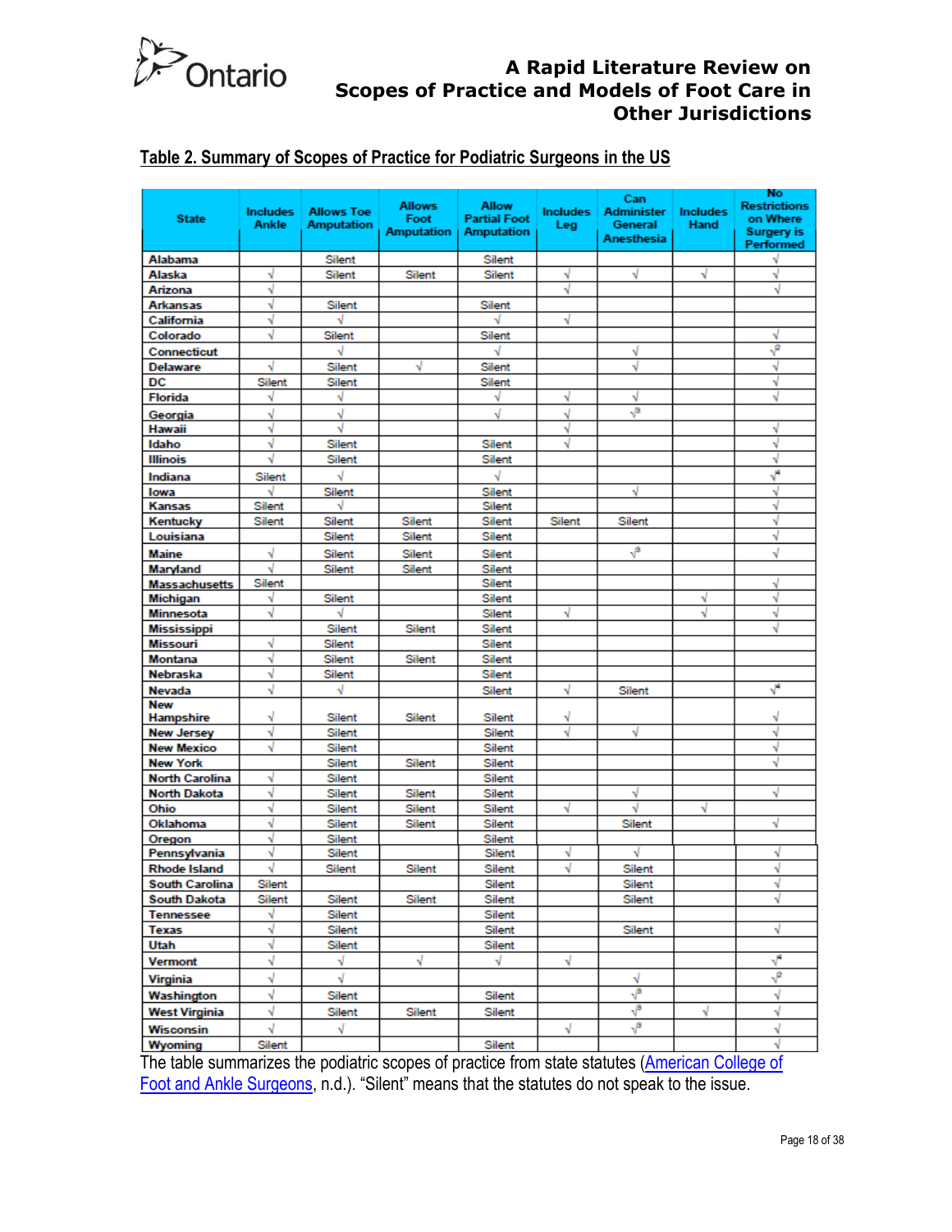**Table 2. Summary of Scopes of Practice for Podiatric Surgeons in the US**

| State | Includes Ankle | Allows Toe Amputation | Allows Foot Amputation | Allow Partial Foot Amputation | Includes Leg | Can Administer General Anesthesia | Includes Hand | No Restrictions on Where Surgery is Performed |
|---|---|---|---|---|---|---|---|---|
| Alabama | | Silent | | Silent | | | | √ |
| Alaska | √ | Silent | Silent | Silent | √ | √ | √ | √ |
| Arizona | √ | | | | √ | | | √ |
| Arkansas | √ | Silent | | Silent | | | | |
| California | √ | √ | | √ | √ | | | |
| Colorado | √ | Silent | | Silent | | | | √ |
| Connecticut | | √ | | √ | | √ | | √[2] |
| Delaware | √ | Silent | √ | Silent | | √ | | √ |
| DC | Silent | Silent | | Silent | | | | √ |
| Florida | √ | √ | | √ | √ | √ | | √ |
| Georgia | √ | √ | | √ | √ | √[3] | | |
| Hawaii | √ | √ | | | √ | | | √ |
| Idaho | √ | Silent | | Silent | √ | | | √ |
| Illinois | √ | Silent | | Silent | | | | √ |
| Indiana | Silent | √ | | √ | | | | √[4] |
| Iowa | √ | Silent | | Silent | | √ | | √ |
| Kansas | Silent | √ | | Silent | | | | √ |
| Kentucky | Silent | Silent | Silent | Silent | Silent | Silent | | √ |
| Louisiana | | Silent | Silent | Silent | | | | √ |
| Maine | √ | Silent | Silent | Silent | | √[3] | | √ |
| Maryland | √ | Silent | Silent | Silent | | | | |
| Massachusetts | Silent | | | Silent | | | | √ |
| Michigan | √ | Silent | | Silent | | | √ | √ |
| Minnesota | √ | √ | | Silent | √ | | √ | √ |
| Mississippi | | Silent | Silent | Silent | | | | √ |
| Missouri | √ | Silent | | Silent | | | | |
| Montana | √ | Silent | Silent | Silent | | | | |
| Nebraska | √ | Silent | | Silent | | | | |
| Nevada | √ | √ | | Silent | √ | Silent | | √[4] |
| New Hampshire | √ | Silent | Silent | Silent | √ | | | √ |
| New Jersey | √ | Silent | | Silent | √ | √ | | √ |
| New Mexico | √ | Silent | | Silent | | | | √ |
| New York | | Silent | Silent | Silent | | | | √ |
| North Carolina | √ | Silent | | Silent | | | | |
| North Dakota | √ | Silent | Silent | Silent | | √ | | √ |
| Ohio | √ | Silent | Silent | Silent | √ | √ | √ | |
| Oklahoma | √ | Silent | Silent | Silent | | Silent | | √ |
| Oregon | √ | Silent | | Silent | | | | |
| Pennsylvania | √ | Silent | | Silent | √ | √ | | √ |
| Rhode Island | √ | Silent | Silent | Silent | √ | Silent | | √ |
| South Carolina | Silent | | | Silent | | Silent | | √ |
| South Dakota | Silent | Silent | Silent | Silent | | Silent | | √ |
| Tennessee | √ | Silent | | Silent | | | | |
| Texas | √ | Silent | | Silent | | Silent | | √ |
| Utah | √ | Silent | | Silent | | | | |
| Vermont | √ | √ | √ | √ | √ | | | √[4] |
| Virginia | √ | √ | | | | √ | | √[2] |
| Washington | √ | Silent | | Silent | | √[3] | | √ |
| West Virginia | √ | Silent | Silent | Silent | | √[3] | √ | √ |
| Wisconsin | √ | √ | | | √ | √[3] | | √ |
| Wyoming | Silent | | | Silent | | | | √ |

The table summarizes the podiatric scopes of practice from state statutes (American College of Foot and Ankle Surgeons, n.d.). "Silent" means that the statutes do not speak to the issue.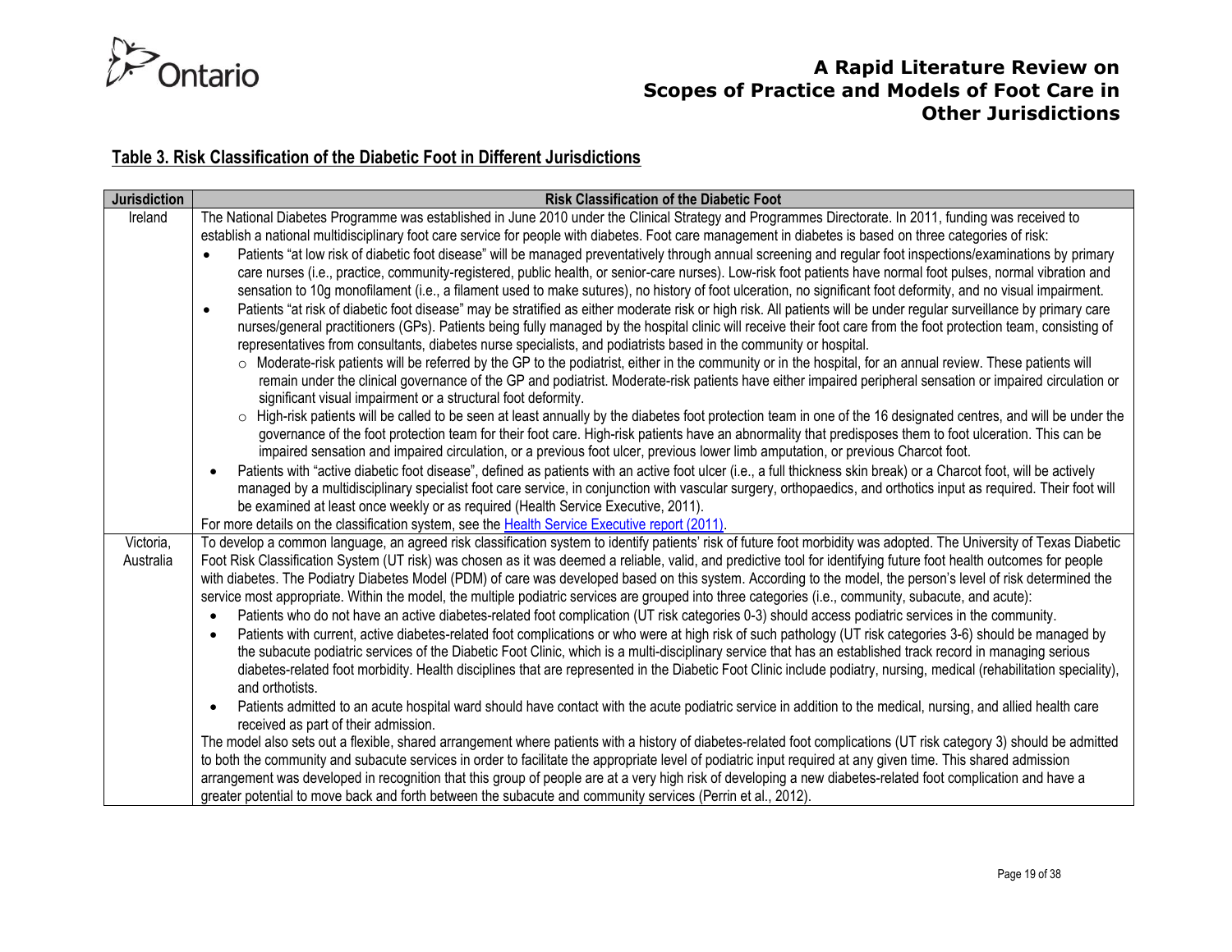**Table 3. Risk Classification of the Diabetic Foot in Different Jurisdictions**

| Jurisdiction | Risk Classification of the Diabetic Foot |
|---|---|
| Ireland | The National Diabetes Programme was established in June 2010 under the Clinical Strategy and Programmes Directorate. In 2011, funding was received to establish a national multidisciplinary foot care service for people with diabetes. Foot care management in diabetes is based on three categories of risk:<br>• Patients "at low risk of diabetic foot disease" will be managed preventatively through annual screening and regular foot inspections/examinations by primary care nurses (i.e., practice, community-registered, public health, or senior-care nurses). Low-risk foot patients have normal foot pulses, normal vibration and sensation to 10g monofilament (i.e., a filament used to make sutures), no history of foot ulceration, no significant foot deformity, and no visual impairment.<br>• Patients "at risk of diabetic foot disease" may be stratified as either moderate risk or high risk. All patients will be under regular surveillance by primary care nurses/general practitioners (GPs). Patients being fully managed by the hospital clinic will receive their foot care from the foot protection team, consisting of representatives from consultants, diabetes nurse specialists, and podiatrists based in the community or hospital.<br>  ○ Moderate-risk patients will be referred by the GP to the podiatrist, either in the community or in the hospital, for an annual review. These patients will remain under the clinical governance of the GP and podiatrist. Moderate-risk patients have either impaired peripheral sensation or impaired circulation or significant visual impairment or a structural foot deformity.<br>  ○ High-risk patients will be called to be seen at least annually by the diabetes foot protection team in one of the 16 designated centres, and will be under the governance of the foot protection team for their foot care. High-risk patients have an abnormality that predisposes them to foot ulceration. This can be impaired sensation and impaired circulation, or a previous foot ulcer, previous lower limb amputation, or previous Charcot foot.<br>• Patients with "active diabetic foot disease", defined as patients with an active foot ulcer (i.e., a full thickness skin break) or a Charcot foot, will be actively managed by a multidisciplinary specialist foot care service, in conjunction with vascular surgery, orthopaedics, and orthotics input as required. Their foot will be examined at least once weekly or as required (Health Service Executive, 2011).<br>For more details on the classification system, see the [Health Service Executive report (2011)](). |
| Victoria, Australia | To develop a common language, an agreed risk classification system to identify patients' risk of future foot morbidity was adopted. The University of Texas Diabetic Foot Risk Classification System (UT risk) was chosen as it was deemed a reliable, valid, and predictive tool for identifying future foot health outcomes for people with diabetes. The Podiatry Diabetes Model (PDM) of care was developed based on this system. According to the model, the person's level of risk determined the service most appropriate. Within the model, the multiple podiatric services are grouped into three categories (i.e., community, subacute, and acute):<br>• Patients who do not have an active diabetes-related foot complication (UT risk categories 0-3) should access podiatric services in the community.<br>• Patients with current, active diabetes-related foot complications or who were at high risk of such pathology (UT risk categories 3-6) should be managed by the subacute podiatric services of the Diabetic Foot Clinic, which is a multi-disciplinary service that has an established track record in managing serious diabetes-related foot morbidity. Health disciplines that are represented in the Diabetic Foot Clinic include podiatry, nursing, medical (rehabilitation speciality), and orthotists.<br>• Patients admitted to an acute hospital ward should have contact with the acute podiatric service in addition to the medical, nursing, and allied health care received as part of their admission.<br>The model also sets out a flexible, shared arrangement where patients with a history of diabetes-related foot complications (UT risk category 3) should be admitted to both the community and subacute services in order to facilitate the appropriate level of podiatric input required at any given time. This shared admission arrangement was developed in recognition that this group of people are at a very high risk of developing a new diabetes-related foot complication and have a greater potential to move back and forth between the subacute and community services (Perrin et al., 2012). |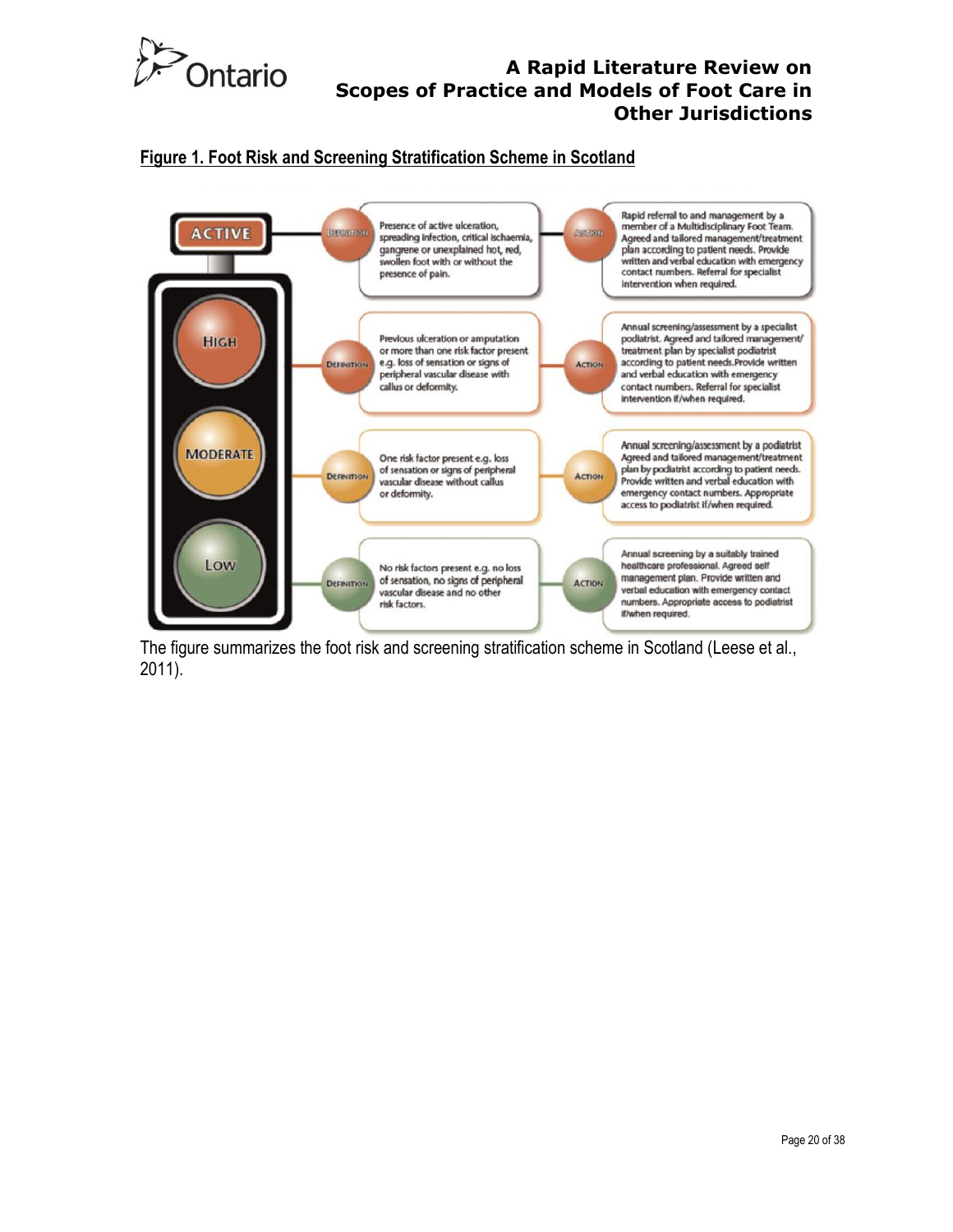**Figure 1. Foot Risk and Screening Stratification Scheme in Scotland**

| Risk Level | Definition | Action |
| --- | --- | --- |
| ACTIVE | Presence of active ulceration, spreading infection, critical ischaemia, gangrene or unexplained hot, red, swollen foot with or without the presence of pain. | Rapid referral to and management by a member of a Multidisciplinary Foot Team. Agreed and tailored management/treatment plan according to patient needs. Provide written and verbal education with emergency contact numbers. Referral for specialist intervention when required. |
| HIGH | Previous ulceration or amputation or more than one risk factor present e.g. loss of sensation or signs of peripheral vascular disease with callus or deformity. | Annual screening/assessment by a specialist podiatrist. Agreed and tailored management/treatment plan by specialist podiatrist according to patient needs. Provide written and verbal education with emergency contact numbers. Referral for specialist intervention if/when required. |
| MODERATE | One risk factor present e.g. loss of sensation or signs of peripheral vascular disease without callus or deformity. | Annual screening/assessment by a podiatrist Agreed and tailored management/treatment plan by podiatrist according to patient needs. Provide written and verbal education with emergency contact numbers. Appropriate access to podiatrist if/when required. |
| LOW | No risk factors present e.g. no loss of sensation, no signs of peripheral vascular disease and no other risk factors. | Annual screening by a suitably trained healthcare professional. Agreed self management plan. Provide written and verbal education with emergency contact numbers. Appropriate access to podiatrist if/when required. |

The figure summarizes the foot risk and screening stratification scheme in Scotland (Leese et al., 2011).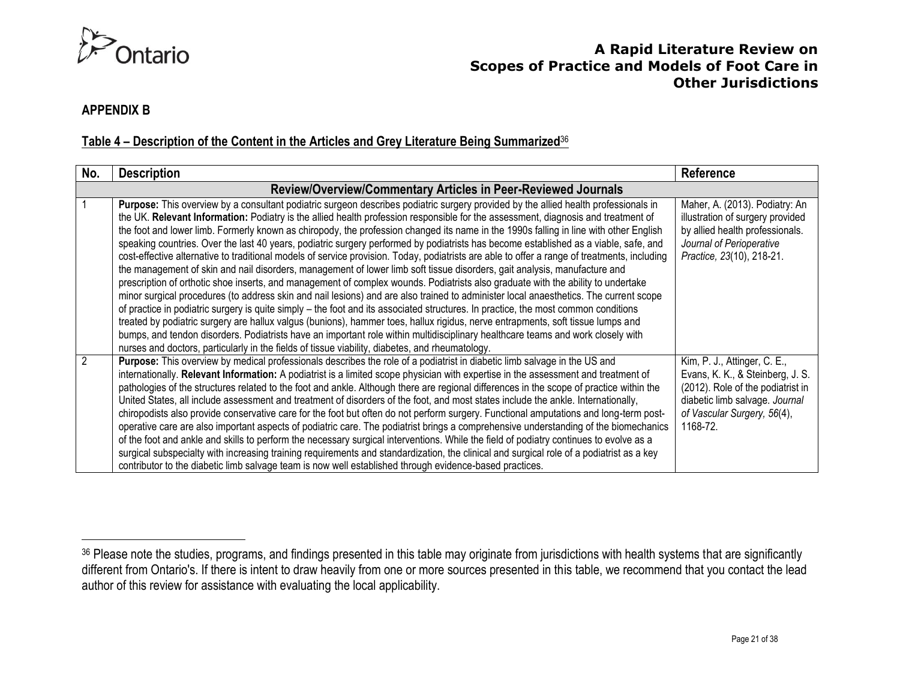## APPENDIX B

### Table 4 – Description of the Content in the Articles and Grey Literature Being Summarized[36]

| No. | Description | Reference |
|---|---|---|
| | **Review/Overview/Commentary Articles in Peer-Reviewed Journals** | |
| 1 | **Purpose:** This overview by a consultant podiatric surgeon describes podiatric surgery provided by the allied health professionals in the UK. **Relevant Information:** Podiatry is the allied health profession responsible for the assessment, diagnosis and treatment of the foot and lower limb. Formerly known as chiropody, the profession changed its name in the 1990s falling in line with other English speaking countries. Over the last 40 years, podiatric surgery performed by podiatrists has become established as a viable, safe, and cost-effective alternative to traditional models of service provision. Today, podiatrists are able to offer a range of treatments, including the management of skin and nail disorders, management of lower limb soft tissue disorders, gait analysis, manufacture and prescription of orthotic shoe inserts, and management of complex wounds. Podiatrists also graduate with the ability to undertake minor surgical procedures (to address skin and nail lesions) and are also trained to administer local anaesthetics. The current scope of practice in podiatric surgery is quite simply – the foot and its associated structures. In practice, the most common conditions treated by podiatric surgery are hallux valgus (bunions), hammer toes, hallux rigidus, nerve entrapments, soft tissue lumps and bumps, and tendon disorders. Podiatrists have an important role within multidisciplinary healthcare teams and work closely with nurses and doctors, particularly in the fields of tissue viability, diabetes, and rheumatology. | Maher, A. (2013). Podiatry: An illustration of surgery provided by allied health professionals. *Journal of Perioperative Practice, 23*(10), 218-21. |
| 2 | **Purpose:** This overview by medical professionals describes the role of a podiatrist in diabetic limb salvage in the US and internationally. **Relevant Information:** A podiatrist is a limited scope physician with expertise in the assessment and treatment of pathologies of the structures related to the foot and ankle. Although there are regional differences in the scope of practice within the United States, all include assessment and treatment of disorders of the foot, and most states include the ankle. Internationally, chiropodists also provide conservative care for the foot but often do not perform surgery. Functional amputations and long-term post-operative care are also important aspects of podiatric care. The podiatrist brings a comprehensive understanding of the biomechanics of the foot and ankle and skills to perform the necessary surgical interventions. While the field of podiatry continues to evolve as a surgical subspecialty with increasing training requirements and standardization, the clinical and surgical role of a podiatrist as a key contributor to the diabetic limb salvage team is now well established through evidence-based practices. | Kim, P. J., Attinger, C. E., Evans, K. K., & Steinberg, J. S. (2012). Role of the podiatrist in diabetic limb salvage. *Journal of Vascular Surgery, 56*(4), 1168-72. |

[36] Please note the studies, programs, and findings presented in this table may originate from jurisdictions with health systems that are significantly different from Ontario's. If there is intent to draw heavily from one or more sources presented in this table, we recommend that you contact the lead author of this review for assistance with evaluating the local applicability.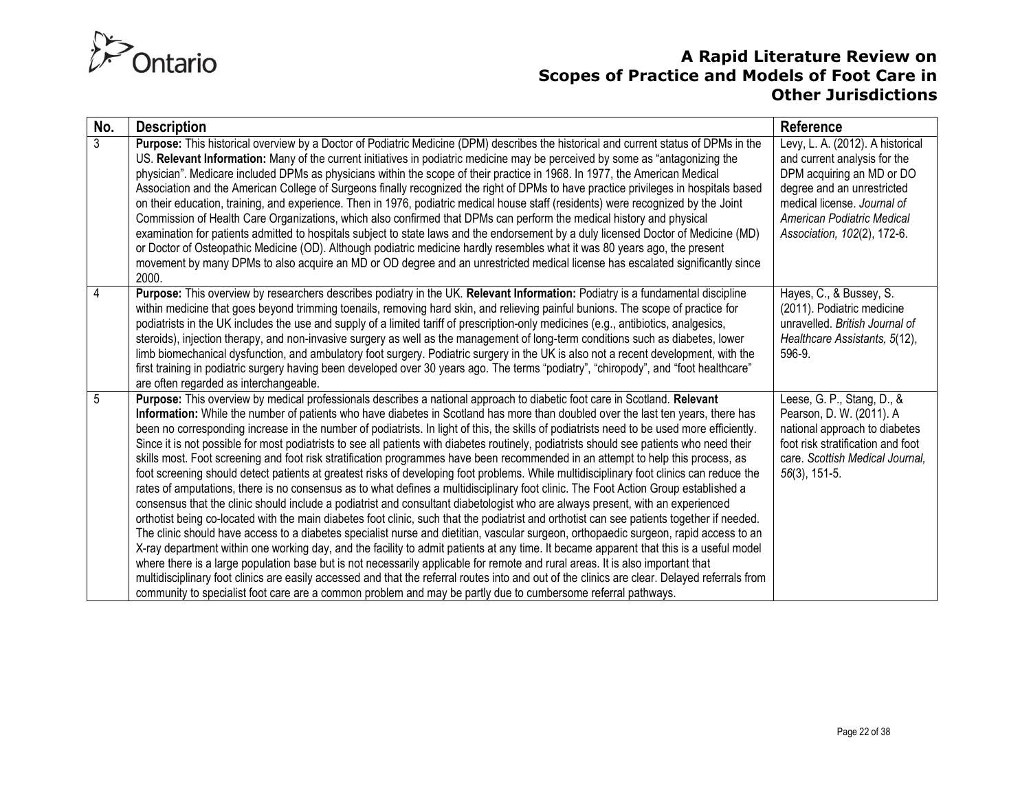| No. | Description | Reference |
|---|---|---|
| 3 | **Purpose:** This historical overview by a Doctor of Podiatric Medicine (DPM) describes the historical and current status of DPMs in the US. **Relevant Information:** Many of the current initiatives in podiatric medicine may be perceived by some as "antagonizing the physician". Medicare included DPMs as physicians within the scope of their practice in 1968. In 1977, the American Medical Association and the American College of Surgeons finally recognized the right of DPMs to have practice privileges in hospitals based on their education, training, and experience. Then in 1976, podiatric medical house staff (residents) were recognized by the Joint Commission of Health Care Organizations, which also confirmed that DPMs can perform the medical history and physical examination for patients admitted to hospitals subject to state laws and the endorsement by a duly licensed Doctor of Medicine (MD) or Doctor of Osteopathic Medicine (OD). Although podiatric medicine hardly resembles what it was 80 years ago, the present movement by many DPMs to also acquire an MD or OD degree and an unrestricted medical license has escalated significantly since 2000. | Levy, L. A. (2012). A historical and current analysis for the DPM acquiring an MD or DO degree and an unrestricted medical license. *Journal of American Podiatric Medical Association, 102*(2), 172-6. |
| 4 | **Purpose:** This overview by researchers describes podiatry in the UK. **Relevant Information:** Podiatry is a fundamental discipline within medicine that goes beyond trimming toenails, removing hard skin, and relieving painful bunions. The scope of practice for podiatrists in the UK includes the use and supply of a limited tariff of prescription-only medicines (e.g., antibiotics, analgesics, steroids), injection therapy, and non-invasive surgery as well as the management of long-term conditions such as diabetes, lower limb biomechanical dysfunction, and ambulatory foot surgery. Podiatric surgery in the UK is also not a recent development, with the first training in podiatric surgery having been developed over 30 years ago. The terms "podiatry", "chiropody", and "foot healthcare" are often regarded as interchangeable. | Hayes, C., & Bussey, S. (2011). Podiatric medicine unravelled. *British Journal of Healthcare Assistants, 5*(12), 596-9. |
| 5 | **Purpose:** This overview by medical professionals describes a national approach to diabetic foot care in Scotland. **Relevant Information:** While the number of patients who have diabetes in Scotland has more than doubled over the last ten years, there has been no corresponding increase in the number of podiatrists. In light of this, the skills of podiatrists need to be used more efficiently. Since it is not possible for most podiatrists to see all patients with diabetes routinely, podiatrists should see patients who need their skills most. Foot screening and foot risk stratification programmes have been recommended in an attempt to help this process, as foot screening should detect patients at greatest risks of developing foot problems. While multidisciplinary foot clinics can reduce the rates of amputations, there is no consensus as to what defines a multidisciplinary foot clinic. The Foot Action Group established a consensus that the clinic should include a podiatrist and consultant diabetologist who are always present, with an experienced orthotist being co-located with the main diabetes foot clinic, such that the podiatrist and orthotist can see patients together if needed. The clinic should have access to a diabetes specialist nurse and dietitian, vascular surgeon, orthopaedic surgeon, rapid access to an X-ray department within one working day, and the facility to admit patients at any time. It became apparent that this is a useful model where there is a large population base but is not necessarily applicable for remote and rural areas. It is also important that multidisciplinary foot clinics are easily accessed and that the referral routes into and out of the clinics are clear. Delayed referrals from community to specialist foot care are a common problem and may be partly due to cumbersome referral pathways. | Leese, G. P., Stang, D., & Pearson, D. W. (2011). A national approach to diabetes foot risk stratification and foot care. *Scottish Medical Journal, 56*(3), 151-5. |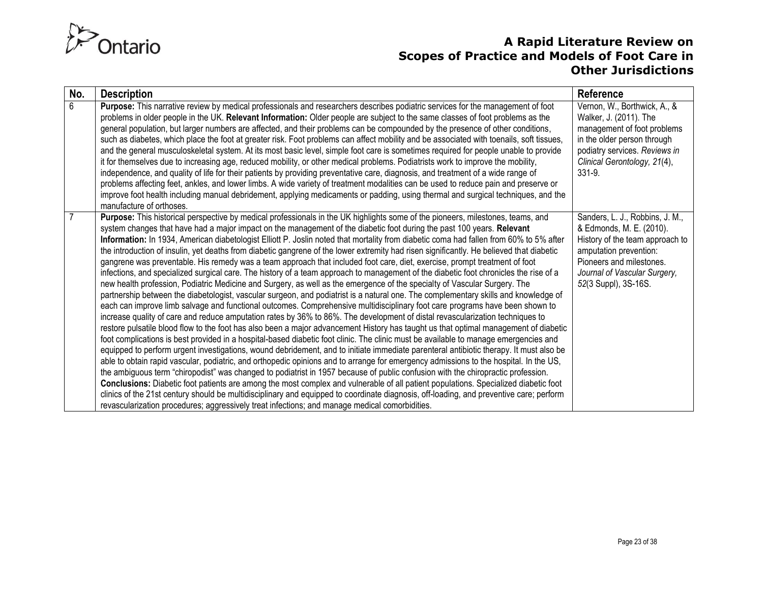| No. | Description | Reference |
|---|---|---|
| 6 | **Purpose:** This narrative review by medical professionals and researchers describes podiatric services for the management of foot problems in older people in the UK. **Relevant Information:** Older people are subject to the same classes of foot problems as the general population, but larger numbers are affected, and their problems can be compounded by the presence of other conditions, such as diabetes, which place the foot at greater risk. Foot problems can affect mobility and be associated with toenails, soft tissues, and the general musculoskeletal system. At its most basic level, simple foot care is sometimes required for people unable to provide it for themselves due to increasing age, reduced mobility, or other medical problems. Podiatrists work to improve the mobility, independence, and quality of life for their patients by providing preventative care, diagnosis, and treatment of a wide range of problems affecting feet, ankles, and lower limbs. A wide variety of treatment modalities can be used to reduce pain and preserve or improve foot health including manual debridement, applying medicaments or padding, using thermal and surgical techniques, and the manufacture of orthoses. | Vernon, W., Borthwick, A., & Walker, J. (2011). The management of foot problems in the older person through podiatry services. *Reviews in Clinical Gerontology, 21*(4), 331-9. |
| 7 | **Purpose:** This historical perspective by medical professionals in the UK highlights some of the pioneers, milestones, teams, and system changes that have had a major impact on the management of the diabetic foot during the past 100 years. **Relevant Information:** In 1934, American diabetologist Elliott P. Joslin noted that mortality from diabetic coma had fallen from 60% to 5% after the introduction of insulin, yet deaths from diabetic gangrene of the lower extremity had risen significantly. He believed that diabetic gangrene was preventable. His remedy was a team approach that included foot care, diet, exercise, prompt treatment of foot infections, and specialized surgical care. The history of a team approach to management of the diabetic foot chronicles the rise of a new health profession, Podiatric Medicine and Surgery, as well as the emergence of the specialty of Vascular Surgery. The partnership between the diabetologist, vascular surgeon, and podiatrist is a natural one. The complementary skills and knowledge of each can improve limb salvage and functional outcomes. Comprehensive multidisciplinary foot care programs have been shown to increase quality of care and reduce amputation rates by 36% to 86%. The development of distal revascularization techniques to restore pulsatile blood flow to the foot has also been a major advancement History has taught us that optimal management of diabetic foot complications is best provided in a hospital-based diabetic foot clinic. The clinic must be available to manage emergencies and equipped to perform urgent investigations, wound debridement, and to initiate immediate parenteral antibiotic therapy. It must also be able to obtain rapid vascular, podiatric, and orthopedic opinions and to arrange for emergency admissions to the hospital. In the US, the ambiguous term "chiropodist" was changed to podiatrist in 1957 because of public confusion with the chiropractic profession. **Conclusions:** Diabetic foot patients are among the most complex and vulnerable of all patient populations. Specialized diabetic foot clinics of the 21st century should be multidisciplinary and equipped to coordinate diagnosis, off-loading, and preventive care; perform revascularization procedures; aggressively treat infections; and manage medical comorbidities. | Sanders, L. J., Robbins, J. M., & Edmonds, M. E. (2010). History of the team approach to amputation prevention: Pioneers and milestones. *Journal of Vascular Surgery, 52*(3 Suppl), 3S-16S. |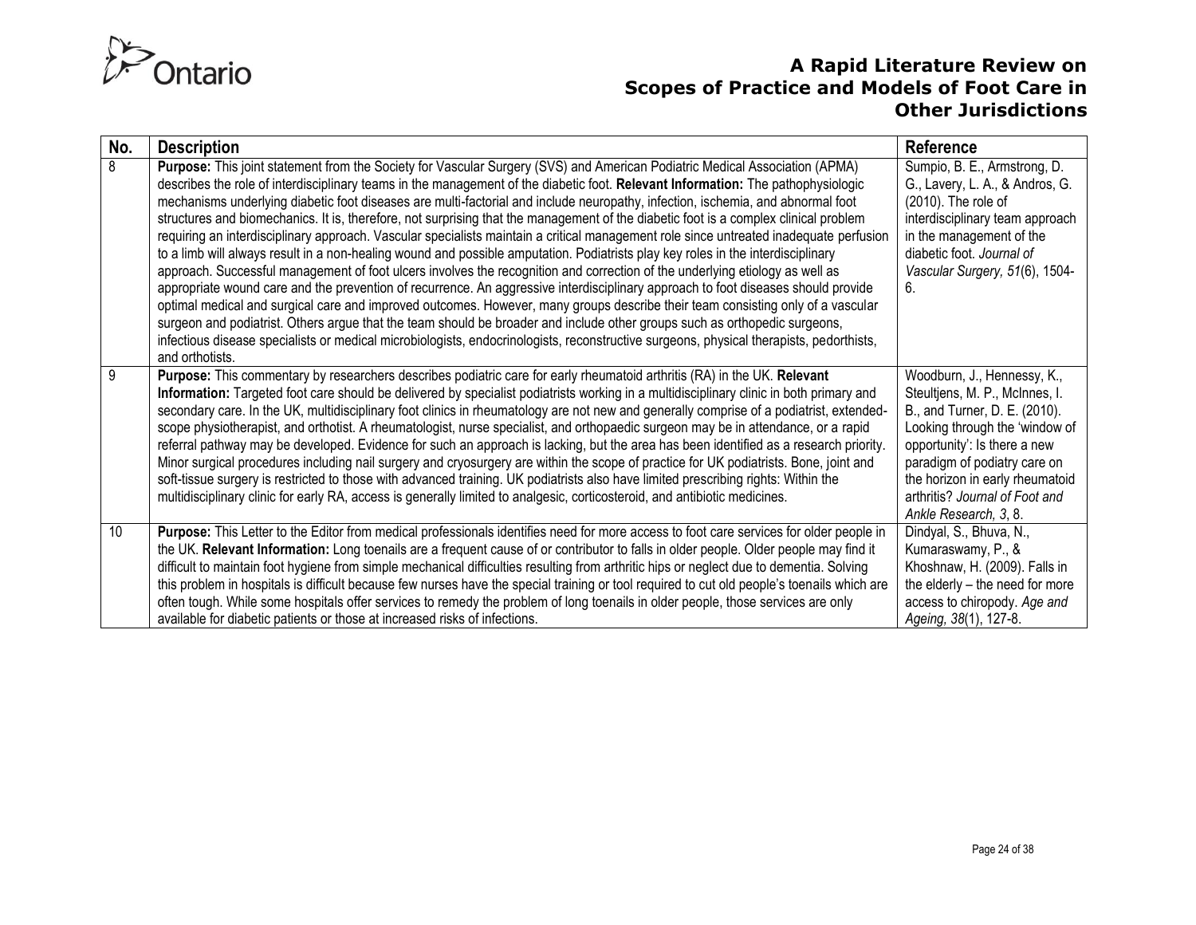| No. | Description | Reference |
|---|---|---|
| 8 | **Purpose:** This joint statement from the Society for Vascular Surgery (SVS) and American Podiatric Medical Association (APMA) describes the role of interdisciplinary teams in the management of the diabetic foot. **Relevant Information:** The pathophysiologic mechanisms underlying diabetic foot diseases are multi-factorial and include neuropathy, infection, ischemia, and abnormal foot structures and biomechanics. It is, therefore, not surprising that the management of the diabetic foot is a complex clinical problem requiring an interdisciplinary approach. Vascular specialists maintain a critical management role since untreated inadequate perfusion to a limb will always result in a non-healing wound and possible amputation. Podiatrists play key roles in the interdisciplinary approach. Successful management of foot ulcers involves the recognition and correction of the underlying etiology as well as appropriate wound care and the prevention of recurrence. An aggressive interdisciplinary approach to foot diseases should provide optimal medical and surgical care and improved outcomes. However, many groups describe their team consisting only of a vascular surgeon and podiatrist. Others argue that the team should be broader and include other groups such as orthopedic surgeons, infectious disease specialists or medical microbiologists, endocrinologists, reconstructive surgeons, physical therapists, pedorthists, and orthotists. | Sumpio, B. E., Armstrong, D. G., Lavery, L. A., & Andros, G. (2010). The role of interdisciplinary team approach in the management of the diabetic foot. *Journal of Vascular Surgery, 51*(6), 1504-6. |
| 9 | **Purpose:** This commentary by researchers describes podiatric care for early rheumatoid arthritis (RA) in the UK. **Relevant Information:** Targeted foot care should be delivered by specialist podiatrists working in a multidisciplinary clinic in both primary and secondary care. In the UK, multidisciplinary foot clinics in rheumatology are not new and generally comprise of a podiatrist, extended-scope physiotherapist, and orthotist. A rheumatologist, nurse specialist, and orthopaedic surgeon may be in attendance, or a rapid referral pathway may be developed. Evidence for such an approach is lacking, but the area has been identified as a research priority. Minor surgical procedures including nail surgery and cryosurgery are within the scope of practice for UK podiatrists. Bone, joint and soft-tissue surgery is restricted to those with advanced training. UK podiatrists also have limited prescribing rights: Within the multidisciplinary clinic for early RA, access is generally limited to analgesic, corticosteroid, and antibiotic medicines. | Woodburn, J., Hennessy, K., Steultjens, M. P., McInnes, I. B., and Turner, D. E. (2010). Looking through the 'window of opportunity': Is there a new paradigm of podiatry care on the horizon in early rheumatoid arthritis? *Journal of Foot and Ankle Research, 3*, 8. |
| 10 | **Purpose:** This Letter to the Editor from medical professionals identifies need for more access to foot care services for older people in the UK. **Relevant Information:** Long toenails are a frequent cause of or contributor to falls in older people. Older people may find it difficult to maintain foot hygiene from simple mechanical difficulties resulting from arthritic hips or neglect due to dementia. Solving this problem in hospitals is difficult because few nurses have the special training or tool required to cut old people's toenails which are often tough. While some hospitals offer services to remedy the problem of long toenails in older people, those services are only available for diabetic patients or those at increased risks of infections. | Dindyal, S., Bhuva, N., Kumaraswamy, P., & Khoshnaw, H. (2009). Falls in the elderly – the need for more access to chiropody. *Age and Ageing, 38*(1), 127-8. |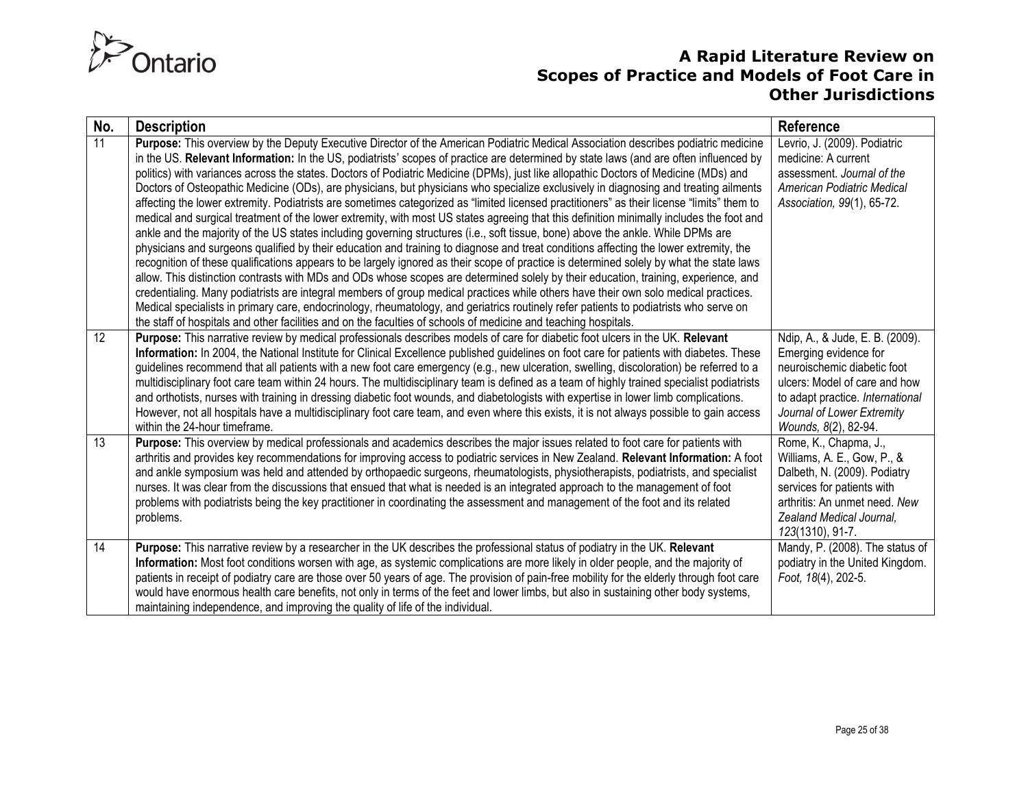| No. | Description | Reference |
|---|---|---|
| 11 | **Purpose:** This overview by the Deputy Executive Director of the American Podiatric Medical Association describes podiatric medicine in the US. **Relevant Information:** In the US, podiatrists' scopes of practice are determined by state laws (and are often influenced by politics) with variances across the states. Doctors of Podiatric Medicine (DPMs), just like allopathic Doctors of Medicine (MDs) and Doctors of Osteopathic Medicine (ODs), are physicians, but physicians who specialize exclusively in diagnosing and treating ailments affecting the lower extremity. Podiatrists are sometimes categorized as "limited licensed practitioners" as their license "limits" them to medical and surgical treatment of the lower extremity, with most US states agreeing that this definition minimally includes the foot and ankle and the majority of the US states including governing structures (i.e., soft tissue, bone) above the ankle. While DPMs are physicians and surgeons qualified by their education and training to diagnose and treat conditions affecting the lower extremity, the recognition of these qualifications appears to be largely ignored as their scope of practice is determined solely by what the state laws allow. This distinction contrasts with MDs and ODs whose scopes are determined solely by their education, training, experience, and credentialing. Many podiatrists are integral members of group medical practices while others have their own solo medical practices. Medical specialists in primary care, endocrinology, rheumatology, and geriatrics routinely refer patients to podiatrists who serve on the staff of hospitals and other facilities and on the faculties of schools of medicine and teaching hospitals. | Levrio, J. (2009). Podiatric medicine: A current assessment. *Journal of the American Podiatric Medical Association, 99*(1), 65-72. |
| 12 | **Purpose:** This narrative review by medical professionals describes models of care for diabetic foot ulcers in the UK. **Relevant Information:** In 2004, the National Institute for Clinical Excellence published guidelines on foot care for patients with diabetes. These guidelines recommend that all patients with a new foot care emergency (e.g., new ulceration, swelling, discoloration) be referred to a multidisciplinary foot care team within 24 hours. The multidisciplinary team is defined as a team of highly trained specialist podiatrists and orthotists, nurses with training in dressing diabetic foot wounds, and diabetologists with expertise in lower limb complications. However, not all hospitals have a multidisciplinary foot care team, and even where this exists, it is not always possible to gain access within the 24-hour timeframe. | Ndip, A., & Jude, E. B. (2009). Emerging evidence for neuroischemic diabetic foot ulcers: Model of care and how to adapt practice. *International Journal of Lower Extremity Wounds, 8*(2), 82-94. |
| 13 | **Purpose:** This overview by medical professionals and academics describes the major issues related to foot care for patients with arthritis and provides key recommendations for improving access to podiatric services in New Zealand. **Relevant Information:** A foot and ankle symposium was held and attended by orthopaedic surgeons, rheumatologists, physiotherapists, podiatrists, and specialist nurses. It was clear from the discussions that ensued that what is needed is an integrated approach to the management of foot problems with podiatrists being the key practitioner in coordinating the assessment and management of the foot and its related problems. | Rome, K., Chapma, J., Williams, A. E., Gow, P., & Dalbeth, N. (2009). Podiatry services for patients with arthritis: An unmet need. *New Zealand Medical Journal, 123*(1310), 91-7. |
| 14 | **Purpose:** This narrative review by a researcher in the UK describes the professional status of podiatry in the UK. **Relevant Information:** Most foot conditions worsen with age, as systemic complications are more likely in older people, and the majority of patients in receipt of podiatry care are those over 50 years of age. The provision of pain-free mobility for the elderly through foot care would have enormous health care benefits, not only in terms of the feet and lower limbs, but also in sustaining other body systems, maintaining independence, and improving the quality of life of the individual. | Mandy, P. (2008). The status of podiatry in the United Kingdom. *Foot, 18*(4), 202-5. |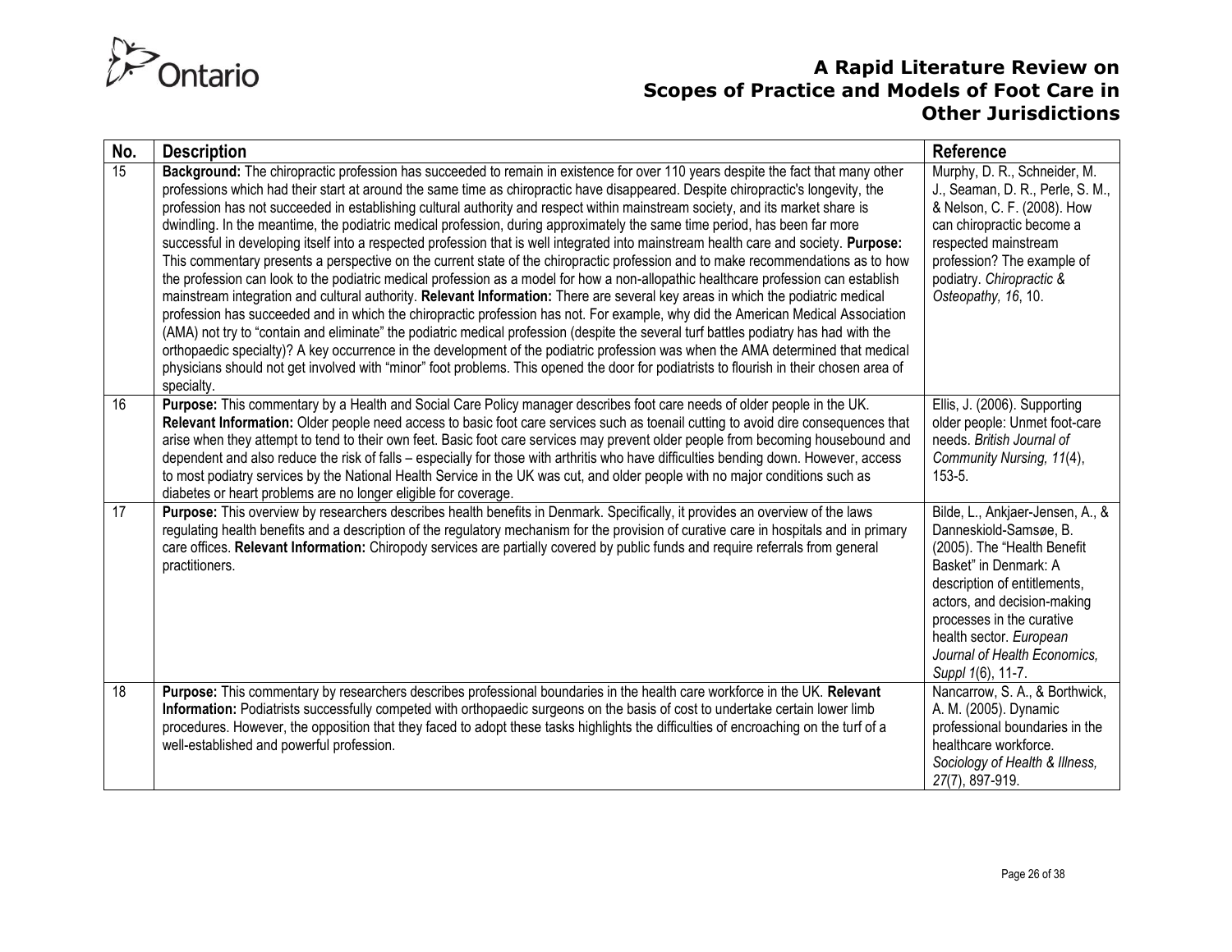| No. | Description | Reference |
|---|---|---|
| 15 | **Background:** The chiropractic profession has succeeded to remain in existence for over 110 years despite the fact that many other professions which had their start at around the same time as chiropractic have disappeared. Despite chiropractic's longevity, the profession has not succeeded in establishing cultural authority and respect within mainstream society, and its market share is dwindling. In the meantime, the podiatric medical profession, during approximately the same time period, has been far more successful in developing itself into a respected profession that is well integrated into mainstream health care and society. **Purpose:** This commentary presents a perspective on the current state of the chiropractic profession and to make recommendations as to how the profession can look to the podiatric medical profession as a model for how a non-allopathic healthcare profession can establish mainstream integration and cultural authority. **Relevant Information:** There are several key areas in which the podiatric medical profession has succeeded and in which the chiropractic profession has not. For example, why did the American Medical Association (AMA) not try to "contain and eliminate" the podiatric medical profession (despite the several turf battles podiatry has had with the orthopaedic specialty)? A key occurrence in the development of the podiatric profession was when the AMA determined that medical physicians should not get involved with "minor" foot problems. This opened the door for podiatrists to flourish in their chosen area of specialty. | Murphy, D. R., Schneider, M. J., Seaman, D. R., Perle, S. M., & Nelson, C. F. (2008). How can chiropractic become a respected mainstream profession? The example of podiatry. *Chiropractic & Osteopathy, 16*, 10. |
| 16 | **Purpose:** This commentary by a Health and Social Care Policy manager describes foot care needs of older people in the UK. **Relevant Information:** Older people need access to basic foot care services such as toenail cutting to avoid dire consequences that arise when they attempt to tend to their own feet. Basic foot care services may prevent older people from becoming housebound and dependent and also reduce the risk of falls – especially for those with arthritis who have difficulties bending down. However, access to most podiatry services by the National Health Service in the UK was cut, and older people with no major conditions such as diabetes or heart problems are no longer eligible for coverage. | Ellis, J. (2006). Supporting older people: Unmet foot-care needs. *British Journal of Community Nursing, 11*(4), 153-5. |
| 17 | **Purpose:** This overview by researchers describes health benefits in Denmark. Specifically, it provides an overview of the laws regulating health benefits and a description of the regulatory mechanism for the provision of curative care in hospitals and in primary care offices. **Relevant Information:** Chiropody services are partially covered by public funds and require referrals from general practitioners. | Bilde, L., Ankjaer-Jensen, A., & Danneskiold-Samsøe, B. (2005). The "Health Benefit Basket" in Denmark: A description of entitlements, actors, and decision-making processes in the curative health sector. *European Journal of Health Economics, Suppl 1*(6), 11-7. |
| 18 | **Purpose:** This commentary by researchers describes professional boundaries in the health care workforce in the UK. **Relevant Information:** Podiatrists successfully competed with orthopaedic surgeons on the basis of cost to undertake certain lower limb procedures. However, the opposition that they faced to adopt these tasks highlights the difficulties of encroaching on the turf of a well-established and powerful profession. | Nancarrow, S. A., & Borthwick, A. M. (2005). Dynamic professional boundaries in the healthcare workforce. *Sociology of Health & Illness, 27*(7), 897-919. |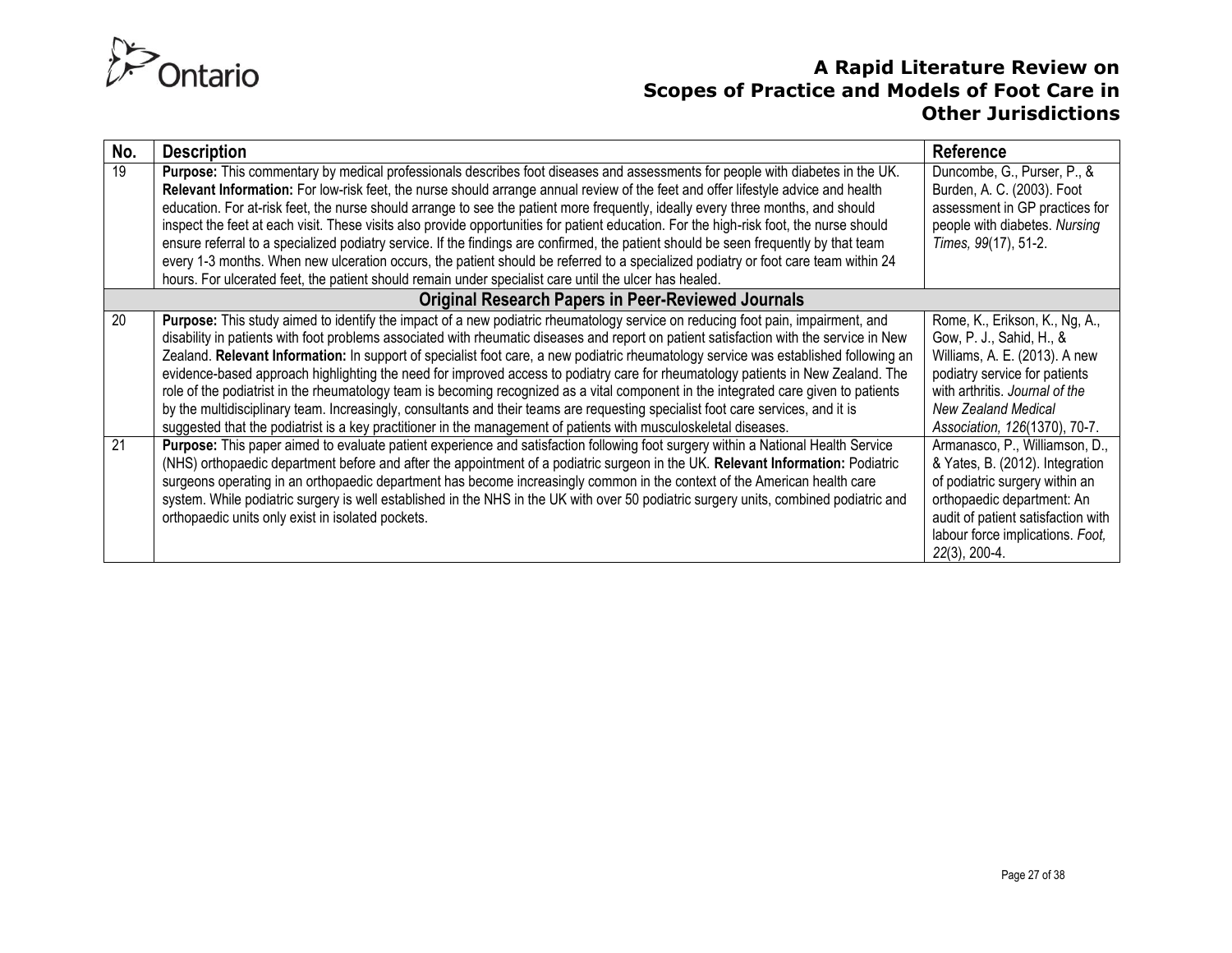| No. | Description | Reference |
|---|---|---|
| 19 | **Purpose:** This commentary by medical professionals describes foot diseases and assessments for people with diabetes in the UK. **Relevant Information:** For low-risk feet, the nurse should arrange annual review of the feet and offer lifestyle advice and health education. For at-risk feet, the nurse should arrange to see the patient more frequently, ideally every three months, and should inspect the feet at each visit. These visits also provide opportunities for patient education. For the high-risk foot, the nurse should ensure referral to a specialized podiatry service. If the findings are confirmed, the patient should be seen frequently by that team every 1-3 months. When new ulceration occurs, the patient should be referred to a specialized podiatry or foot care team within 24 hours. For ulcerated feet, the patient should remain under specialist care until the ulcer has healed. | Duncombe, G., Purser, P., & Burden, A. C. (2003). Foot assessment in GP practices for people with diabetes. *Nursing Times, 99*(17), 51-2. |
| | **Original Research Papers in Peer-Reviewed Journals** | |
| 20 | **Purpose:** This study aimed to identify the impact of a new podiatric rheumatology service on reducing foot pain, impairment, and disability in patients with foot problems associated with rheumatic diseases and report on patient satisfaction with the service in New Zealand. **Relevant Information:** In support of specialist foot care, a new podiatric rheumatology service was established following an evidence-based approach highlighting the need for improved access to podiatry care for rheumatology patients in New Zealand. The role of the podiatrist in the rheumatology team is becoming recognized as a vital component in the integrated care given to patients by the multidisciplinary team. Increasingly, consultants and their teams are requesting specialist foot care services, and it is suggested that the podiatrist is a key practitioner in the management of patients with musculoskeletal diseases. | Rome, K., Erikson, K., Ng, A., Gow, P. J., Sahid, H., & Williams, A. E. (2013). A new podiatry service for patients with arthritis. *Journal of the New Zealand Medical Association, 126*(1370), 70-7. |
| 21 | **Purpose:** This paper aimed to evaluate patient experience and satisfaction following foot surgery within a National Health Service (NHS) orthopaedic department before and after the appointment of a podiatric surgeon in the UK. **Relevant Information:** Podiatric surgeons operating in an orthopaedic department has become increasingly common in the context of the American health care system. While podiatric surgery is well established in the NHS in the UK with over 50 podiatric surgery units, combined podiatric and orthopaedic units only exist in isolated pockets. | Armanasco, P., Williamson, D., & Yates, B. (2012). Integration of podiatric surgery within an orthopaedic department: An audit of patient satisfaction with labour force implications. *Foot, 22*(3), 200-4. |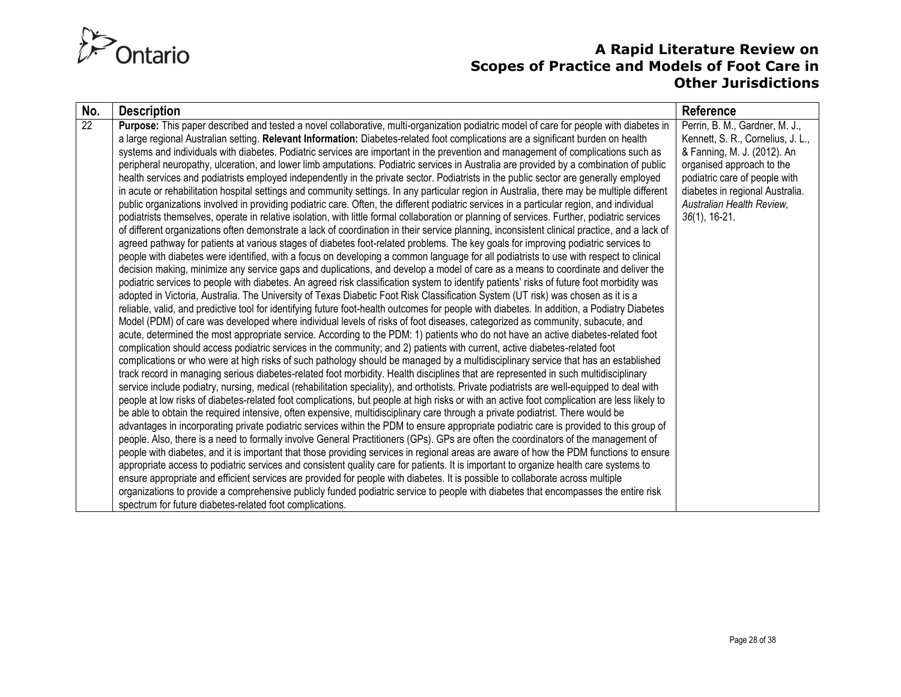| No. | Description | Reference |
| --- | --- | --- |
| 22 | **Purpose:** This paper described and tested a novel collaborative, multi-organization podiatric model of care for people with diabetes in a large regional Australian setting. **Relevant Information:** Diabetes-related foot complications are a significant burden on health systems and individuals with diabetes. Podiatric services are important in the prevention and management of complications such as peripheral neuropathy, ulceration, and lower limb amputations. Podiatric services in Australia are provided by a combination of public health services and podiatrists employed independently in the private sector. Podiatrists in the public sector are generally employed in acute or rehabilitation hospital settings and community settings. In any particular region in Australia, there may be multiple different public organizations involved in providing podiatric care. Often, the different podiatric services in a particular region, and individual podiatrists themselves, operate in relative isolation, with little formal collaboration or planning of services. Further, podiatric services of different organizations often demonstrate a lack of coordination in their service planning, inconsistent clinical practice, and a lack of agreed pathway for patients at various stages of diabetes foot-related problems. The key goals for improving podiatric services to people with diabetes were identified, with a focus on developing a common language for all podiatrists to use with respect to clinical decision making, minimize any service gaps and duplications, and develop a model of care as a means to coordinate and deliver the podiatric services to people with diabetes. An agreed risk classification system to identify patients' risks of future foot morbidity was adopted in Victoria, Australia. The University of Texas Diabetic Foot Risk Classification System (UT risk) was chosen as it is a reliable, valid, and predictive tool for identifying future foot-health outcomes for people with diabetes. In addition, a Podiatry Diabetes Model (PDM) of care was developed where individual levels of risks of foot diseases, categorized as community, subacute, and acute, determined the most appropriate service. According to the PDM: 1) patients who do not have an active diabetes-related foot complication should access podiatric services in the community; and 2) patients with current, active diabetes-related foot complications or who were at high risks of such pathology should be managed by a multidisciplinary service that has an established track record in managing serious diabetes-related foot morbidity. Health disciplines that are represented in such multidisciplinary service include podiatry, nursing, medical (rehabilitation speciality), and orthotists. Private podiatrists are well-equipped to deal with people at low risks of diabetes-related foot complications, but people at high risks or with an active foot complication are less likely to be able to obtain the required intensive, often expensive, multidisciplinary care through a private podiatrist. There would be advantages in incorporating private podiatric services within the PDM to ensure appropriate podiatric care is provided to this group of people. Also, there is a need to formally involve General Practitioners (GPs). GPs are often the coordinators of the management of people with diabetes, and it is important that those providing services in regional areas are aware of how the PDM functions to ensure appropriate access to podiatric services and consistent quality care for patients. It is important to organize health care systems to ensure appropriate and efficient services are provided for people with diabetes. It is possible to collaborate across multiple organizations to provide a comprehensive publicly funded podiatric service to people with diabetes that encompasses the entire risk spectrum for future diabetes-related foot complications. | Perrin, B. M., Gardner, M. J., Kennett, S. R., Cornelius, J. L., & Fanning, M. J. (2012). An organised approach to the podiatric care of people with diabetes in regional Australia. *Australian Health Review, 36*(1), 16-21. |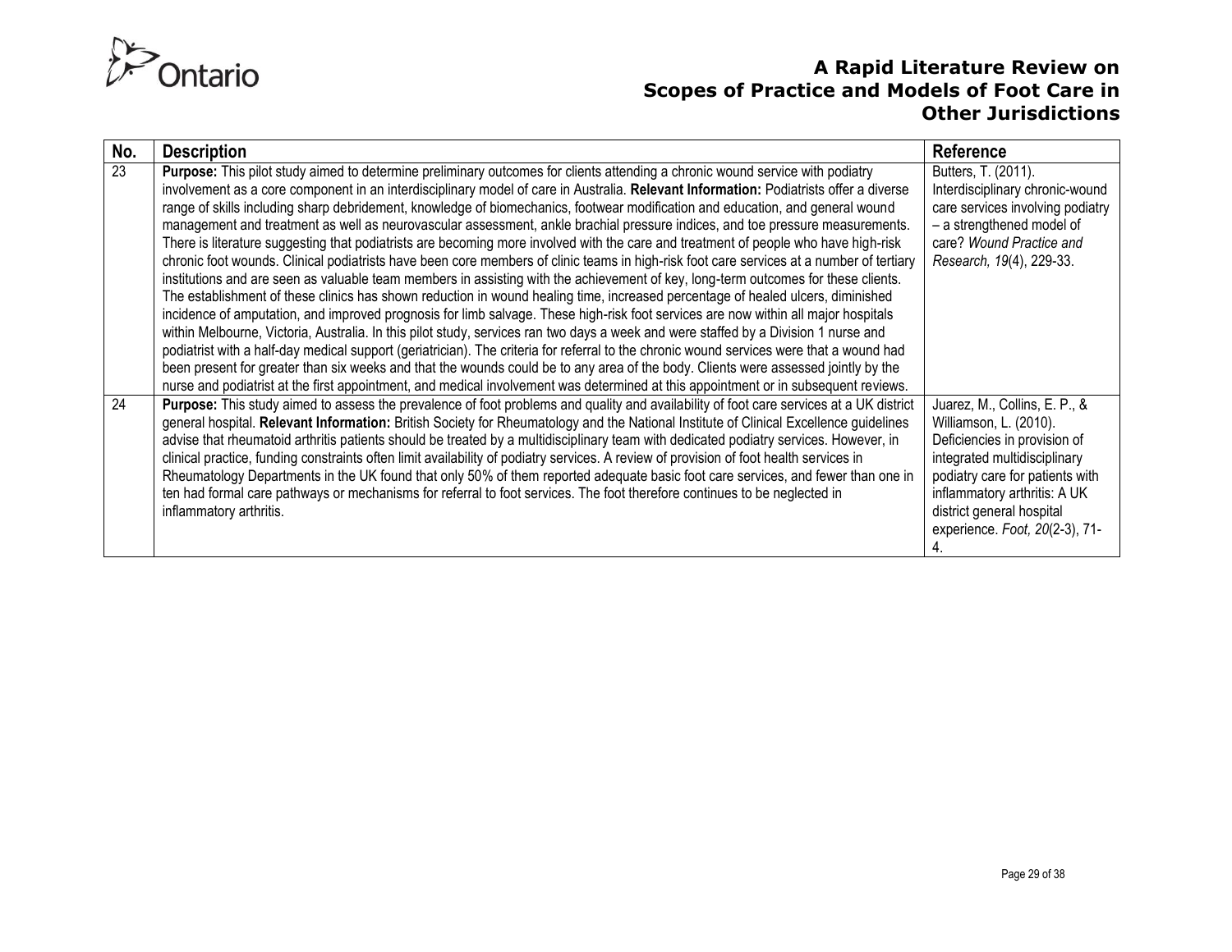| No. | Description | Reference |
| --- | --- | --- |
| 23 | **Purpose:** This pilot study aimed to determine preliminary outcomes for clients attending a chronic wound service with podiatry involvement as a core component in an interdisciplinary model of care in Australia. **Relevant Information:** Podiatrists offer a diverse range of skills including sharp debridement, knowledge of biomechanics, footwear modification and education, and general wound management and treatment as well as neurovascular assessment, ankle brachial pressure indices, and toe pressure measurements. There is literature suggesting that podiatrists are becoming more involved with the care and treatment of people who have high-risk chronic foot wounds. Clinical podiatrists have been core members of clinic teams in high-risk foot care services at a number of tertiary institutions and are seen as valuable team members in assisting with the achievement of key, long-term outcomes for these clients. The establishment of these clinics has shown reduction in wound healing time, increased percentage of healed ulcers, diminished incidence of amputation, and improved prognosis for limb salvage. These high-risk foot services are now within all major hospitals within Melbourne, Victoria, Australia. In this pilot study, services ran two days a week and were staffed by a Division 1 nurse and podiatrist with a half-day medical support (geriatrician). The criteria for referral to the chronic wound services were that a wound had been present for greater than six weeks and that the wounds could be to any area of the body. Clients were assessed jointly by the nurse and podiatrist at the first appointment, and medical involvement was determined at this appointment or in subsequent reviews. | Butters, T. (2011). Interdisciplinary chronic-wound care services involving podiatry – a strengthened model of care? *Wound Practice and Research, 19*(4), 229-33. |
| 24 | **Purpose:** This study aimed to assess the prevalence of foot problems and quality and availability of foot care services at a UK district general hospital. **Relevant Information:** British Society for Rheumatology and the National Institute of Clinical Excellence guidelines advise that rheumatoid arthritis patients should be treated by a multidisciplinary team with dedicated podiatry services. However, in clinical practice, funding constraints often limit availability of podiatry services. A review of provision of foot health services in Rheumatology Departments in the UK found that only 50% of them reported adequate basic foot care services, and fewer than one in ten had formal care pathways or mechanisms for referral to foot services. The foot therefore continues to be neglected in inflammatory arthritis. | Juarez, M., Collins, E. P., & Williamson, L. (2010). Deficiencies in provision of integrated multidisciplinary podiatry care for patients with inflammatory arthritis: A UK district general hospital experience. *Foot, 20*(2-3), 71-4. |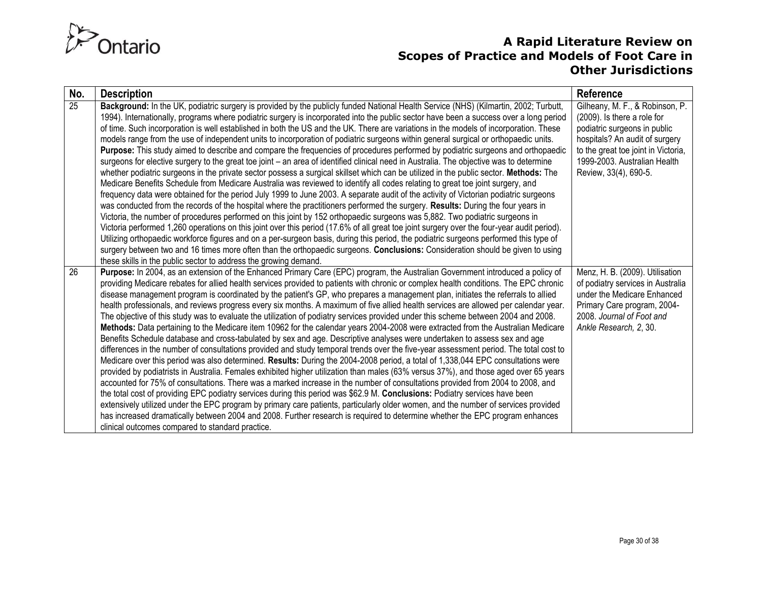| No. | Description | Reference |
|---|---|---|
| 25 | **Background:** In the UK, podiatric surgery is provided by the publicly funded National Health Service (NHS) (Kilmartin, 2002; Turbutt, 1994). Internationally, programs where podiatric surgery is incorporated into the public sector have been a success over a long period of time. Such incorporation is well established in both the US and the UK. There are variations in the models of incorporation. These models range from the use of independent units to incorporation of podiatric surgeons within general surgical or orthopaedic units. **Purpose:** This study aimed to describe and compare the frequencies of procedures performed by podiatric surgeons and orthopaedic surgeons for elective surgery to the great toe joint – an area of identified clinical need in Australia. The objective was to determine whether podiatric surgeons in the private sector possess a surgical skillset which can be utilized in the public sector. **Methods:** The Medicare Benefits Schedule from Medicare Australia was reviewed to identify all codes relating to great toe joint surgery, and frequency data were obtained for the period July 1999 to June 2003. A separate audit of the activity of Victorian podiatric surgeons was conducted from the records of the hospital where the practitioners performed the surgery. **Results:** During the four years in Victoria, the number of procedures performed on this joint by 152 orthopaedic surgeons was 5,882. Two podiatric surgeons in Victoria performed 1,260 operations on this joint over this period (17.6% of all great toe joint surgery over the four-year audit period). Utilizing orthopaedic workforce figures and on a per-surgeon basis, during this period, the podiatric surgeons performed this type of surgery between two and 16 times more often than the orthopaedic surgeons. **Conclusions:** Consideration should be given to using these skills in the public sector to address the growing demand. | Gilheany, M. F., & Robinson, P. (2009). Is there a role for podiatric surgeons in public hospitals? An audit of surgery to the great toe joint in Victoria, 1999-2003. Australian Health Review, 33(4), 690-5. |
| 26 | **Purpose:** In 2004, as an extension of the Enhanced Primary Care (EPC) program, the Australian Government introduced a policy of providing Medicare rebates for allied health services provided to patients with chronic or complex health conditions. The EPC chronic disease management program is coordinated by the patient's GP, who prepares a management plan, initiates the referrals to allied health professionals, and reviews progress every six months. A maximum of five allied health services are allowed per calendar year. The objective of this study was to evaluate the utilization of podiatry services provided under this scheme between 2004 and 2008. **Methods:** Data pertaining to the Medicare item 10962 for the calendar years 2004-2008 were extracted from the Australian Medicare Benefits Schedule database and cross-tabulated by sex and age. Descriptive analyses were undertaken to assess sex and age differences in the number of consultations provided and study temporal trends over the five-year assessment period. The total cost to Medicare over this period was also determined. **Results:** During the 2004-2008 period, a total of 1,338,044 EPC consultations were provided by podiatrists in Australia. Females exhibited higher utilization than males (63% versus 37%), and those aged over 65 years accounted for 75% of consultations. There was a marked increase in the number of consultations provided from 2004 to 2008, and the total cost of providing EPC podiatry services during this period was $62.9 M. **Conclusions:** Podiatry services have been extensively utilized under the EPC program by primary care patients, particularly older women, and the number of services provided has increased dramatically between 2004 and 2008. Further research is required to determine whether the EPC program enhances clinical outcomes compared to standard practice. | Menz, H. B. (2009). Utilisation of podiatry services in Australia under the Medicare Enhanced Primary Care program, 2004-2008. *Journal of Foot and Ankle Research, 2*, 30. |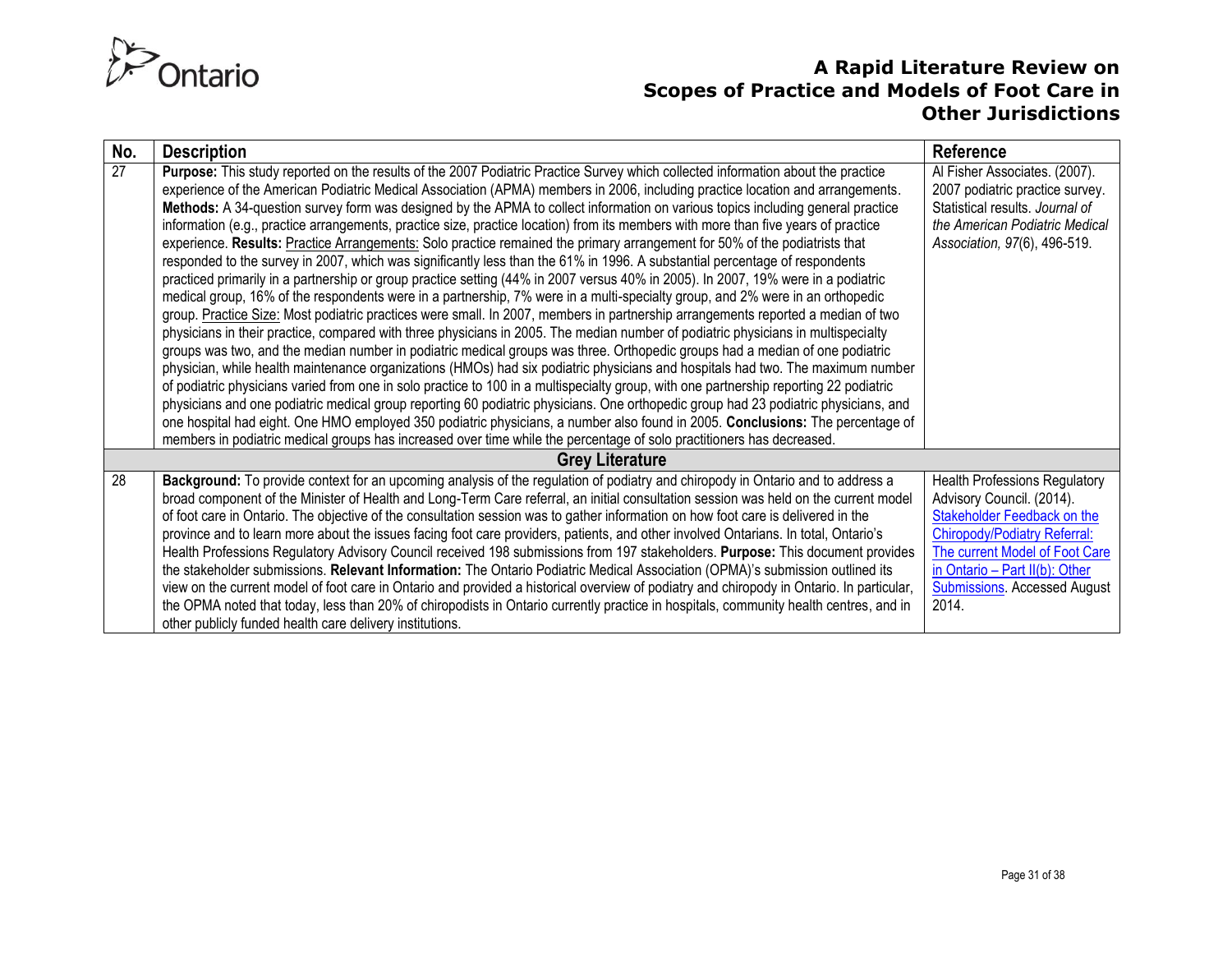| No. | Description | Reference |
|---|---|---|
| 27 | **Purpose:** This study reported on the results of the 2007 Podiatric Practice Survey which collected information about the practice experience of the American Podiatric Medical Association (APMA) members in 2006, including practice location and arrangements. **Methods:** A 34-question survey form was designed by the APMA to collect information on various topics including general practice information (e.g., practice arrangements, practice size, practice location) from its members with more than five years of practice experience. **Results:** Practice Arrangements: Solo practice remained the primary arrangement for 50% of the podiatrists that responded to the survey in 2007, which was significantly less than the 61% in 1996. A substantial percentage of respondents practiced primarily in a partnership or group practice setting (44% in 2007 versus 40% in 2005). In 2007, 19% were in a podiatric medical group, 16% of the respondents were in a partnership, 7% were in a multi-specialty group, and 2% were in an orthopedic group. Practice Size: Most podiatric practices were small. In 2007, members in partnership arrangements reported a median of two physicians in their practice, compared with three physicians in 2005. The median number of podiatric physicians in multispecialty groups was two, and the median number in podiatric medical groups was three. Orthopedic groups had a median of one podiatric physician, while health maintenance organizations (HMOs) had six podiatric physicians and hospitals had two. The maximum number of podiatric physicians varied from one in solo practice to 100 in a multispecialty group, with one partnership reporting 22 podiatric physicians and one podiatric medical group reporting 60 podiatric physicians. One orthopedic group had 23 podiatric physicians, and one hospital had eight. One HMO employed 350 podiatric physicians, a number also found in 2005. **Conclusions:** The percentage of members in podiatric medical groups has increased over time while the percentage of solo practitioners has decreased. | Al Fisher Associates. (2007). 2007 podiatric practice survey. Statistical results. *Journal of the American Podiatric Medical Association, 97*(6), 496-519. |
| | **Grey Literature** | |
| 28 | **Background:** To provide context for an upcoming analysis of the regulation of podiatry and chiropody in Ontario and to address a broad component of the Minister of Health and Long-Term Care referral, an initial consultation session was held on the current model of foot care in Ontario. The objective of the consultation session was to gather information on how foot care is delivered in the province and to learn more about the issues facing foot care providers, patients, and other involved Ontarians. In total, Ontario's Health Professions Regulatory Advisory Council received 198 submissions from 197 stakeholders. **Purpose:** This document provides the stakeholder submissions. **Relevant Information:** The Ontario Podiatric Medical Association (OPMA)'s submission outlined its view on the current model of foot care in Ontario and provided a historical overview of podiatry and chiropody in Ontario. In particular, the OPMA noted that today, less than 20% of chiropodists in Ontario currently practice in hospitals, community health centres, and in other publicly funded health care delivery institutions. | Health Professions Regulatory Advisory Council. (2014). Stakeholder Feedback on the Chiropody/Podiatry Referral: The current Model of Foot Care in Ontario – Part II(b): Other Submissions. Accessed August 2014. |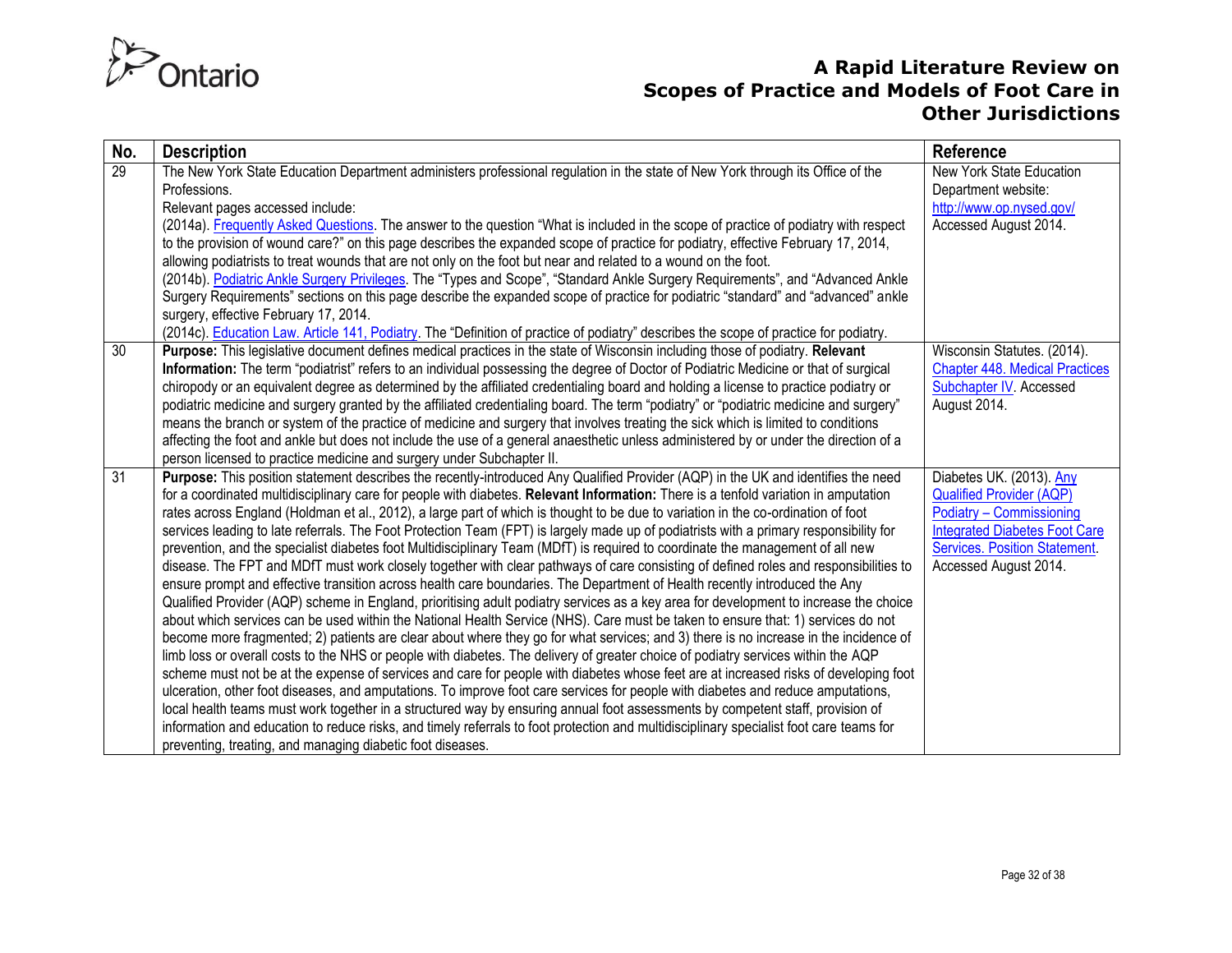| No. | Description | Reference |
|---|---|---|
| 29 | The New York State Education Department administers professional regulation in the state of New York through its Office of the Professions.<br>Relevant pages accessed include:<br>(2014a). Frequently Asked Questions. The answer to the question "What is included in the scope of practice of podiatry with respect to the provision of wound care?" on this page describes the expanded scope of practice for podiatry, effective February 17, 2014, allowing podiatrists to treat wounds that are not only on the foot but near and related to a wound on the foot.<br>(2014b). Podiatric Ankle Surgery Privileges. The "Types and Scope", "Standard Ankle Surgery Requirements", and "Advanced Ankle Surgery Requirements" sections on this page describe the expanded scope of practice for podiatric "standard" and "advanced" ankle surgery, effective February 17, 2014.<br>(2014c). Education Law. Article 141, Podiatry. The "Definition of practice of podiatry" describes the scope of practice for podiatry. | New York State Education Department website: http://www.op.nysed.gov/ Accessed August 2014. |
| 30 | **Purpose:** This legislative document defines medical practices in the state of Wisconsin including those of podiatry. **Relevant Information:** The term "podiatrist" refers to an individual possessing the degree of Doctor of Podiatric Medicine or that of surgical chiropody or an equivalent degree as determined by the affiliated credentialing board and holding a license to practice podiatry or podiatric medicine and surgery granted by the affiliated credentialing board. The term "podiatry" or "podiatric medicine and surgery" means the branch or system of the practice of medicine and surgery that involves treating the sick which is limited to conditions affecting the foot and ankle but does not include the use of a general anaesthetic unless administered by or under the direction of a person licensed to practice medicine and surgery under Subchapter II. | Wisconsin Statutes. (2014). Chapter 448. Medical Practices Subchapter IV. Accessed August 2014. |
| 31 | **Purpose:** This position statement describes the recently-introduced Any Qualified Provider (AQP) in the UK and identifies the need for a coordinated multidisciplinary care for people with diabetes. **Relevant Information:** There is a tenfold variation in amputation rates across England (Holdman et al., 2012), a large part of which is thought to be due to variation in the co-ordination of foot services leading to late referrals. The Foot Protection Team (FPT) is largely made up of podiatrists with a primary responsibility for prevention, and the specialist diabetes foot Multidisciplinary Team (MDfT) is required to coordinate the management of all new disease. The FPT and MDfT must work closely together with clear pathways of care consisting of defined roles and responsibilities to ensure prompt and effective transition across health care boundaries. The Department of Health recently introduced the Any Qualified Provider (AQP) scheme in England, prioritising adult podiatry services as a key area for development to increase the choice about which services can be used within the National Health Service (NHS). Care must be taken to ensure that: 1) services do not become more fragmented; 2) patients are clear about where they go for what services; and 3) there is no increase in the incidence of limb loss or overall costs to the NHS or people with diabetes. The delivery of greater choice of podiatry services within the AQP scheme must not be at the expense of services and care for people with diabetes whose feet are at increased risks of developing foot ulceration, other foot diseases, and amputations. To improve foot care services for people with diabetes and reduce amputations, local health teams must work together in a structured way by ensuring annual foot assessments by competent staff, provision of information and education to reduce risks, and timely referrals to foot protection and multidisciplinary specialist foot care teams for preventing, treating, and managing diabetic foot diseases. | Diabetes UK. (2013). Any Qualified Provider (AQP) Podiatry – Commissioning Integrated Diabetes Foot Care Services. Position Statement. Accessed August 2014. |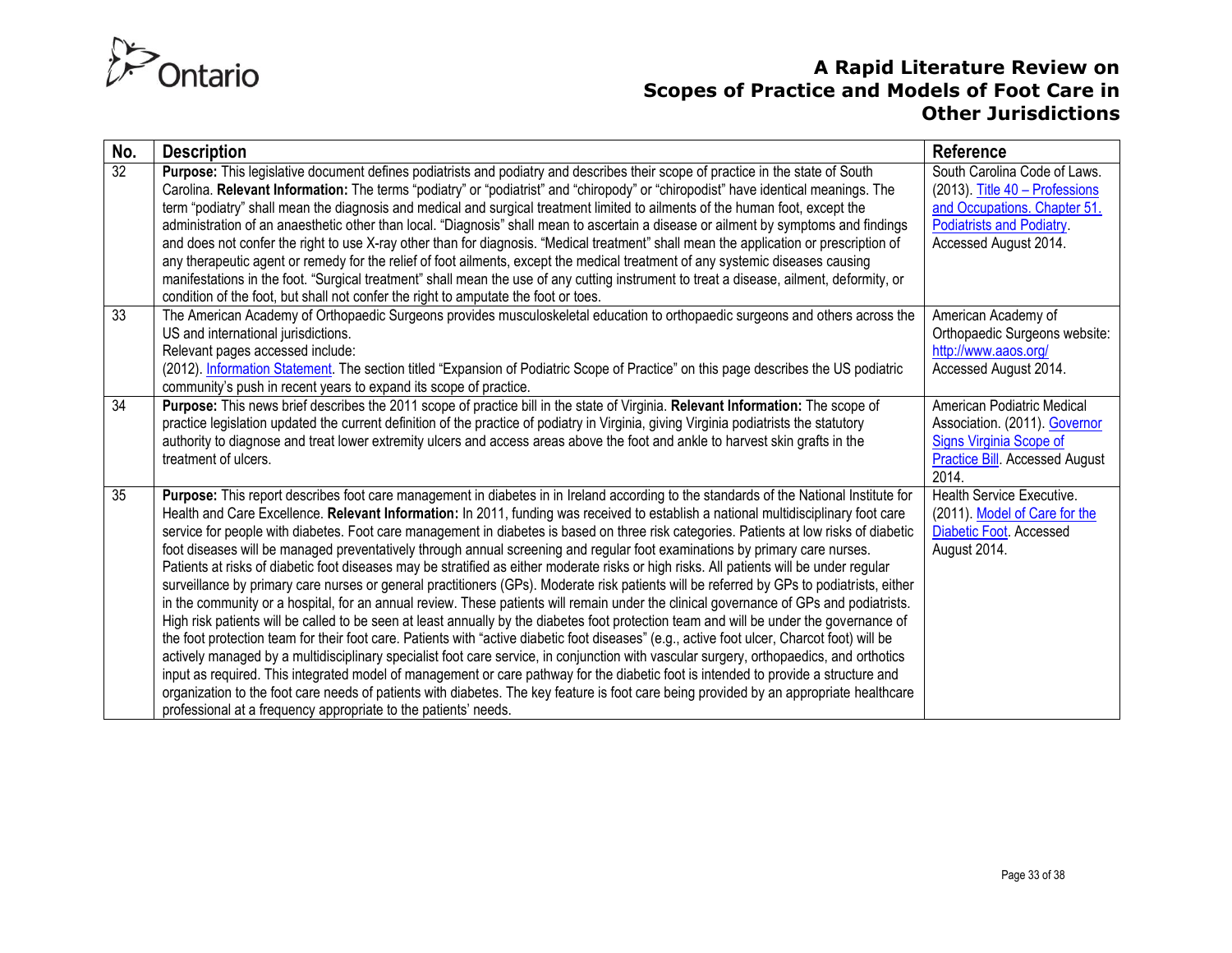| No. | Description | Reference |
|---|---|---|
| 32 | **Purpose:** This legislative document defines podiatrists and podiatry and describes their scope of practice in the state of South Carolina. **Relevant Information:** The terms "podiatry" or "podiatrist" and "chiropody" or "chiropodist" have identical meanings. The term "podiatry" shall mean the diagnosis and medical and surgical treatment limited to ailments of the human foot, except the administration of an anaesthetic other than local. "Diagnosis" shall mean to ascertain a disease or ailment by symptoms and findings and does not confer the right to use X-ray other than for diagnosis. "Medical treatment" shall mean the application or prescription of any therapeutic agent or remedy for the relief of foot ailments, except the medical treatment of any systemic diseases causing manifestations in the foot. "Surgical treatment" shall mean the use of any cutting instrument to treat a disease, ailment, deformity, or condition of the foot, but shall not confer the right to amputate the foot or toes. | South Carolina Code of Laws. (2013). Title 40 – Professions and Occupations. Chapter 51. Podiatrists and Podiatry. Accessed August 2014. |
| 33 | The American Academy of Orthopaedic Surgeons provides musculoskeletal education to orthopaedic surgeons and others across the US and international jurisdictions.<br>Relevant pages accessed include:<br>(2012). Information Statement. The section titled "Expansion of Podiatric Scope of Practice" on this page describes the US podiatric community's push in recent years to expand its scope of practice. | American Academy of Orthopaedic Surgeons website: http://www.aaos.org/ Accessed August 2014. |
| 34 | **Purpose:** This news brief describes the 2011 scope of practice bill in the state of Virginia. **Relevant Information:** The scope of practice legislation updated the current definition of the practice of podiatry in Virginia, giving Virginia podiatrists the statutory authority to diagnose and treat lower extremity ulcers and access areas above the foot and ankle to harvest skin grafts in the treatment of ulcers. | American Podiatric Medical Association. (2011). Governor Signs Virginia Scope of Practice Bill. Accessed August 2014. |
| 35 | **Purpose:** This report describes foot care management in diabetes in in Ireland according to the standards of the National Institute for Health and Care Excellence. **Relevant Information:** In 2011, funding was received to establish a national multidisciplinary foot care service for people with diabetes. Foot care management in diabetes is based on three risk categories. Patients at low risks of diabetic foot diseases will be managed preventatively through annual screening and regular foot examinations by primary care nurses. Patients at risks of diabetic foot diseases may be stratified as either moderate risks or high risks. All patients will be under regular surveillance by primary care nurses or general practitioners (GPs). Moderate risk patients will be referred by GPs to podiatrists, either in the community or a hospital, for an annual review. These patients will remain under the clinical governance of GPs and podiatrists. High risk patients will be called to be seen at least annually by the diabetes foot protection team and will be under the governance of the foot protection team for their foot care. Patients with "active diabetic foot diseases" (e.g., active foot ulcer, Charcot foot) will be actively managed by a multidisciplinary specialist foot care service, in conjunction with vascular surgery, orthopaedics, and orthotics input as required. This integrated model of management or care pathway for the diabetic foot is intended to provide a structure and organization to the foot care needs of patients with diabetes. The key feature is foot care being provided by an appropriate healthcare professional at a frequency appropriate to the patients' needs. | Health Service Executive. (2011). Model of Care for the Diabetic Foot. Accessed August 2014. |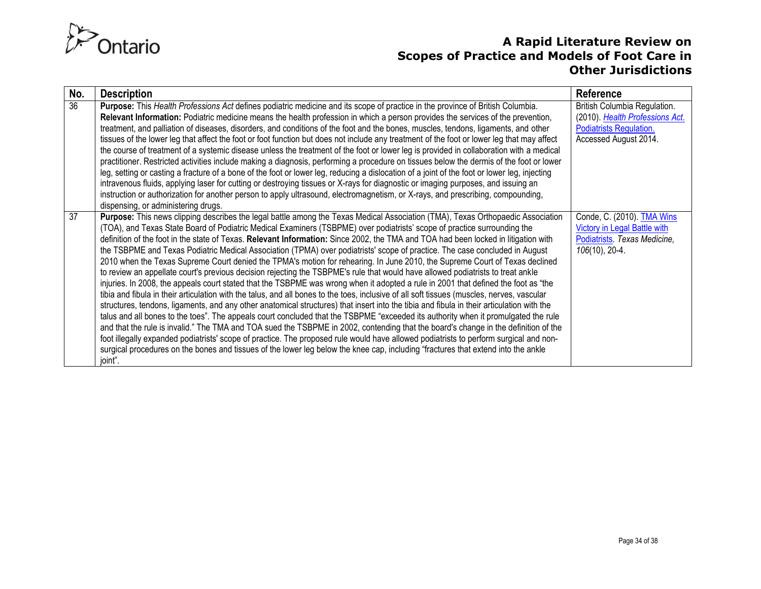| No. | Description | Reference |
|---|---|---|
| 36 | **Purpose:** This *Health Professions Act* defines podiatric medicine and its scope of practice in the province of British Columbia. **Relevant Information:** Podiatric medicine means the health profession in which a person provides the services of the prevention, treatment, and palliation of diseases, disorders, and conditions of the foot and the bones, muscles, tendons, ligaments, and other tissues of the lower leg that affect the foot or foot function but does not include any treatment of the foot or lower leg that may affect the course of treatment of a systemic disease unless the treatment of the foot or lower leg is provided in collaboration with a medical practitioner. Restricted activities include making a diagnosis, performing a procedure on tissues below the dermis of the foot or lower leg, setting or casting a fracture of a bone of the foot or lower leg, reducing a dislocation of a joint of the foot or lower leg, injecting intravenous fluids, applying laser for cutting or destroying tissues or X-rays for diagnostic or imaging purposes, and issuing an instruction or authorization for another person to apply ultrasound, electromagnetism, or X-rays, and prescribing, compounding, dispensing, or administering drugs. | British Columbia Regulation. (2010). *Health Professions Act.* Podiatrists Regulation. Accessed August 2014. |
| 37 | **Purpose:** This news clipping describes the legal battle among the Texas Medical Association (TMA), Texas Orthopaedic Association (TOA), and Texas State Board of Podiatric Medical Examiners (TSBPME) over podiatrists' scope of practice surrounding the definition of the foot in the state of Texas. **Relevant Information:** Since 2002, the TMA and TOA had been locked in litigation with the TSBPME and Texas Podiatric Medical Association (TPMA) over podiatrists' scope of practice. The case concluded in August 2010 when the Texas Supreme Court denied the TPMA's motion for rehearing. In June 2010, the Supreme Court of Texas declined to review an appellate court's previous decision rejecting the TSBPME's rule that would have allowed podiatrists to treat ankle injuries. In 2008, the appeals court stated that the TSBPME was wrong when it adopted a rule in 2001 that defined the foot as "the tibia and fibula in their articulation with the talus, and all bones to the toes, inclusive of all soft tissues (muscles, nerves, vascular structures, tendons, ligaments, and any other anatomical structures) that insert into the tibia and fibula in their articulation with the talus and all bones to the toes". The appeals court concluded that the TSBPME "exceeded its authority when it promulgated the rule and that the rule is invalid." The TMA and TOA sued the TSBPME in 2002, contending that the board's change in the definition of the foot illegally expanded podiatrists' scope of practice. The proposed rule would have allowed podiatrists to perform surgical and non-surgical procedures on the bones and tissues of the lower leg below the knee cap, including "fractures that extend into the ankle joint". | Conde, C. (2010). TMA Wins Victory in Legal Battle with Podiatrists. *Texas Medicine, 106*(10), 20-4. |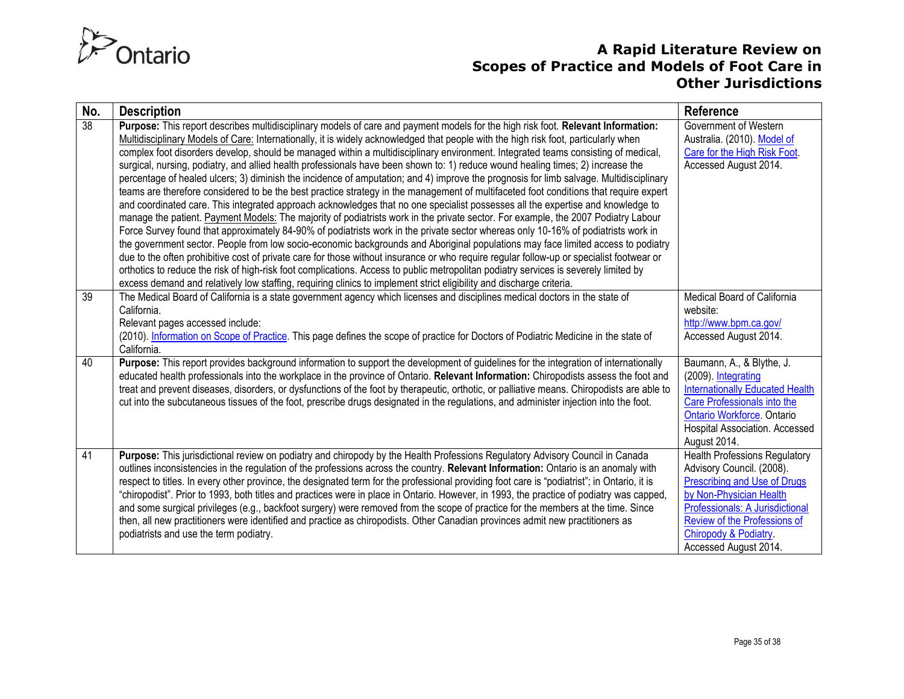| No. | Description | Reference |
|---|---|---|
| 38 | **Purpose:** This report describes multidisciplinary models of care and payment models for the high risk foot. **Relevant Information:** Multidisciplinary Models of Care: Internationally, it is widely acknowledged that people with the high risk foot, particularly when complex foot disorders develop, should be managed within a multidisciplinary environment. Integrated teams consisting of medical, surgical, nursing, podiatry, and allied health professionals have been shown to: 1) reduce wound healing times; 2) increase the percentage of healed ulcers; 3) diminish the incidence of amputation; and 4) improve the prognosis for limb salvage. Multidisciplinary teams are therefore considered to be the best practice strategy in the management of multifaceted foot conditions that require expert and coordinated care. This integrated approach acknowledges that no one specialist possesses all the expertise and knowledge to manage the patient. Payment Models: The majority of podiatrists work in the private sector. For example, the 2007 Podiatry Labour Force Survey found that approximately 84-90% of podiatrists work in the private sector whereas only 10-16% of podiatrists work in the government sector. People from low socio-economic backgrounds and Aboriginal populations may face limited access to podiatry due to the often prohibitive cost of private care for those without insurance or who require regular follow-up or specialist footwear or orthotics to reduce the risk of high-risk foot complications. Access to public metropolitan podiatry services is severely limited by excess demand and relatively low staffing, requiring clinics to implement strict eligibility and discharge criteria. | Government of Western Australia. (2010). Model of Care for the High Risk Foot. Accessed August 2014. |
| 39 | The Medical Board of California is a state government agency which licenses and disciplines medical doctors in the state of California.<br>Relevant pages accessed include:<br>(2010). Information on Scope of Practice. This page defines the scope of practice for Doctors of Podiatric Medicine in the state of California. | Medical Board of California website: http://www.bpm.ca.gov/ Accessed August 2014. |
| 40 | **Purpose:** This report provides background information to support the development of guidelines for the integration of internationally educated health professionals into the workplace in the province of Ontario. **Relevant Information:** Chiropodists assess the foot and treat and prevent diseases, disorders, or dysfunctions of the foot by therapeutic, orthotic, or palliative means. Chiropodists are able to cut into the subcutaneous tissues of the foot, prescribe drugs designated in the regulations, and administer injection into the foot. | Baumann, A., & Blythe, J. (2009). Integrating Internationally Educated Health Care Professionals into the Ontario Workforce. Ontario Hospital Association. Accessed August 2014. |
| 41 | **Purpose:** This jurisdictional review on podiatry and chiropody by the Health Professions Regulatory Advisory Council in Canada outlines inconsistencies in the regulation of the professions across the country. **Relevant Information:** Ontario is an anomaly with respect to titles. In every other province, the designated term for the professional providing foot care is "podiatrist"; in Ontario, it is "chiropodist". Prior to 1993, both titles and practices were in place in Ontario. However, in 1993, the practice of podiatry was capped, and some surgical privileges (e.g., backfoot surgery) were removed from the scope of practice for the members at the time. Since then, all new practitioners were identified and practice as chiropodists. Other Canadian provinces admit new practitioners as podiatrists and use the term podiatry. | Health Professions Regulatory Advisory Council. (2008). Prescribing and Use of Drugs by Non-Physician Health Professionals: A Jurisdictional Review of the Professions of Chiropody & Podiatry. Accessed August 2014. |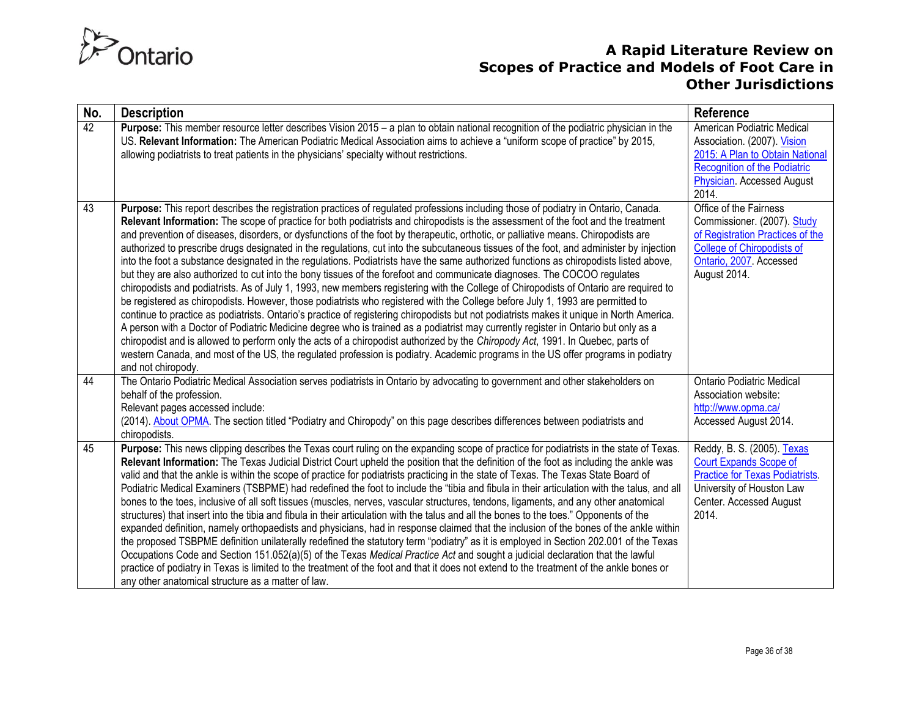| No. | Description | Reference |
|---|---|---|
| 42 | **Purpose:** This member resource letter describes Vision 2015 – a plan to obtain national recognition of the podiatric physician in the US. **Relevant Information:** The American Podiatric Medical Association aims to achieve a "uniform scope of practice" by 2015, allowing podiatrists to treat patients in the physicians' specialty without restrictions. | American Podiatric Medical Association. (2007). Vision 2015: A Plan to Obtain National Recognition of the Podiatric Physician. Accessed August 2014. |
| 43 | **Purpose:** This report describes the registration practices of regulated professions including those of podiatry in Ontario, Canada. **Relevant Information:** The scope of practice for both podiatrists and chiropodists is the assessment of the foot and the treatment and prevention of diseases, disorders, or dysfunctions of the foot by therapeutic, orthotic, or palliative means. Chiropodists are authorized to prescribe drugs designated in the regulations, cut into the subcutaneous tissues of the foot, and administer by injection into the foot a substance designated in the regulations. Podiatrists have the same authorized functions as chiropodists listed above, but they are also authorized to cut into the bony tissues of the forefoot and communicate diagnoses. The COCOO regulates chiropodists and podiatrists. As of July 1, 1993, new members registering with the College of Chiropodists of Ontario are required to be registered as chiropodists. However, those podiatrists who registered with the College before July 1, 1993 are permitted to continue to practice as podiatrists. Ontario's practice of registering chiropodists but not podiatrists makes it unique in North America. A person with a Doctor of Podiatric Medicine degree who is trained as a podiatrist may currently register in Ontario but only as a chiropodist and is allowed to perform only the acts of a chiropodist authorized by the *Chiropody Act*, 1991. In Quebec, parts of western Canada, and most of the US, the regulated profession is podiatry. Academic programs in the US offer programs in podiatry and not chiropody. | Office of the Fairness Commissioner. (2007). Study of Registration Practices of the College of Chiropodists of Ontario, 2007. Accessed August 2014. |
| 44 | The Ontario Podiatric Medical Association serves podiatrists in Ontario by advocating to government and other stakeholders on behalf of the profession.<br>Relevant pages accessed include:<br>(2014). About OPMA. The section titled "Podiatry and Chiropody" on this page describes differences between podiatrists and chiropodists. | Ontario Podiatric Medical Association website: http://www.opma.ca/ Accessed August 2014. |
| 45 | **Purpose:** This news clipping describes the Texas court ruling on the expanding scope of practice for podiatrists in the state of Texas. **Relevant Information:** The Texas Judicial District Court upheld the position that the definition of the foot as including the ankle was valid and that the ankle is within the scope of practice for podiatrists practicing in the state of Texas. The Texas State Board of Podiatric Medical Examiners (TSBPME) had redefined the foot to include the "tibia and fibula in their articulation with the talus, and all bones to the toes, inclusive of all soft tissues (muscles, nerves, vascular structures, tendons, ligaments, and any other anatomical structures) that insert into the tibia and fibula in their articulation with the talus and all the bones to the toes." Opponents of the expanded definition, namely orthopaedists and physicians, had in response claimed that the inclusion of the bones of the ankle within the proposed TSBPME definition unilaterally redefined the statutory term "podiatry" as it is employed in Section 202.001 of the Texas Occupations Code and Section 151.052(a)(5) of the Texas *Medical Practice Act* and sought a judicial declaration that the lawful practice of podiatry in Texas is limited to the treatment of the foot and that it does not extend to the treatment of the ankle bones or any other anatomical structure as a matter of law. | Reddy, B. S. (2005). Texas Court Expands Scope of Practice for Texas Podiatrists. University of Houston Law Center. Accessed August 2014. |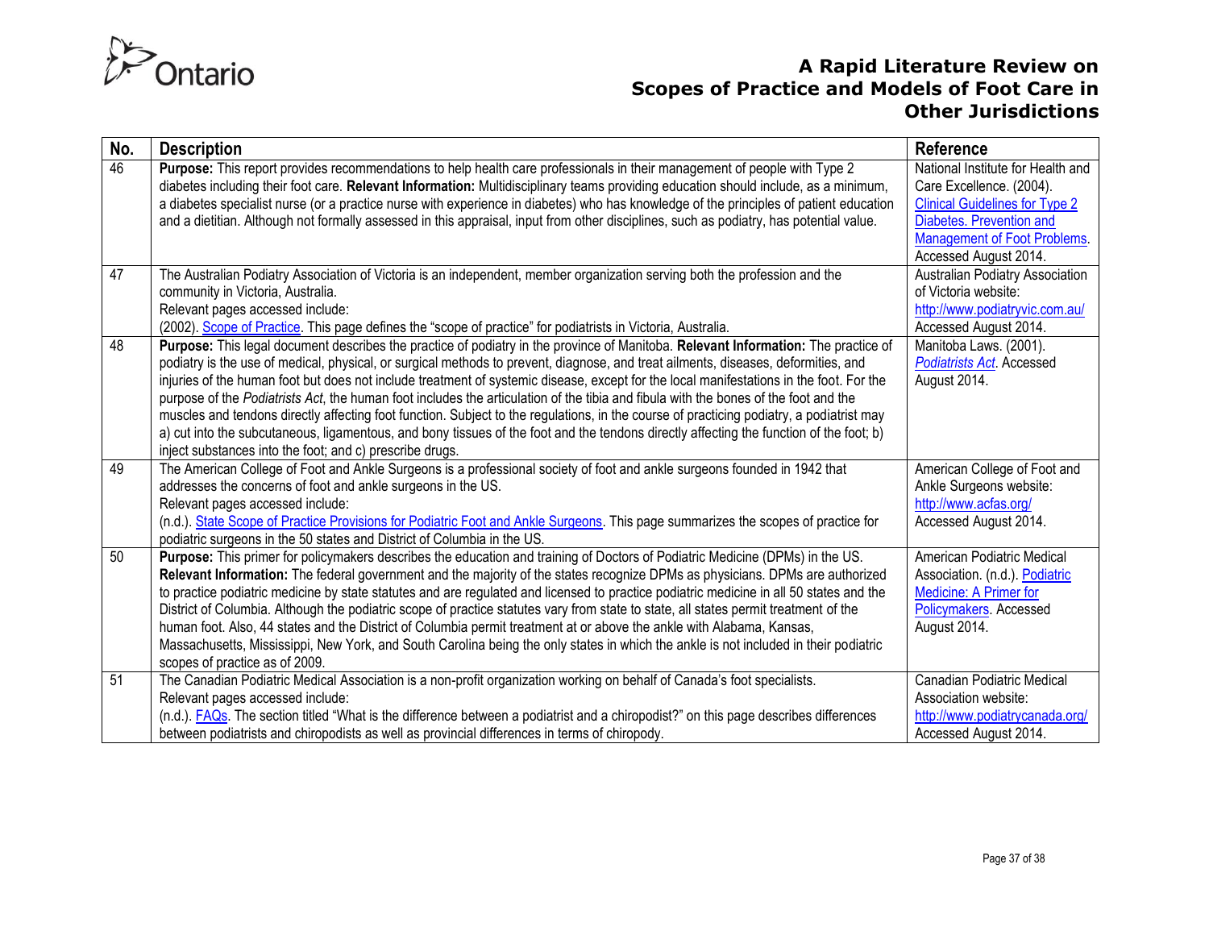| No. | Description | Reference |
|---|---|---|
| 46 | **Purpose:** This report provides recommendations to help health care professionals in their management of people with Type 2 diabetes including their foot care. **Relevant Information:** Multidisciplinary teams providing education should include, as a minimum, a diabetes specialist nurse (or a practice nurse with experience in diabetes) who has knowledge of the principles of patient education and a dietitian. Although not formally assessed in this appraisal, input from other disciplines, such as podiatry, has potential value. | National Institute for Health and Care Excellence. (2004). Clinical Guidelines for Type 2 Diabetes. Prevention and Management of Foot Problems. Accessed August 2014. |
| 47 | The Australian Podiatry Association of Victoria is an independent, member organization serving both the profession and the community in Victoria, Australia.<br>Relevant pages accessed include:<br>(2002). Scope of Practice. This page defines the "scope of practice" for podiatrists in Victoria, Australia. | Australian Podiatry Association of Victoria website: http://www.podiatryvic.com.au/ Accessed August 2014. |
| 48 | **Purpose:** This legal document describes the practice of podiatry in the province of Manitoba. **Relevant Information:** The practice of podiatry is the use of medical, physical, or surgical methods to prevent, diagnose, and treat ailments, diseases, deformities, and injuries of the human foot but does not include treatment of systemic disease, except for the local manifestations in the foot. For the purpose of the *Podiatrists Act*, the human foot includes the articulation of the tibia and fibula with the bones of the foot and the muscles and tendons directly affecting foot function. Subject to the regulations, in the course of practicing podiatry, a podiatrist may a) cut into the subcutaneous, ligamentous, and bony tissues of the foot and the tendons directly affecting the function of the foot; b) inject substances into the foot; and c) prescribe drugs. | Manitoba Laws. (2001). *Podiatrists Act*. Accessed August 2014. |
| 49 | The American College of Foot and Ankle Surgeons is a professional society of foot and ankle surgeons founded in 1942 that addresses the concerns of foot and ankle surgeons in the US.<br>Relevant pages accessed include:<br>(n.d.). State Scope of Practice Provisions for Podiatric Foot and Ankle Surgeons. This page summarizes the scopes of practice for podiatric surgeons in the 50 states and District of Columbia in the US. | American College of Foot and Ankle Surgeons website: http://www.acfas.org/ Accessed August 2014. |
| 50 | **Purpose:** This primer for policymakers describes the education and training of Doctors of Podiatric Medicine (DPMs) in the US. **Relevant Information:** The federal government and the majority of the states recognize DPMs as physicians. DPMs are authorized to practice podiatric medicine by state statutes and are regulated and licensed to practice podiatric medicine in all 50 states and the District of Columbia. Although the podiatric scope of practice statutes vary from state to state, all states permit treatment of the human foot. Also, 44 states and the District of Columbia permit treatment at or above the ankle with Alabama, Kansas, Massachusetts, Mississippi, New York, and South Carolina being the only states in which the ankle is not included in their podiatric scopes of practice as of 2009. | American Podiatric Medical Association. (n.d.). Podiatric Medicine: A Primer for Policymakers. Accessed August 2014. |
| 51 | The Canadian Podiatric Medical Association is a non-profit organization working on behalf of Canada's foot specialists.<br>Relevant pages accessed include:<br>(n.d.). FAQs. The section titled "What is the difference between a podiatrist and a chiropodist?" on this page describes differences between podiatrists and chiropodists as well as provincial differences in terms of chiropody. | Canadian Podiatric Medical Association website: http://www.podiatrycanada.org/ Accessed August 2014. |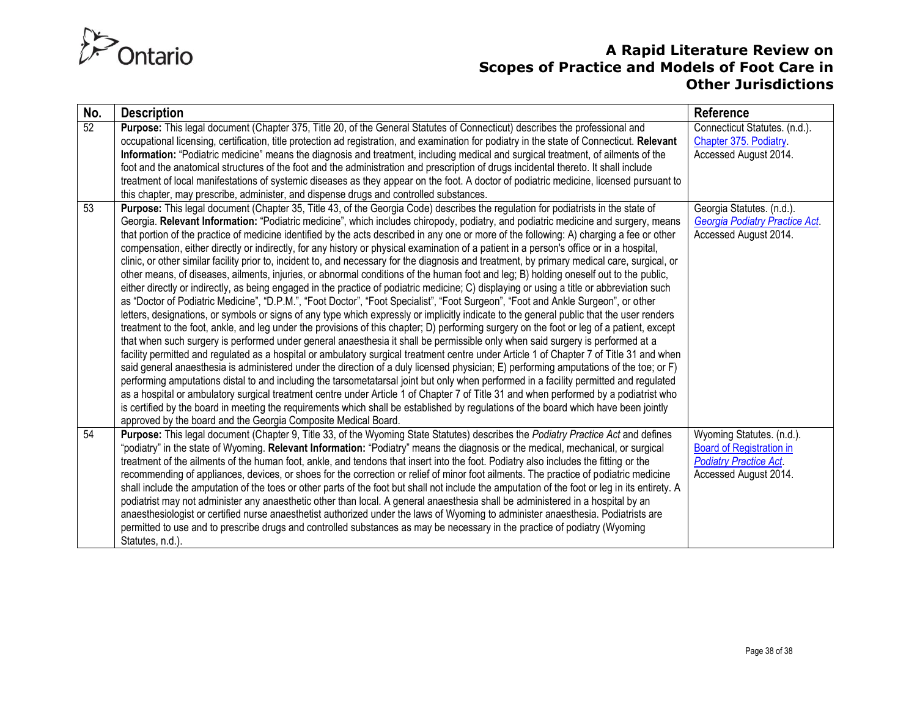| No. | Description | Reference |
|---|---|---|
| 52 | **Purpose:** This legal document (Chapter 375, Title 20, of the General Statutes of Connecticut) describes the professional and occupational licensing, certification, title protection ad registration, and examination for podiatry in the state of Connecticut. **Relevant Information:** "Podiatric medicine" means the diagnosis and treatment, including medical and surgical treatment, of ailments of the foot and the anatomical structures of the foot and the administration and prescription of drugs incidental thereto. It shall include treatment of local manifestations of systemic diseases as they appear on the foot. A doctor of podiatric medicine, licensed pursuant to this chapter, may prescribe, administer, and dispense drugs and controlled substances. | Connecticut Statutes. (n.d.). Chapter 375. Podiatry. Accessed August 2014. |
| 53 | **Purpose:** This legal document (Chapter 35, Title 43, of the Georgia Code) describes the regulation for podiatrists in the state of Georgia. **Relevant Information:** "Podiatric medicine", which includes chiropody, podiatry, and podiatric medicine and surgery, means that portion of the practice of medicine identified by the acts described in any one or more of the following: A) charging a fee or other compensation, either directly or indirectly, for any history or physical examination of a patient in a person's office or in a hospital, clinic, or other similar facility prior to, incident to, and necessary for the diagnosis and treatment, by primary medical care, surgical, or other means, of diseases, ailments, injuries, or abnormal conditions of the human foot and leg; B) holding oneself out to the public, either directly or indirectly, as being engaged in the practice of podiatric medicine; C) displaying or using a title or abbreviation such as "Doctor of Podiatric Medicine", "D.P.M.", "Foot Doctor", "Foot Specialist", "Foot Surgeon", "Foot and Ankle Surgeon", or other letters, designations, or symbols or signs of any type which expressly or implicitly indicate to the general public that the user renders treatment to the foot, ankle, and leg under the provisions of this chapter; D) performing surgery on the foot or leg of a patient, except that when such surgery is performed under general anaesthesia it shall be permissible only when said surgery is performed at a facility permitted and regulated as a hospital or ambulatory surgical treatment centre under Article 1 of Chapter 7 of Title 31 and when said general anaesthesia is administered under the direction of a duly licensed physician; E) performing amputations of the toe; or F) performing amputations distal to and including the tarsometatarsal joint but only when performed in a facility permitted and regulated as a hospital or ambulatory surgical treatment centre under Article 1 of Chapter 7 of Title 31 and when performed by a podiatrist who is certified by the board in meeting the requirements which shall be established by regulations of the board which have been jointly approved by the board and the Georgia Composite Medical Board. | Georgia Statutes. (n.d.). *Georgia Podiatry Practice Act*. Accessed August 2014. |
| 54 | **Purpose:** This legal document (Chapter 9, Title 33, of the Wyoming State Statutes) describes the *Podiatry Practice Act* and defines "podiatry" in the state of Wyoming. **Relevant Information:** "Podiatry" means the diagnosis or the medical, mechanical, or surgical treatment of the ailments of the human foot, ankle, and tendons that insert into the foot. Podiatry also includes the fitting or the recommending of appliances, devices, or shoes for the correction or relief of minor foot ailments. The practice of podiatric medicine shall include the amputation of the toes or other parts of the foot but shall not include the amputation of the foot or leg in its entirety. A podiatrist may not administer any anaesthetic other than local. A general anaesthesia shall be administered in a hospital by an anaesthesiologist or certified nurse anaesthetist authorized under the laws of Wyoming to administer anaesthesia. Podiatrists are permitted to use and to prescribe drugs and controlled substances as may be necessary in the practice of podiatry (Wyoming Statutes, n.d.). | Wyoming Statutes. (n.d.). Board of Registration in *Podiatry Practice Act*. Accessed August 2014. |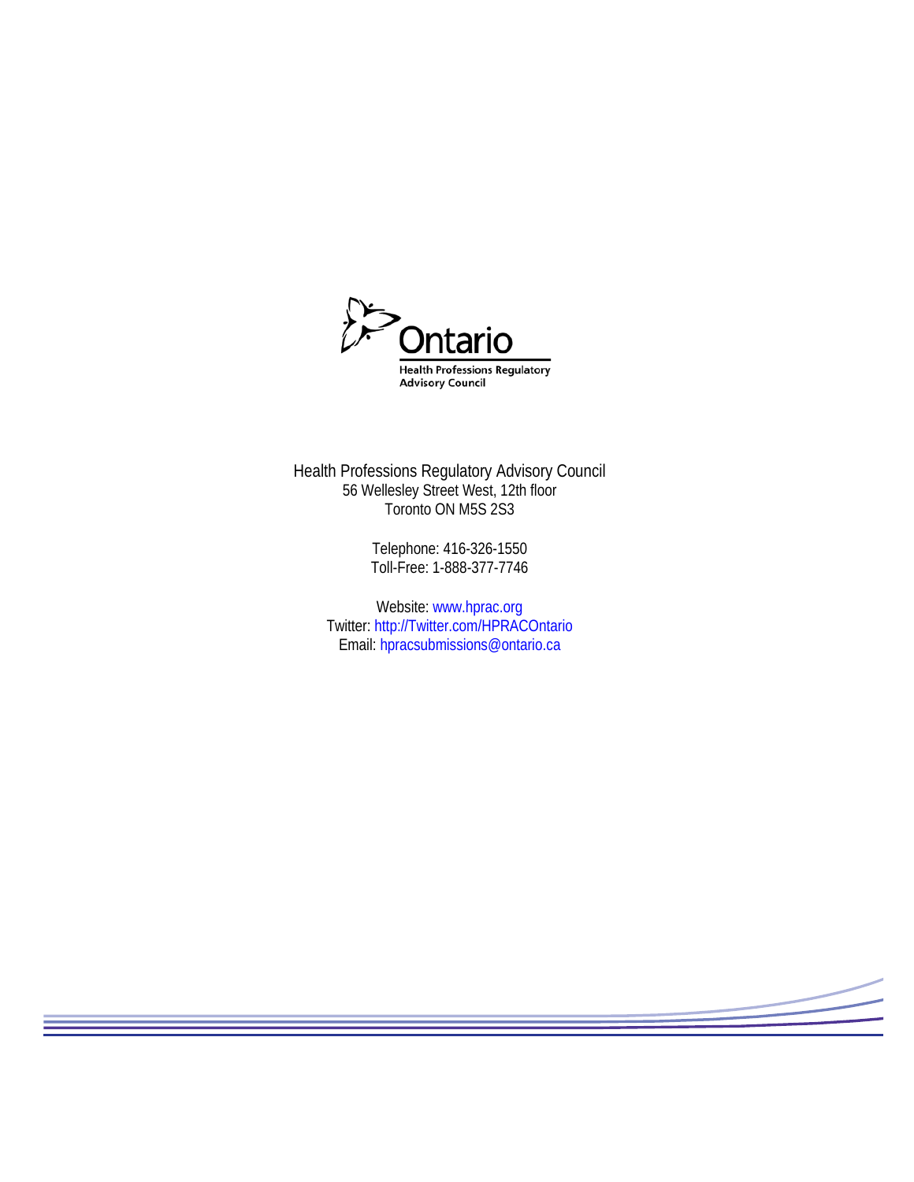Ontario

Health Professions Regulatory Advisory Council

Health Professions Regulatory Advisory Council
56 Wellesley Street West, 12th floor
Toronto ON M5S 2S3

Telephone: 416-326-1550
Toll-Free: 1-888-377-7746

Website: www.hprac.org
Twitter: http://Twitter.com/HPRACOntario
Email: hpracsubmissions@ontario.ca